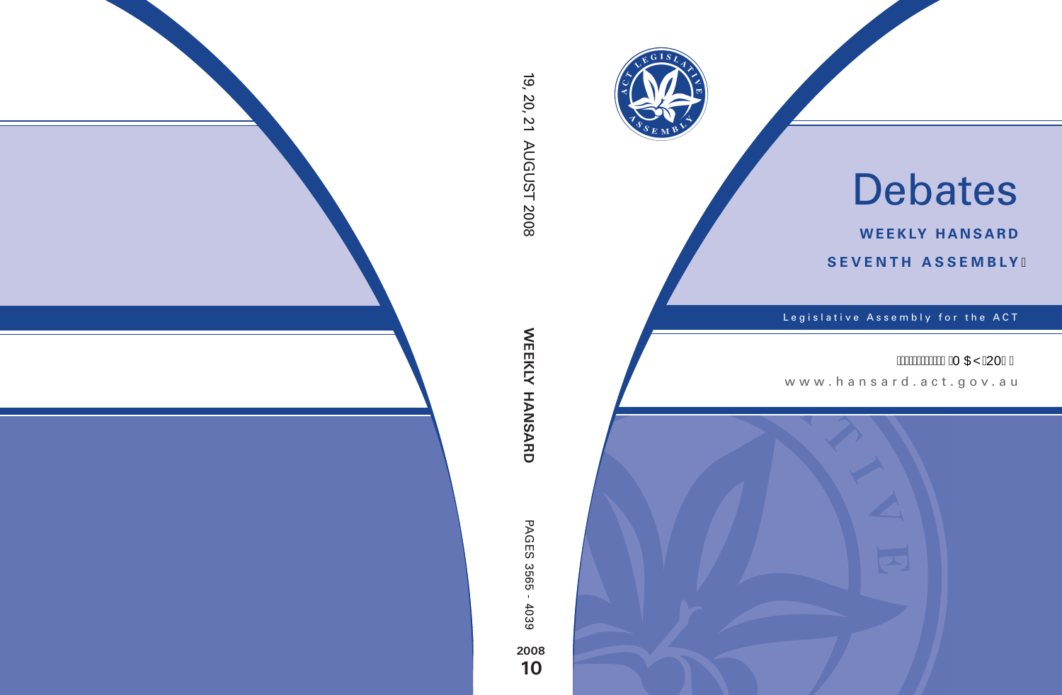19, 20, 21 AUGUST 2008

WEEKLY HANSARD

PAGES 3565 - 4039

2008
10

# Debates

**WEEKLY HANSARD**

**SEVENTH ASSEMBLY**

Legislative Assembly for the ACT

0 $<20

www.hansard.act.gov.au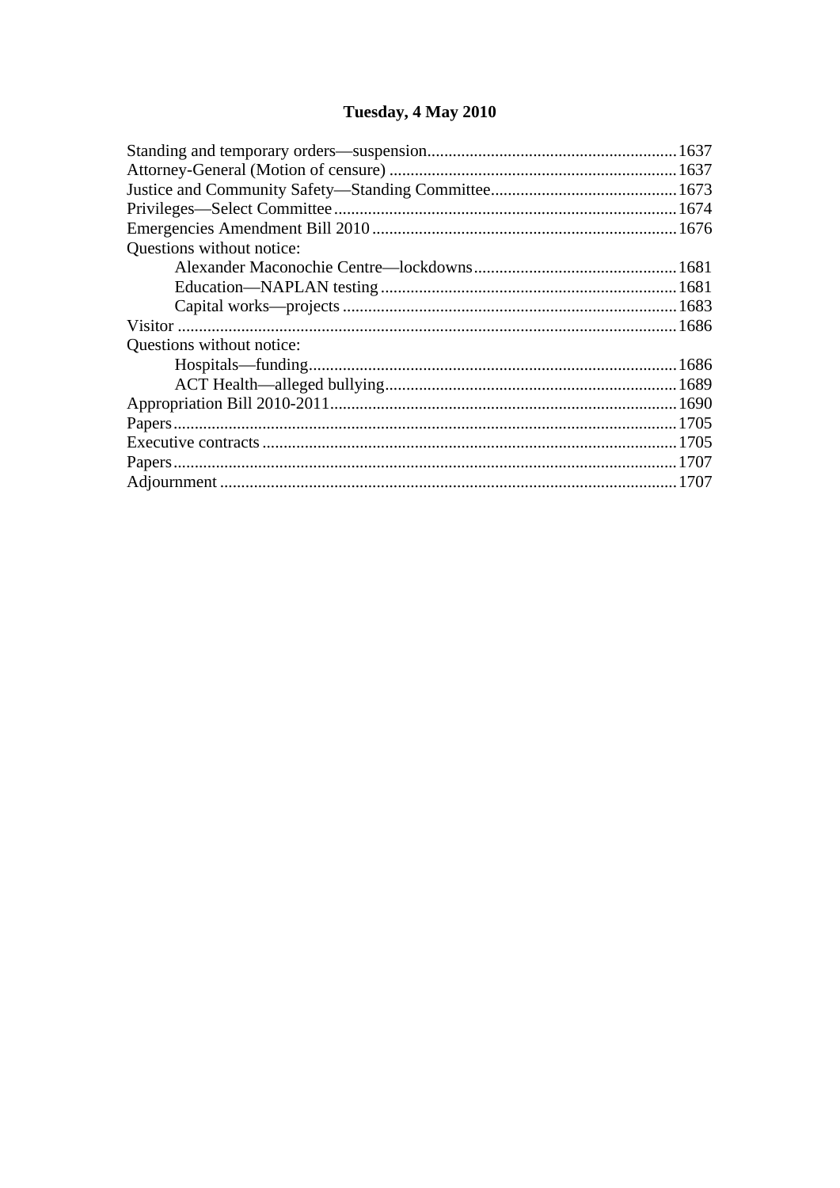## Tuesday, 4 May 2010

Standing and temporary orders—suspension ........ 1637
Attorney-General (Motion of censure) ........ 1637
Justice and Community Safety—Standing Committee ........ 1673
Privileges—Select Committee ........ 1674
Emergencies Amendment Bill 2010 ........ 1676
Questions without notice:
- Alexander Maconochie Centre—lockdowns ........ 1681
- Education—NAPLAN testing ........ 1681
- Capital works—projects ........ 1683

Visitor ........ 1686
Questions without notice:
- Hospitals—funding ........ 1686
- ACT Health—alleged bullying ........ 1689

Appropriation Bill 2010-2011 ........ 1690
Papers ........ 1705
Executive contracts ........ 1705
Papers ........ 1707
Adjournment ........ 1707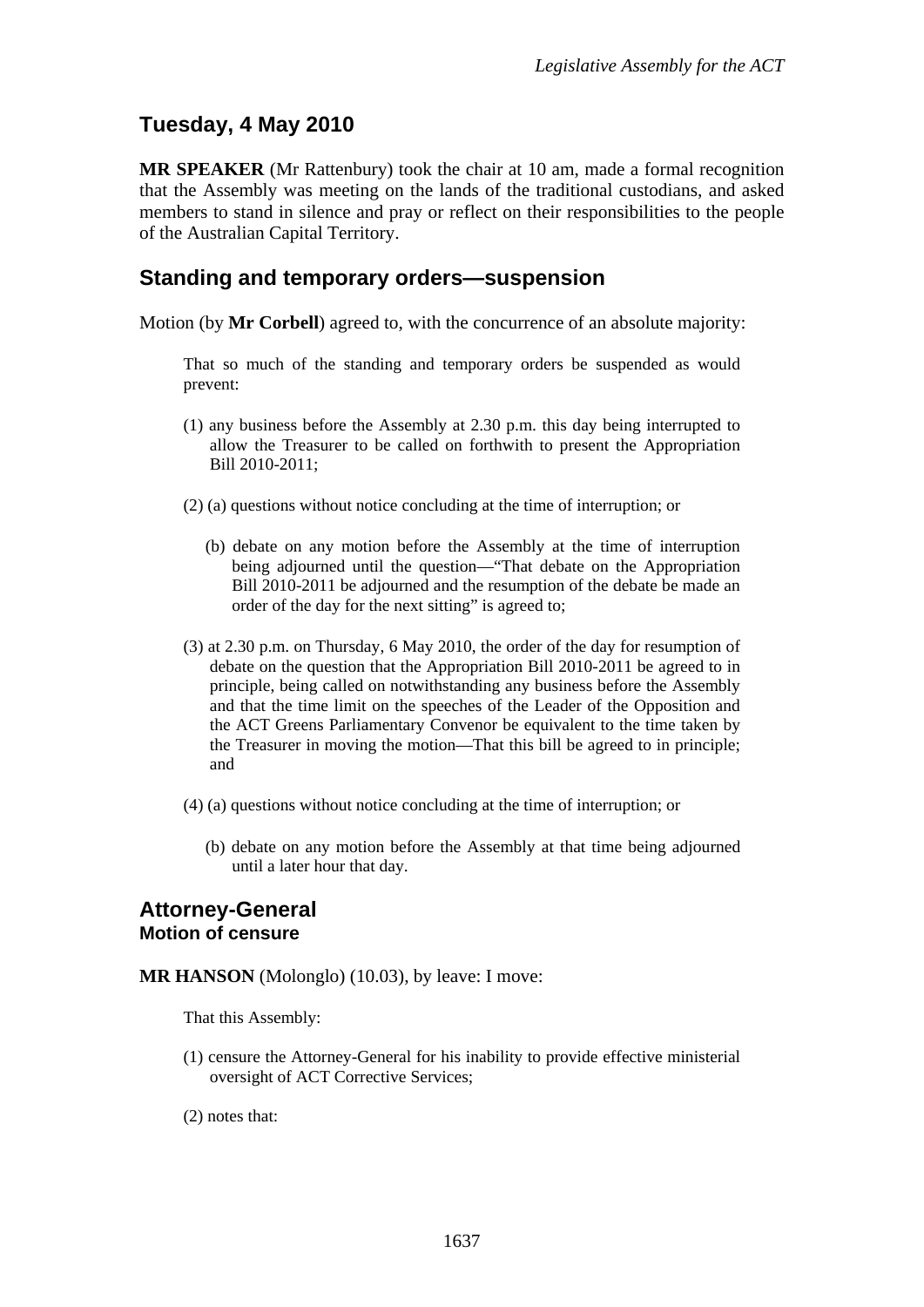## Tuesday, 4 May 2010

**MR SPEAKER** (Mr Rattenbury) took the chair at 10 am, made a formal recognition that the Assembly was meeting on the lands of the traditional custodians, and asked members to stand in silence and pray or reflect on their responsibilities to the people of the Australian Capital Territory.

## Standing and temporary orders—suspension

Motion (by **Mr Corbell**) agreed to, with the concurrence of an absolute majority:

> That so much of the standing and temporary orders be suspended as would prevent:
>
> (1) any business before the Assembly at 2.30 p.m. this day being interrupted to allow the Treasurer to be called on forthwith to present the Appropriation Bill 2010-2011;
>
> (2) (a) questions without notice concluding at the time of interruption; or
>
> (b) debate on any motion before the Assembly at the time of interruption being adjourned until the question—"That debate on the Appropriation Bill 2010-2011 be adjourned and the resumption of the debate be made an order of the day for the next sitting" is agreed to;
>
> (3) at 2.30 p.m. on Thursday, 6 May 2010, the order of the day for resumption of debate on the question that the Appropriation Bill 2010-2011 be agreed to in principle, being called on notwithstanding any business before the Assembly and that the time limit on the speeches of the Leader of the Opposition and the ACT Greens Parliamentary Convenor be equivalent to the time taken by the Treasurer in moving the motion—That this bill be agreed to in principle; and
>
> (4) (a) questions without notice concluding at the time of interruption; or
>
> (b) debate on any motion before the Assembly at that time being adjourned until a later hour that day.

## Attorney-General
### Motion of censure

**MR HANSON** (Molonglo) (10.03), by leave: I move:

> That this Assembly:
>
> (1) censure the Attorney-General for his inability to provide effective ministerial oversight of ACT Corrective Services;
>
> (2) notes that: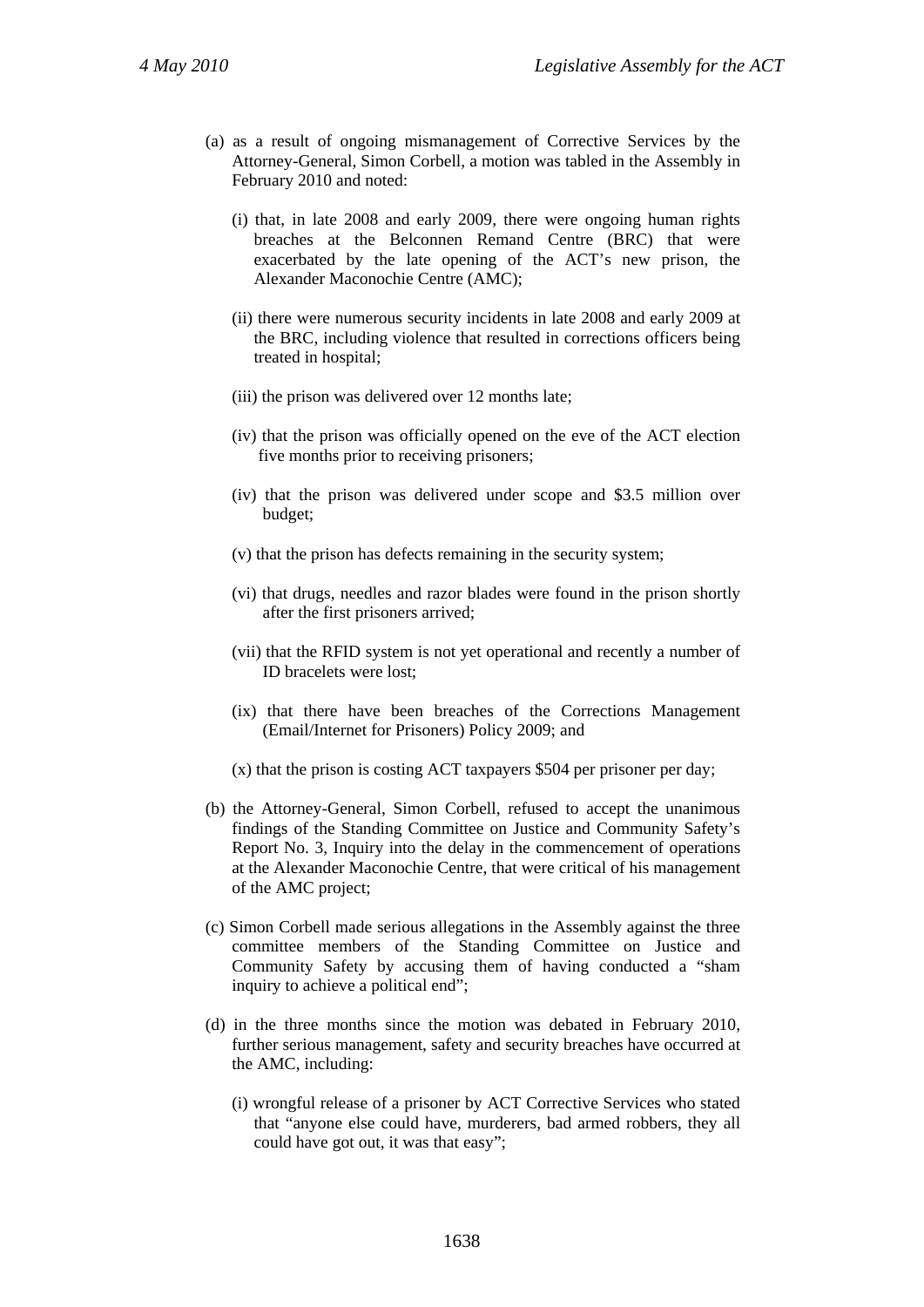(a) as a result of ongoing mismanagement of Corrective Services by the Attorney-General, Simon Corbell, a motion was tabled in the Assembly in February 2010 and noted:

   (i) that, in late 2008 and early 2009, there were ongoing human rights breaches at the Belconnen Remand Centre (BRC) that were exacerbated by the late opening of the ACT's new prison, the Alexander Maconochie Centre (AMC);

   (ii) there were numerous security incidents in late 2008 and early 2009 at the BRC, including violence that resulted in corrections officers being treated in hospital;

   (iii) the prison was delivered over 12 months late;

   (iv) that the prison was officially opened on the eve of the ACT election five months prior to receiving prisoners;

   (iv) that the prison was delivered under scope and $3.5 million over budget;

   (v) that the prison has defects remaining in the security system;

   (vi) that drugs, needles and razor blades were found in the prison shortly after the first prisoners arrived;

   (vii) that the RFID system is not yet operational and recently a number of ID bracelets were lost;

   (ix) that there have been breaches of the Corrections Management (Email/Internet for Prisoners) Policy 2009; and

   (x) that the prison is costing ACT taxpayers $504 per prisoner per day;

(b) the Attorney-General, Simon Corbell, refused to accept the unanimous findings of the Standing Committee on Justice and Community Safety's Report No. 3, Inquiry into the delay in the commencement of operations at the Alexander Maconochie Centre, that were critical of his management of the AMC project;

(c) Simon Corbell made serious allegations in the Assembly against the three committee members of the Standing Committee on Justice and Community Safety by accusing them of having conducted a "sham inquiry to achieve a political end";

(d) in the three months since the motion was debated in February 2010, further serious management, safety and security breaches have occurred at the AMC, including:

   (i) wrongful release of a prisoner by ACT Corrective Services who stated that "anyone else could have, murderers, bad armed robbers, they all could have got out, it was that easy";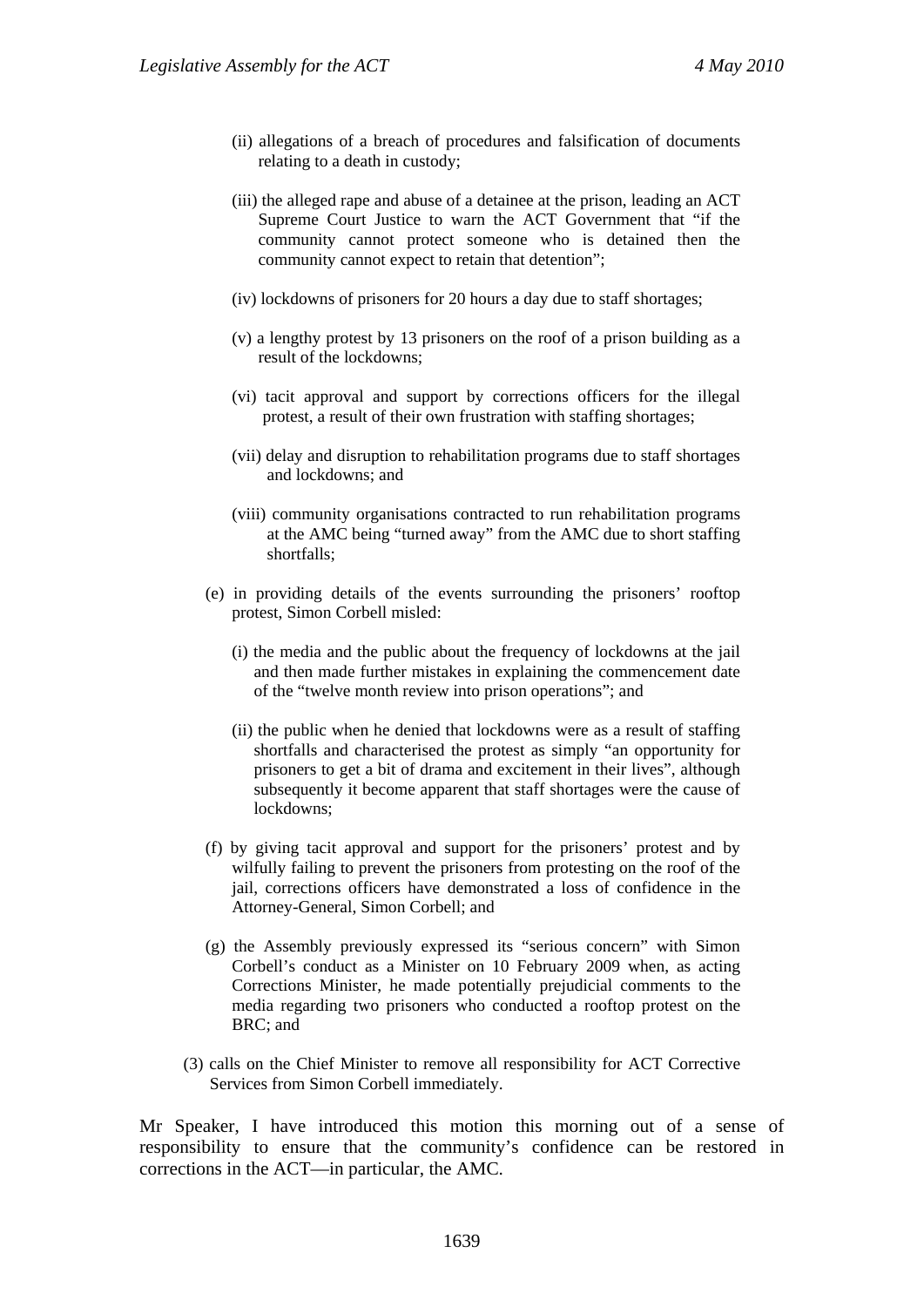(ii) allegations of a breach of procedures and falsification of documents relating to a death in custody;

(iii) the alleged rape and abuse of a detainee at the prison, leading an ACT Supreme Court Justice to warn the ACT Government that "if the community cannot protect someone who is detained then the community cannot expect to retain that detention";

(iv) lockdowns of prisoners for 20 hours a day due to staff shortages;

(v) a lengthy protest by 13 prisoners on the roof of a prison building as a result of the lockdowns;

(vi) tacit approval and support by corrections officers for the illegal protest, a result of their own frustration with staffing shortages;

(vii) delay and disruption to rehabilitation programs due to staff shortages and lockdowns; and

(viii) community organisations contracted to run rehabilitation programs at the AMC being "turned away" from the AMC due to short staffing shortfalls;

(e) in providing details of the events surrounding the prisoners' rooftop protest, Simon Corbell misled:

(i) the media and the public about the frequency of lockdowns at the jail and then made further mistakes in explaining the commencement date of the "twelve month review into prison operations"; and

(ii) the public when he denied that lockdowns were as a result of staffing shortfalls and characterised the protest as simply "an opportunity for prisoners to get a bit of drama and excitement in their lives", although subsequently it become apparent that staff shortages were the cause of lockdowns;

(f) by giving tacit approval and support for the prisoners' protest and by wilfully failing to prevent the prisoners from protesting on the roof of the jail, corrections officers have demonstrated a loss of confidence in the Attorney-General, Simon Corbell; and

(g) the Assembly previously expressed its "serious concern" with Simon Corbell's conduct as a Minister on 10 February 2009 when, as acting Corrections Minister, he made potentially prejudicial comments to the media regarding two prisoners who conducted a rooftop protest on the BRC; and

(3) calls on the Chief Minister to remove all responsibility for ACT Corrective Services from Simon Corbell immediately.

Mr Speaker, I have introduced this motion this morning out of a sense of responsibility to ensure that the community's confidence can be restored in corrections in the ACT—in particular, the AMC.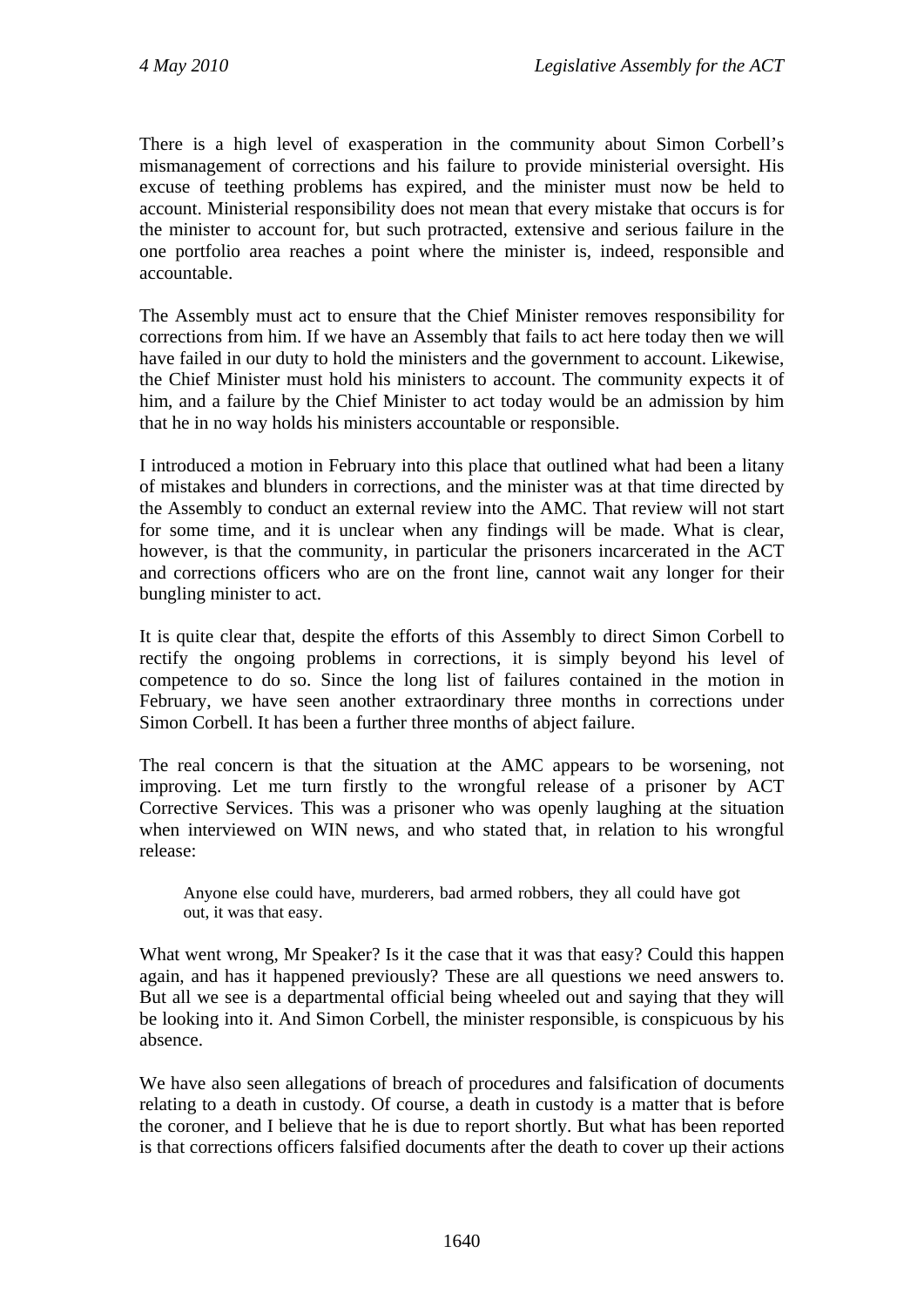There is a high level of exasperation in the community about Simon Corbell's mismanagement of corrections and his failure to provide ministerial oversight. His excuse of teething problems has expired, and the minister must now be held to account. Ministerial responsibility does not mean that every mistake that occurs is for the minister to account for, but such protracted, extensive and serious failure in the one portfolio area reaches a point where the minister is, indeed, responsible and accountable.

The Assembly must act to ensure that the Chief Minister removes responsibility for corrections from him. If we have an Assembly that fails to act here today then we will have failed in our duty to hold the ministers and the government to account. Likewise, the Chief Minister must hold his ministers to account. The community expects it of him, and a failure by the Chief Minister to act today would be an admission by him that he in no way holds his ministers accountable or responsible.

I introduced a motion in February into this place that outlined what had been a litany of mistakes and blunders in corrections, and the minister was at that time directed by the Assembly to conduct an external review into the AMC. That review will not start for some time, and it is unclear when any findings will be made. What is clear, however, is that the community, in particular the prisoners incarcerated in the ACT and corrections officers who are on the front line, cannot wait any longer for their bungling minister to act.

It is quite clear that, despite the efforts of this Assembly to direct Simon Corbell to rectify the ongoing problems in corrections, it is simply beyond his level of competence to do so. Since the long list of failures contained in the motion in February, we have seen another extraordinary three months in corrections under Simon Corbell. It has been a further three months of abject failure.

The real concern is that the situation at the AMC appears to be worsening, not improving. Let me turn firstly to the wrongful release of a prisoner by ACT Corrective Services. This was a prisoner who was openly laughing at the situation when interviewed on WIN news, and who stated that, in relation to his wrongful release:

> Anyone else could have, murderers, bad armed robbers, they all could have got out, it was that easy.

What went wrong, Mr Speaker? Is it the case that it was that easy? Could this happen again, and has it happened previously? These are all questions we need answers to. But all we see is a departmental official being wheeled out and saying that they will be looking into it. And Simon Corbell, the minister responsible, is conspicuous by his absence.

We have also seen allegations of breach of procedures and falsification of documents relating to a death in custody. Of course, a death in custody is a matter that is before the coroner, and I believe that he is due to report shortly. But what has been reported is that corrections officers falsified documents after the death to cover up their actions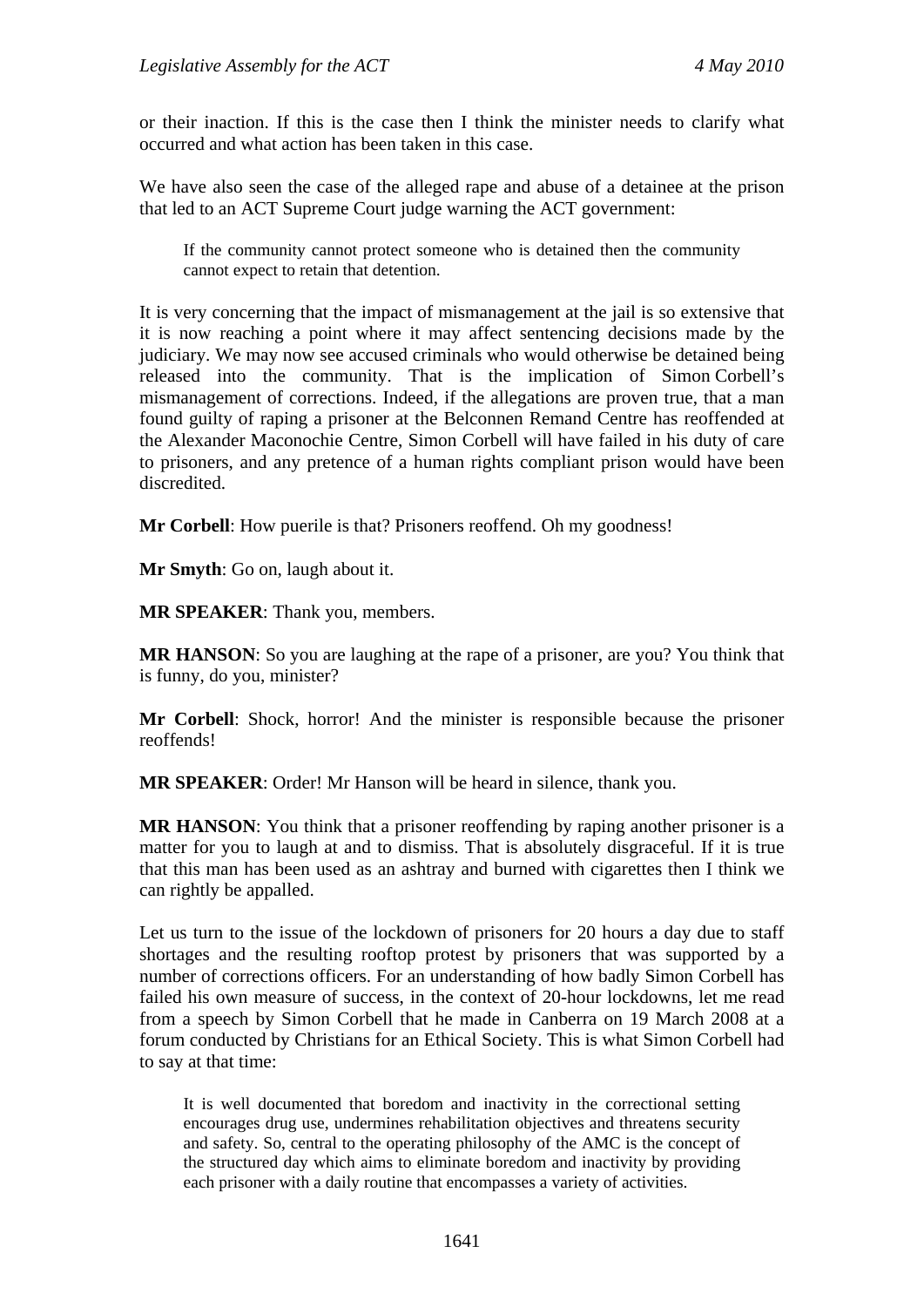or their inaction. If this is the case then I think the minister needs to clarify what occurred and what action has been taken in this case.

We have also seen the case of the alleged rape and abuse of a detainee at the prison that led to an ACT Supreme Court judge warning the ACT government:

> If the community cannot protect someone who is detained then the community cannot expect to retain that detention.

It is very concerning that the impact of mismanagement at the jail is so extensive that it is now reaching a point where it may affect sentencing decisions made by the judiciary. We may now see accused criminals who would otherwise be detained being released into the community. That is the implication of Simon Corbell's mismanagement of corrections. Indeed, if the allegations are proven true, that a man found guilty of raping a prisoner at the Belconnen Remand Centre has reoffended at the Alexander Maconochie Centre, Simon Corbell will have failed in his duty of care to prisoners, and any pretence of a human rights compliant prison would have been discredited.

**Mr Corbell**: How puerile is that? Prisoners reoffend. Oh my goodness!

**Mr Smyth**: Go on, laugh about it.

**MR SPEAKER**: Thank you, members.

**MR HANSON**: So you are laughing at the rape of a prisoner, are you? You think that is funny, do you, minister?

**Mr Corbell**: Shock, horror! And the minister is responsible because the prisoner reoffends!

**MR SPEAKER**: Order! Mr Hanson will be heard in silence, thank you.

**MR HANSON**: You think that a prisoner reoffending by raping another prisoner is a matter for you to laugh at and to dismiss. That is absolutely disgraceful. If it is true that this man has been used as an ashtray and burned with cigarettes then I think we can rightly be appalled.

Let us turn to the issue of the lockdown of prisoners for 20 hours a day due to staff shortages and the resulting rooftop protest by prisoners that was supported by a number of corrections officers. For an understanding of how badly Simon Corbell has failed his own measure of success, in the context of 20-hour lockdowns, let me read from a speech by Simon Corbell that he made in Canberra on 19 March 2008 at a forum conducted by Christians for an Ethical Society. This is what Simon Corbell had to say at that time:

> It is well documented that boredom and inactivity in the correctional setting encourages drug use, undermines rehabilitation objectives and threatens security and safety. So, central to the operating philosophy of the AMC is the concept of the structured day which aims to eliminate boredom and inactivity by providing each prisoner with a daily routine that encompasses a variety of activities.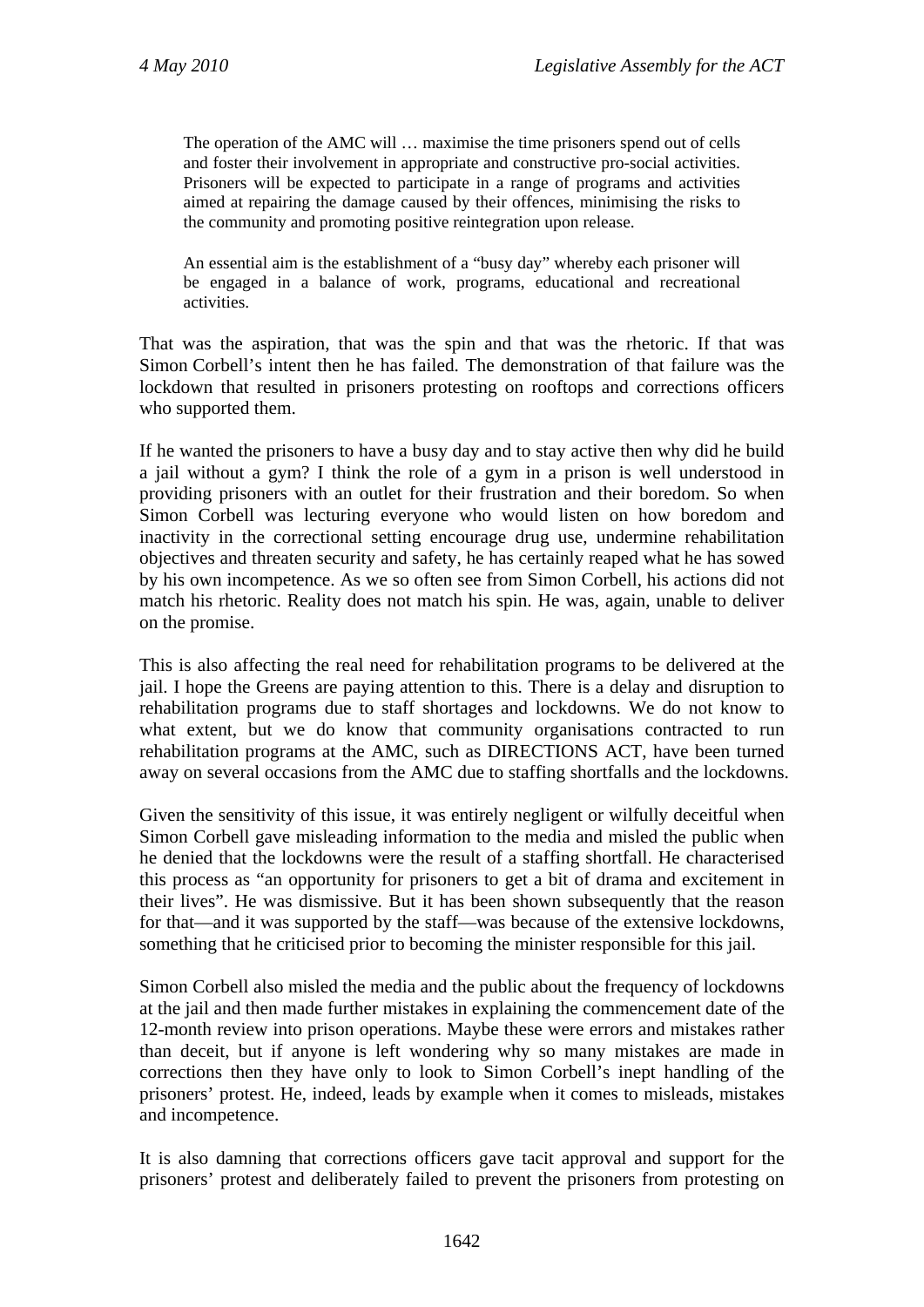> The operation of the AMC will … maximise the time prisoners spend out of cells and foster their involvement in appropriate and constructive pro-social activities. Prisoners will be expected to participate in a range of programs and activities aimed at repairing the damage caused by their offences, minimising the risks to the community and promoting positive reintegration upon release.
>
> An essential aim is the establishment of a "busy day" whereby each prisoner will be engaged in a balance of work, programs, educational and recreational activities.

That was the aspiration, that was the spin and that was the rhetoric. If that was Simon Corbell's intent then he has failed. The demonstration of that failure was the lockdown that resulted in prisoners protesting on rooftops and corrections officers who supported them.

If he wanted the prisoners to have a busy day and to stay active then why did he build a jail without a gym? I think the role of a gym in a prison is well understood in providing prisoners with an outlet for their frustration and their boredom. So when Simon Corbell was lecturing everyone who would listen on how boredom and inactivity in the correctional setting encourage drug use, undermine rehabilitation objectives and threaten security and safety, he has certainly reaped what he has sowed by his own incompetence. As we so often see from Simon Corbell, his actions did not match his rhetoric. Reality does not match his spin. He was, again, unable to deliver on the promise.

This is also affecting the real need for rehabilitation programs to be delivered at the jail. I hope the Greens are paying attention to this. There is a delay and disruption to rehabilitation programs due to staff shortages and lockdowns. We do not know to what extent, but we do know that community organisations contracted to run rehabilitation programs at the AMC, such as DIRECTIONS ACT, have been turned away on several occasions from the AMC due to staffing shortfalls and the lockdowns.

Given the sensitivity of this issue, it was entirely negligent or wilfully deceitful when Simon Corbell gave misleading information to the media and misled the public when he denied that the lockdowns were the result of a staffing shortfall. He characterised this process as "an opportunity for prisoners to get a bit of drama and excitement in their lives". He was dismissive. But it has been shown subsequently that the reason for that—and it was supported by the staff—was because of the extensive lockdowns, something that he criticised prior to becoming the minister responsible for this jail.

Simon Corbell also misled the media and the public about the frequency of lockdowns at the jail and then made further mistakes in explaining the commencement date of the 12-month review into prison operations. Maybe these were errors and mistakes rather than deceit, but if anyone is left wondering why so many mistakes are made in corrections then they have only to look to Simon Corbell's inept handling of the prisoners' protest. He, indeed, leads by example when it comes to misleads, mistakes and incompetence.

It is also damning that corrections officers gave tacit approval and support for the prisoners' protest and deliberately failed to prevent the prisoners from protesting on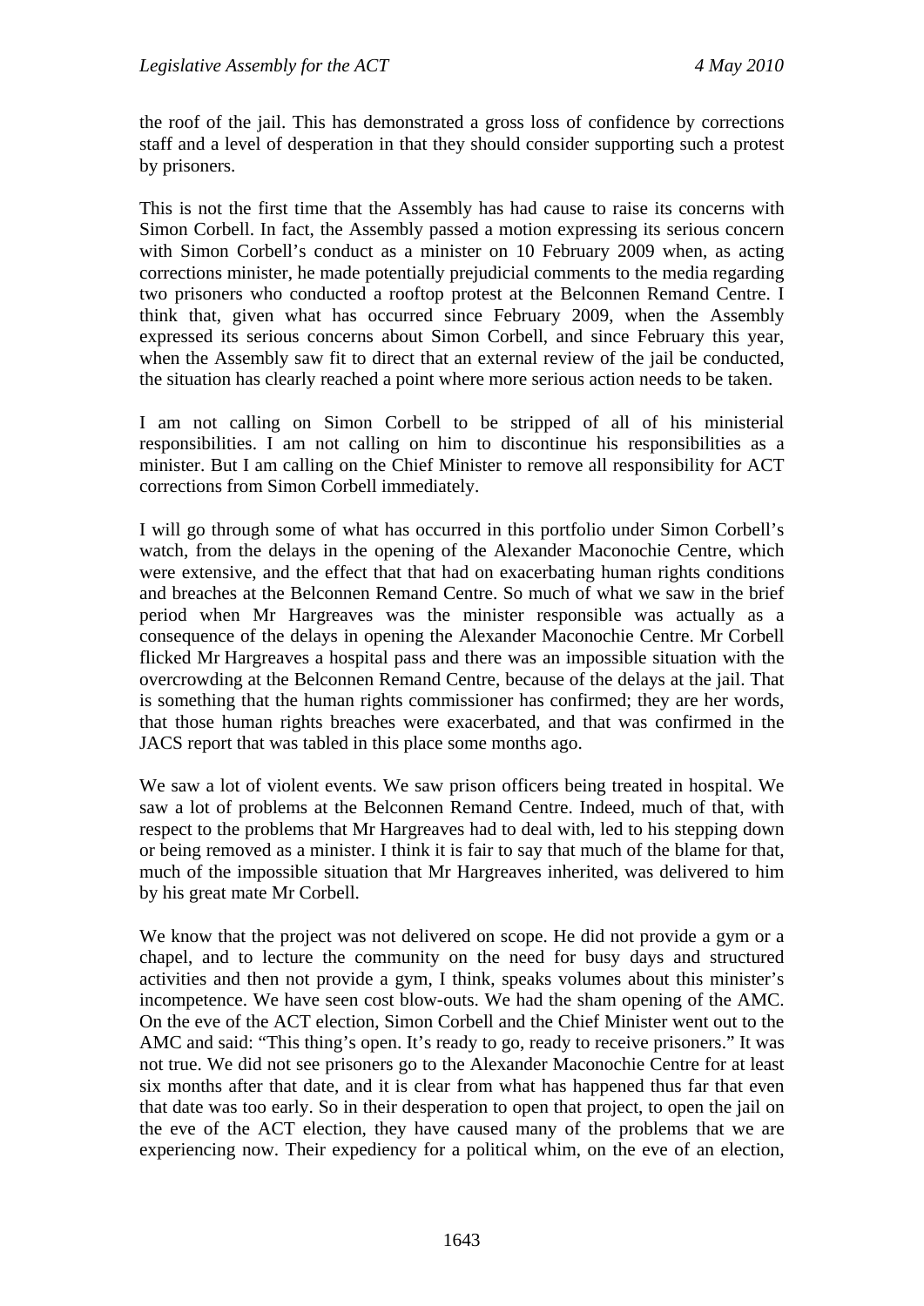the roof of the jail. This has demonstrated a gross loss of confidence by corrections staff and a level of desperation in that they should consider supporting such a protest by prisoners.

This is not the first time that the Assembly has had cause to raise its concerns with Simon Corbell. In fact, the Assembly passed a motion expressing its serious concern with Simon Corbell's conduct as a minister on 10 February 2009 when, as acting corrections minister, he made potentially prejudicial comments to the media regarding two prisoners who conducted a rooftop protest at the Belconnen Remand Centre. I think that, given what has occurred since February 2009, when the Assembly expressed its serious concerns about Simon Corbell, and since February this year, when the Assembly saw fit to direct that an external review of the jail be conducted, the situation has clearly reached a point where more serious action needs to be taken.

I am not calling on Simon Corbell to be stripped of all of his ministerial responsibilities. I am not calling on him to discontinue his responsibilities as a minister. But I am calling on the Chief Minister to remove all responsibility for ACT corrections from Simon Corbell immediately.

I will go through some of what has occurred in this portfolio under Simon Corbell's watch, from the delays in the opening of the Alexander Maconochie Centre, which were extensive, and the effect that that had on exacerbating human rights conditions and breaches at the Belconnen Remand Centre. So much of what we saw in the brief period when Mr Hargreaves was the minister responsible was actually as a consequence of the delays in opening the Alexander Maconochie Centre. Mr Corbell flicked Mr Hargreaves a hospital pass and there was an impossible situation with the overcrowding at the Belconnen Remand Centre, because of the delays at the jail. That is something that the human rights commissioner has confirmed; they are her words, that those human rights breaches were exacerbated, and that was confirmed in the JACS report that was tabled in this place some months ago.

We saw a lot of violent events. We saw prison officers being treated in hospital. We saw a lot of problems at the Belconnen Remand Centre. Indeed, much of that, with respect to the problems that Mr Hargreaves had to deal with, led to his stepping down or being removed as a minister. I think it is fair to say that much of the blame for that, much of the impossible situation that Mr Hargreaves inherited, was delivered to him by his great mate Mr Corbell.

We know that the project was not delivered on scope. He did not provide a gym or a chapel, and to lecture the community on the need for busy days and structured activities and then not provide a gym, I think, speaks volumes about this minister's incompetence. We have seen cost blow-outs. We had the sham opening of the AMC. On the eve of the ACT election, Simon Corbell and the Chief Minister went out to the AMC and said: "This thing's open. It's ready to go, ready to receive prisoners." It was not true. We did not see prisoners go to the Alexander Maconochie Centre for at least six months after that date, and it is clear from what has happened thus far that even that date was too early. So in their desperation to open that project, to open the jail on the eve of the ACT election, they have caused many of the problems that we are experiencing now. Their expediency for a political whim, on the eve of an election,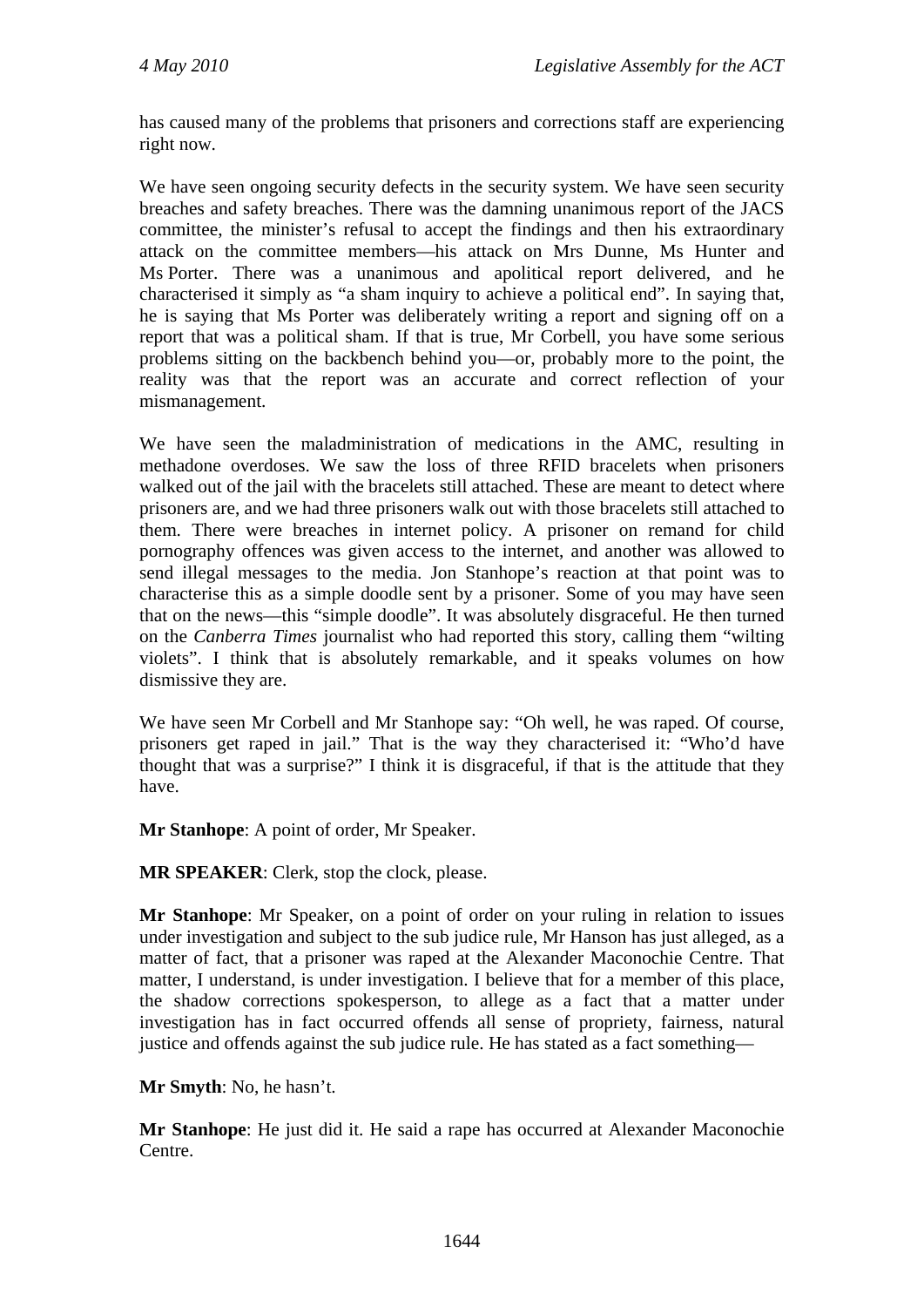has caused many of the problems that prisoners and corrections staff are experiencing right now.

We have seen ongoing security defects in the security system. We have seen security breaches and safety breaches. There was the damning unanimous report of the JACS committee, the minister's refusal to accept the findings and then his extraordinary attack on the committee members—his attack on Mrs Dunne, Ms Hunter and Ms Porter. There was a unanimous and apolitical report delivered, and he characterised it simply as "a sham inquiry to achieve a political end". In saying that, he is saying that Ms Porter was deliberately writing a report and signing off on a report that was a political sham. If that is true, Mr Corbell, you have some serious problems sitting on the backbench behind you—or, probably more to the point, the reality was that the report was an accurate and correct reflection of your mismanagement.

We have seen the maladministration of medications in the AMC, resulting in methadone overdoses. We saw the loss of three RFID bracelets when prisoners walked out of the jail with the bracelets still attached. These are meant to detect where prisoners are, and we had three prisoners walk out with those bracelets still attached to them. There were breaches in internet policy. A prisoner on remand for child pornography offences was given access to the internet, and another was allowed to send illegal messages to the media. Jon Stanhope's reaction at that point was to characterise this as a simple doodle sent by a prisoner. Some of you may have seen that on the news—this "simple doodle". It was absolutely disgraceful. He then turned on the *Canberra Times* journalist who had reported this story, calling them "wilting violets". I think that is absolutely remarkable, and it speaks volumes on how dismissive they are.

We have seen Mr Corbell and Mr Stanhope say: "Oh well, he was raped. Of course, prisoners get raped in jail." That is the way they characterised it: "Who'd have thought that was a surprise?" I think it is disgraceful, if that is the attitude that they have.

**Mr Stanhope**: A point of order, Mr Speaker.

**MR SPEAKER**: Clerk, stop the clock, please.

**Mr Stanhope**: Mr Speaker, on a point of order on your ruling in relation to issues under investigation and subject to the sub judice rule, Mr Hanson has just alleged, as a matter of fact, that a prisoner was raped at the Alexander Maconochie Centre. That matter, I understand, is under investigation. I believe that for a member of this place, the shadow corrections spokesperson, to allege as a fact that a matter under investigation has in fact occurred offends all sense of propriety, fairness, natural justice and offends against the sub judice rule. He has stated as a fact something—

**Mr Smyth**: No, he hasn't.

**Mr Stanhope**: He just did it. He said a rape has occurred at Alexander Maconochie Centre.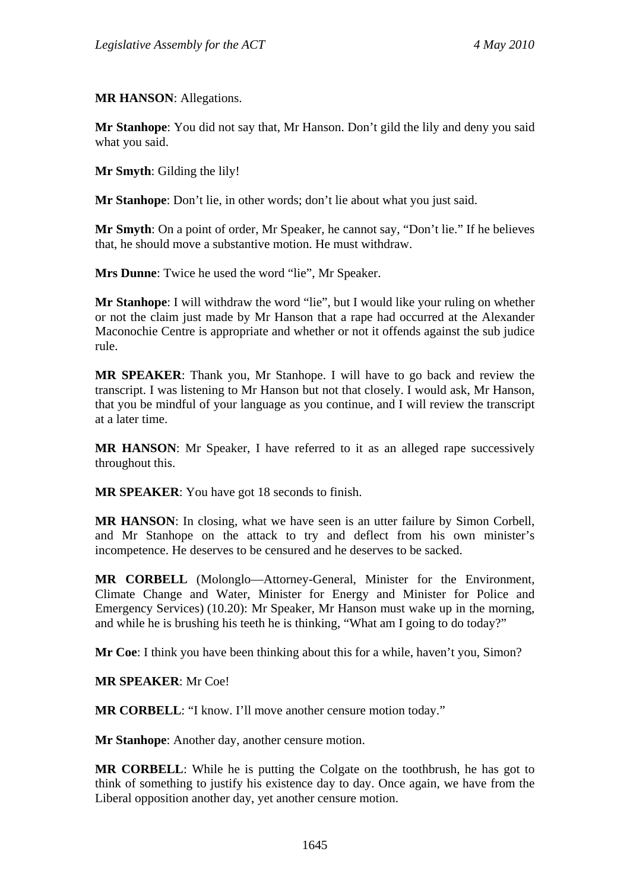**MR HANSON**: Allegations.

**Mr Stanhope**: You did not say that, Mr Hanson. Don’t gild the lily and deny you said what you said.

**Mr Smyth**: Gilding the lily!

**Mr Stanhope**: Don’t lie, in other words; don’t lie about what you just said.

**Mr Smyth**: On a point of order, Mr Speaker, he cannot say, “Don’t lie.” If he believes that, he should move a substantive motion. He must withdraw.

**Mrs Dunne**: Twice he used the word “lie”, Mr Speaker.

**Mr Stanhope**: I will withdraw the word “lie”, but I would like your ruling on whether or not the claim just made by Mr Hanson that a rape had occurred at the Alexander Maconochie Centre is appropriate and whether or not it offends against the sub judice rule.

**MR SPEAKER**: Thank you, Mr Stanhope. I will have to go back and review the transcript. I was listening to Mr Hanson but not that closely. I would ask, Mr Hanson, that you be mindful of your language as you continue, and I will review the transcript at a later time.

**MR HANSON**: Mr Speaker, I have referred to it as an alleged rape successively throughout this.

**MR SPEAKER**: You have got 18 seconds to finish.

**MR HANSON**: In closing, what we have seen is an utter failure by Simon Corbell, and Mr Stanhope on the attack to try and deflect from his own minister’s incompetence. He deserves to be censured and he deserves to be sacked.

**MR CORBELL** (Molonglo—Attorney-General, Minister for the Environment, Climate Change and Water, Minister for Energy and Minister for Police and Emergency Services) (10.20): Mr Speaker, Mr Hanson must wake up in the morning, and while he is brushing his teeth he is thinking, “What am I going to do today?”

**Mr Coe**: I think you have been thinking about this for a while, haven’t you, Simon?

**MR SPEAKER**: Mr Coe!

**MR CORBELL**: “I know. I’ll move another censure motion today.”

**Mr Stanhope**: Another day, another censure motion.

**MR CORBELL**: While he is putting the Colgate on the toothbrush, he has got to think of something to justify his existence day to day. Once again, we have from the Liberal opposition another day, yet another censure motion.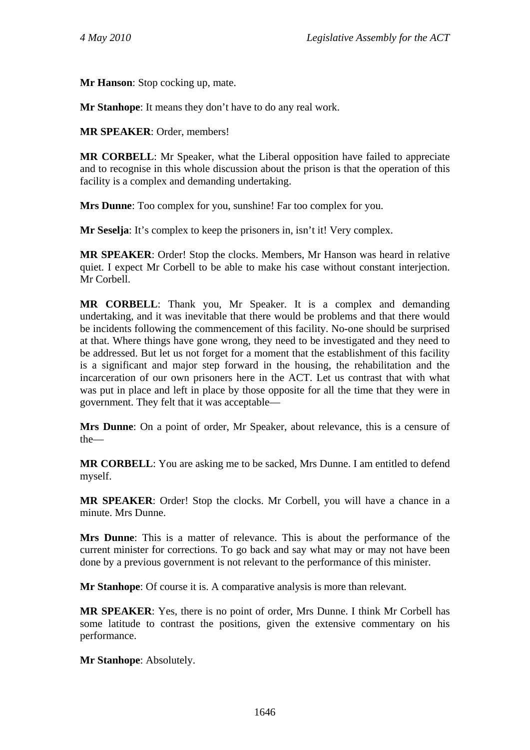**Mr Hanson**: Stop cocking up, mate.

**Mr Stanhope**: It means they don't have to do any real work.

**MR SPEAKER**: Order, members!

**MR CORBELL**: Mr Speaker, what the Liberal opposition have failed to appreciate and to recognise in this whole discussion about the prison is that the operation of this facility is a complex and demanding undertaking.

**Mrs Dunne**: Too complex for you, sunshine! Far too complex for you.

**Mr Seselja**: It's complex to keep the prisoners in, isn't it! Very complex.

**MR SPEAKER**: Order! Stop the clocks. Members, Mr Hanson was heard in relative quiet. I expect Mr Corbell to be able to make his case without constant interjection. Mr Corbell.

**MR CORBELL**: Thank you, Mr Speaker. It is a complex and demanding undertaking, and it was inevitable that there would be problems and that there would be incidents following the commencement of this facility. No-one should be surprised at that. Where things have gone wrong, they need to be investigated and they need to be addressed. But let us not forget for a moment that the establishment of this facility is a significant and major step forward in the housing, the rehabilitation and the incarceration of our own prisoners here in the ACT. Let us contrast that with what was put in place and left in place by those opposite for all the time that they were in government. They felt that it was acceptable—

**Mrs Dunne**: On a point of order, Mr Speaker, about relevance, this is a censure of the—

**MR CORBELL**: You are asking me to be sacked, Mrs Dunne. I am entitled to defend myself.

**MR SPEAKER**: Order! Stop the clocks. Mr Corbell, you will have a chance in a minute. Mrs Dunne.

**Mrs Dunne**: This is a matter of relevance. This is about the performance of the current minister for corrections. To go back and say what may or may not have been done by a previous government is not relevant to the performance of this minister.

**Mr Stanhope**: Of course it is. A comparative analysis is more than relevant.

**MR SPEAKER**: Yes, there is no point of order, Mrs Dunne. I think Mr Corbell has some latitude to contrast the positions, given the extensive commentary on his performance.

**Mr Stanhope**: Absolutely.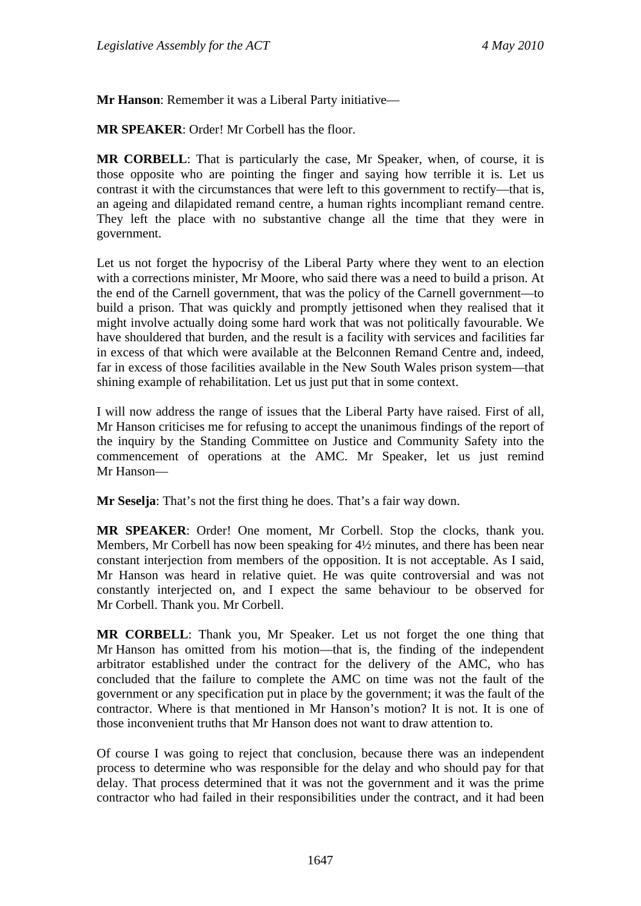**Mr Hanson**: Remember it was a Liberal Party initiative—

**MR SPEAKER**: Order! Mr Corbell has the floor.

**MR CORBELL**: That is particularly the case, Mr Speaker, when, of course, it is those opposite who are pointing the finger and saying how terrible it is. Let us contrast it with the circumstances that were left to this government to rectify—that is, an ageing and dilapidated remand centre, a human rights incompliant remand centre. They left the place with no substantive change all the time that they were in government.

Let us not forget the hypocrisy of the Liberal Party where they went to an election with a corrections minister, Mr Moore, who said there was a need to build a prison. At the end of the Carnell government, that was the policy of the Carnell government—to build a prison. That was quickly and promptly jettisoned when they realised that it might involve actually doing some hard work that was not politically favourable. We have shouldered that burden, and the result is a facility with services and facilities far in excess of that which were available at the Belconnen Remand Centre and, indeed, far in excess of those facilities available in the New South Wales prison system—that shining example of rehabilitation. Let us just put that in some context.

I will now address the range of issues that the Liberal Party have raised. First of all, Mr Hanson criticises me for refusing to accept the unanimous findings of the report of the inquiry by the Standing Committee on Justice and Community Safety into the commencement of operations at the AMC. Mr Speaker, let us just remind Mr Hanson—

**Mr Seselja**: That's not the first thing he does. That's a fair way down.

**MR SPEAKER**: Order! One moment, Mr Corbell. Stop the clocks, thank you. Members, Mr Corbell has now been speaking for 4½ minutes, and there has been near constant interjection from members of the opposition. It is not acceptable. As I said, Mr Hanson was heard in relative quiet. He was quite controversial and was not constantly interjected on, and I expect the same behaviour to be observed for Mr Corbell. Thank you. Mr Corbell.

**MR CORBELL**: Thank you, Mr Speaker. Let us not forget the one thing that Mr Hanson has omitted from his motion—that is, the finding of the independent arbitrator established under the contract for the delivery of the AMC, who has concluded that the failure to complete the AMC on time was not the fault of the government or any specification put in place by the government; it was the fault of the contractor. Where is that mentioned in Mr Hanson's motion? It is not. It is one of those inconvenient truths that Mr Hanson does not want to draw attention to.

Of course I was going to reject that conclusion, because there was an independent process to determine who was responsible for the delay and who should pay for that delay. That process determined that it was not the government and it was the prime contractor who had failed in their responsibilities under the contract, and it had been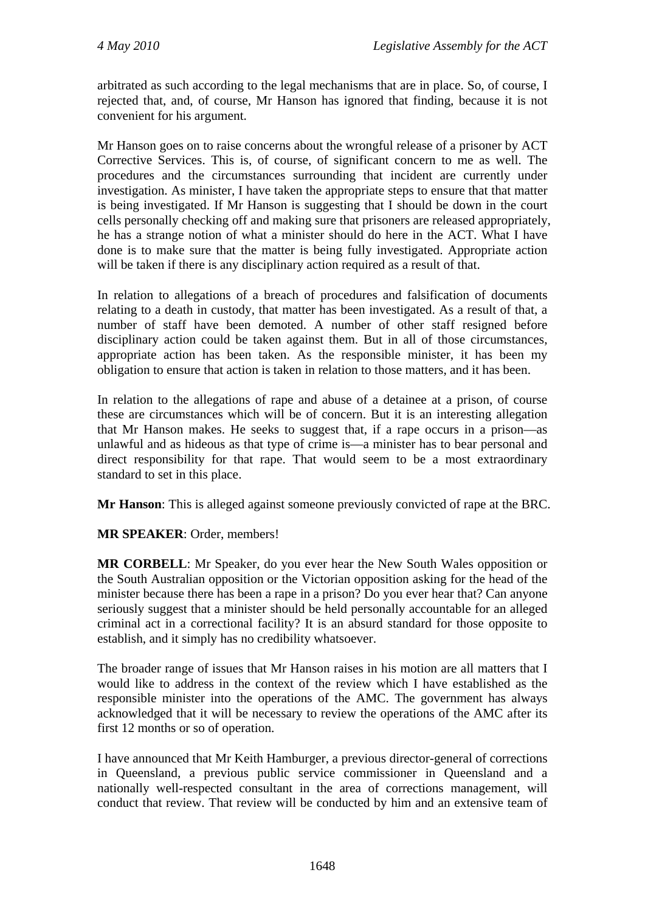arbitrated as such according to the legal mechanisms that are in place. So, of course, I rejected that, and, of course, Mr Hanson has ignored that finding, because it is not convenient for his argument.

Mr Hanson goes on to raise concerns about the wrongful release of a prisoner by ACT Corrective Services. This is, of course, of significant concern to me as well. The procedures and the circumstances surrounding that incident are currently under investigation. As minister, I have taken the appropriate steps to ensure that that matter is being investigated. If Mr Hanson is suggesting that I should be down in the court cells personally checking off and making sure that prisoners are released appropriately, he has a strange notion of what a minister should do here in the ACT. What I have done is to make sure that the matter is being fully investigated. Appropriate action will be taken if there is any disciplinary action required as a result of that.

In relation to allegations of a breach of procedures and falsification of documents relating to a death in custody, that matter has been investigated. As a result of that, a number of staff have been demoted. A number of other staff resigned before disciplinary action could be taken against them. But in all of those circumstances, appropriate action has been taken. As the responsible minister, it has been my obligation to ensure that action is taken in relation to those matters, and it has been.

In relation to the allegations of rape and abuse of a detainee at a prison, of course these are circumstances which will be of concern. But it is an interesting allegation that Mr Hanson makes. He seeks to suggest that, if a rape occurs in a prison—as unlawful and as hideous as that type of crime is—a minister has to bear personal and direct responsibility for that rape. That would seem to be a most extraordinary standard to set in this place.

**Mr Hanson**: This is alleged against someone previously convicted of rape at the BRC.

**MR SPEAKER**: Order, members!

**MR CORBELL**: Mr Speaker, do you ever hear the New South Wales opposition or the South Australian opposition or the Victorian opposition asking for the head of the minister because there has been a rape in a prison? Do you ever hear that? Can anyone seriously suggest that a minister should be held personally accountable for an alleged criminal act in a correctional facility? It is an absurd standard for those opposite to establish, and it simply has no credibility whatsoever.

The broader range of issues that Mr Hanson raises in his motion are all matters that I would like to address in the context of the review which I have established as the responsible minister into the operations of the AMC. The government has always acknowledged that it will be necessary to review the operations of the AMC after its first 12 months or so of operation.

I have announced that Mr Keith Hamburger, a previous director-general of corrections in Queensland, a previous public service commissioner in Queensland and a nationally well-respected consultant in the area of corrections management, will conduct that review. That review will be conducted by him and an extensive team of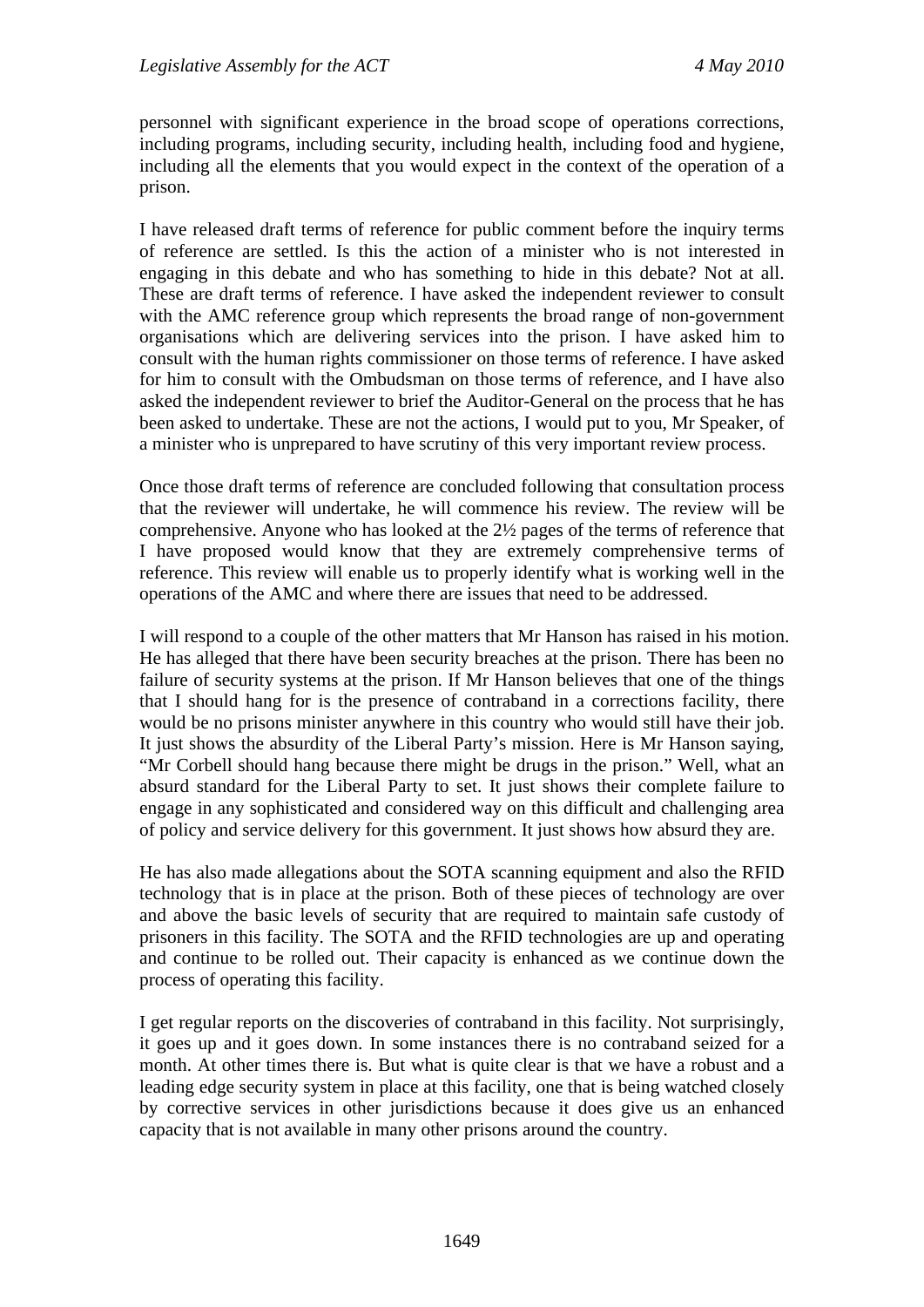personnel with significant experience in the broad scope of operations corrections, including programs, including security, including health, including food and hygiene, including all the elements that you would expect in the context of the operation of a prison.

I have released draft terms of reference for public comment before the inquiry terms of reference are settled. Is this the action of a minister who is not interested in engaging in this debate and who has something to hide in this debate? Not at all. These are draft terms of reference. I have asked the independent reviewer to consult with the AMC reference group which represents the broad range of non-government organisations which are delivering services into the prison. I have asked him to consult with the human rights commissioner on those terms of reference. I have asked for him to consult with the Ombudsman on those terms of reference, and I have also asked the independent reviewer to brief the Auditor-General on the process that he has been asked to undertake. These are not the actions, I would put to you, Mr Speaker, of a minister who is unprepared to have scrutiny of this very important review process.

Once those draft terms of reference are concluded following that consultation process that the reviewer will undertake, he will commence his review. The review will be comprehensive. Anyone who has looked at the 2½ pages of the terms of reference that I have proposed would know that they are extremely comprehensive terms of reference. This review will enable us to properly identify what is working well in the operations of the AMC and where there are issues that need to be addressed.

I will respond to a couple of the other matters that Mr Hanson has raised in his motion. He has alleged that there have been security breaches at the prison. There has been no failure of security systems at the prison. If Mr Hanson believes that one of the things that I should hang for is the presence of contraband in a corrections facility, there would be no prisons minister anywhere in this country who would still have their job. It just shows the absurdity of the Liberal Party's mission. Here is Mr Hanson saying, "Mr Corbell should hang because there might be drugs in the prison." Well, what an absurd standard for the Liberal Party to set. It just shows their complete failure to engage in any sophisticated and considered way on this difficult and challenging area of policy and service delivery for this government. It just shows how absurd they are.

He has also made allegations about the SOTA scanning equipment and also the RFID technology that is in place at the prison. Both of these pieces of technology are over and above the basic levels of security that are required to maintain safe custody of prisoners in this facility. The SOTA and the RFID technologies are up and operating and continue to be rolled out. Their capacity is enhanced as we continue down the process of operating this facility.

I get regular reports on the discoveries of contraband in this facility. Not surprisingly, it goes up and it goes down. In some instances there is no contraband seized for a month. At other times there is. But what is quite clear is that we have a robust and a leading edge security system in place at this facility, one that is being watched closely by corrective services in other jurisdictions because it does give us an enhanced capacity that is not available in many other prisons around the country.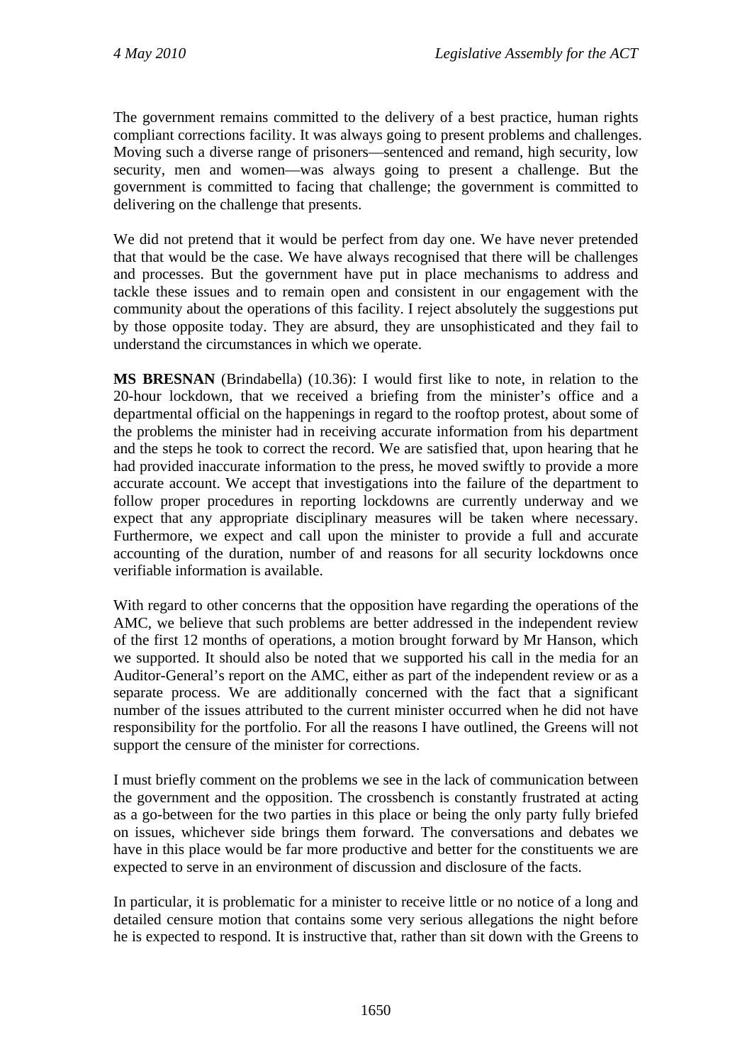The government remains committed to the delivery of a best practice, human rights compliant corrections facility. It was always going to present problems and challenges. Moving such a diverse range of prisoners—sentenced and remand, high security, low security, men and women—was always going to present a challenge. But the government is committed to facing that challenge; the government is committed to delivering on the challenge that presents.

We did not pretend that it would be perfect from day one. We have never pretended that that would be the case. We have always recognised that there will be challenges and processes. But the government have put in place mechanisms to address and tackle these issues and to remain open and consistent in our engagement with the community about the operations of this facility. I reject absolutely the suggestions put by those opposite today. They are absurd, they are unsophisticated and they fail to understand the circumstances in which we operate.

**MS BRESNAN** (Brindabella) (10.36): I would first like to note, in relation to the 20-hour lockdown, that we received a briefing from the minister's office and a departmental official on the happenings in regard to the rooftop protest, about some of the problems the minister had in receiving accurate information from his department and the steps he took to correct the record. We are satisfied that, upon hearing that he had provided inaccurate information to the press, he moved swiftly to provide a more accurate account. We accept that investigations into the failure of the department to follow proper procedures in reporting lockdowns are currently underway and we expect that any appropriate disciplinary measures will be taken where necessary. Furthermore, we expect and call upon the minister to provide a full and accurate accounting of the duration, number of and reasons for all security lockdowns once verifiable information is available.

With regard to other concerns that the opposition have regarding the operations of the AMC, we believe that such problems are better addressed in the independent review of the first 12 months of operations, a motion brought forward by Mr Hanson, which we supported. It should also be noted that we supported his call in the media for an Auditor-General's report on the AMC, either as part of the independent review or as a separate process. We are additionally concerned with the fact that a significant number of the issues attributed to the current minister occurred when he did not have responsibility for the portfolio. For all the reasons I have outlined, the Greens will not support the censure of the minister for corrections.

I must briefly comment on the problems we see in the lack of communication between the government and the opposition. The crossbench is constantly frustrated at acting as a go-between for the two parties in this place or being the only party fully briefed on issues, whichever side brings them forward. The conversations and debates we have in this place would be far more productive and better for the constituents we are expected to serve in an environment of discussion and disclosure of the facts.

In particular, it is problematic for a minister to receive little or no notice of a long and detailed censure motion that contains some very serious allegations the night before he is expected to respond. It is instructive that, rather than sit down with the Greens to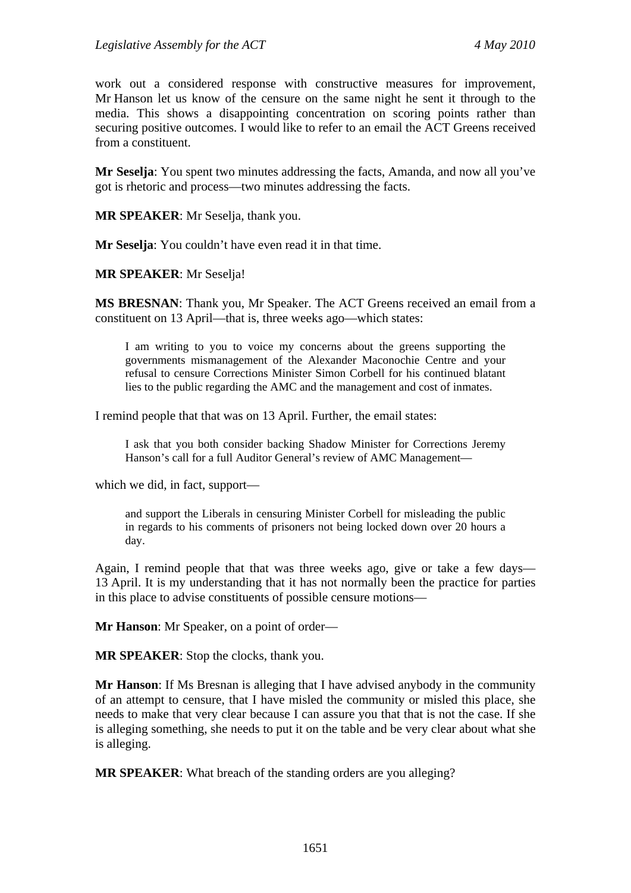work out a considered response with constructive measures for improvement, Mr Hanson let us know of the censure on the same night he sent it through to the media. This shows a disappointing concentration on scoring points rather than securing positive outcomes. I would like to refer to an email the ACT Greens received from a constituent.

**Mr Seselja**: You spent two minutes addressing the facts, Amanda, and now all you've got is rhetoric and process—two minutes addressing the facts.

**MR SPEAKER**: Mr Seselja, thank you.

**Mr Seselja**: You couldn't have even read it in that time.

**MR SPEAKER**: Mr Seselja!

**MS BRESNAN**: Thank you, Mr Speaker. The ACT Greens received an email from a constituent on 13 April—that is, three weeks ago—which states:

> I am writing to you to voice my concerns about the greens supporting the governments mismanagement of the Alexander Maconochie Centre and your refusal to censure Corrections Minister Simon Corbell for his continued blatant lies to the public regarding the AMC and the management and cost of inmates.

I remind people that that was on 13 April. Further, the email states:

> I ask that you both consider backing Shadow Minister for Corrections Jeremy Hanson's call for a full Auditor General's review of AMC Management—

which we did, in fact, support—

> and support the Liberals in censuring Minister Corbell for misleading the public in regards to his comments of prisoners not being locked down over 20 hours a day.

Again, I remind people that that was three weeks ago, give or take a few days—13 April. It is my understanding that it has not normally been the practice for parties in this place to advise constituents of possible censure motions—

**Mr Hanson**: Mr Speaker, on a point of order—

**MR SPEAKER**: Stop the clocks, thank you.

**Mr Hanson**: If Ms Bresnan is alleging that I have advised anybody in the community of an attempt to censure, that I have misled the community or misled this place, she needs to make that very clear because I can assure you that that is not the case. If she is alleging something, she needs to put it on the table and be very clear about what she is alleging.

**MR SPEAKER**: What breach of the standing orders are you alleging?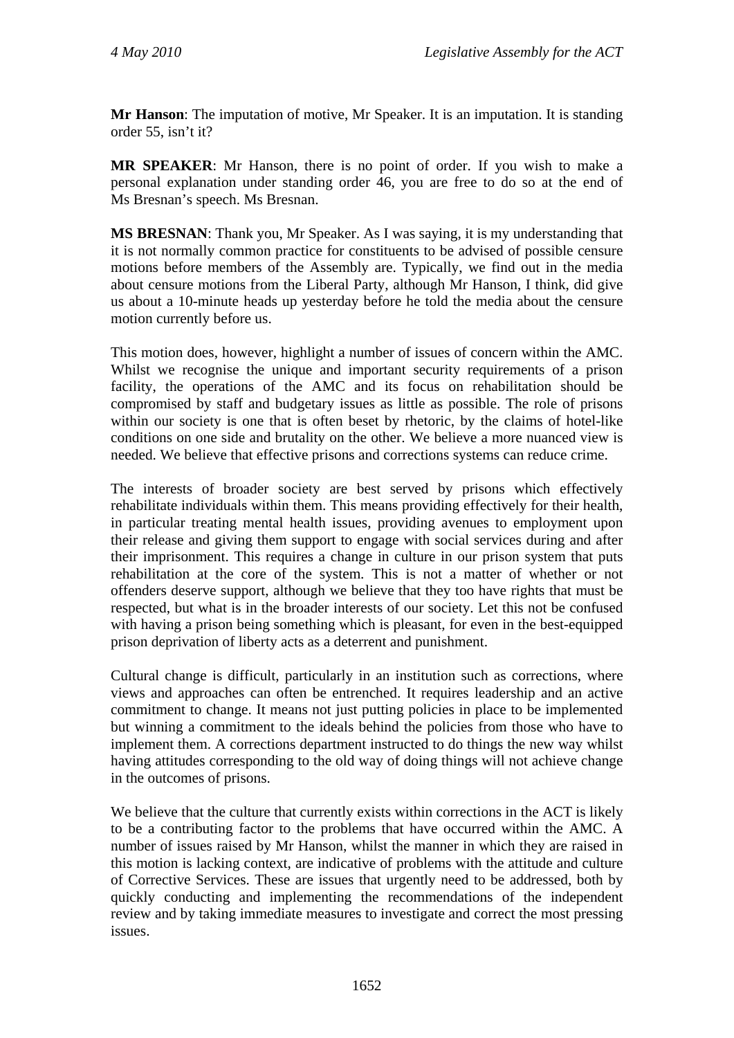**Mr Hanson**: The imputation of motive, Mr Speaker. It is an imputation. It is standing order 55, isn't it?

**MR SPEAKER**: Mr Hanson, there is no point of order. If you wish to make a personal explanation under standing order 46, you are free to do so at the end of Ms Bresnan's speech. Ms Bresnan.

**MS BRESNAN**: Thank you, Mr Speaker. As I was saying, it is my understanding that it is not normally common practice for constituents to be advised of possible censure motions before members of the Assembly are. Typically, we find out in the media about censure motions from the Liberal Party, although Mr Hanson, I think, did give us about a 10-minute heads up yesterday before he told the media about the censure motion currently before us.

This motion does, however, highlight a number of issues of concern within the AMC. Whilst we recognise the unique and important security requirements of a prison facility, the operations of the AMC and its focus on rehabilitation should be compromised by staff and budgetary issues as little as possible. The role of prisons within our society is one that is often beset by rhetoric, by the claims of hotel-like conditions on one side and brutality on the other. We believe a more nuanced view is needed. We believe that effective prisons and corrections systems can reduce crime.

The interests of broader society are best served by prisons which effectively rehabilitate individuals within them. This means providing effectively for their health, in particular treating mental health issues, providing avenues to employment upon their release and giving them support to engage with social services during and after their imprisonment. This requires a change in culture in our prison system that puts rehabilitation at the core of the system. This is not a matter of whether or not offenders deserve support, although we believe that they too have rights that must be respected, but what is in the broader interests of our society. Let this not be confused with having a prison being something which is pleasant, for even in the best-equipped prison deprivation of liberty acts as a deterrent and punishment.

Cultural change is difficult, particularly in an institution such as corrections, where views and approaches can often be entrenched. It requires leadership and an active commitment to change. It means not just putting policies in place to be implemented but winning a commitment to the ideals behind the policies from those who have to implement them. A corrections department instructed to do things the new way whilst having attitudes corresponding to the old way of doing things will not achieve change in the outcomes of prisons.

We believe that the culture that currently exists within corrections in the ACT is likely to be a contributing factor to the problems that have occurred within the AMC. A number of issues raised by Mr Hanson, whilst the manner in which they are raised in this motion is lacking context, are indicative of problems with the attitude and culture of Corrective Services. These are issues that urgently need to be addressed, both by quickly conducting and implementing the recommendations of the independent review and by taking immediate measures to investigate and correct the most pressing issues.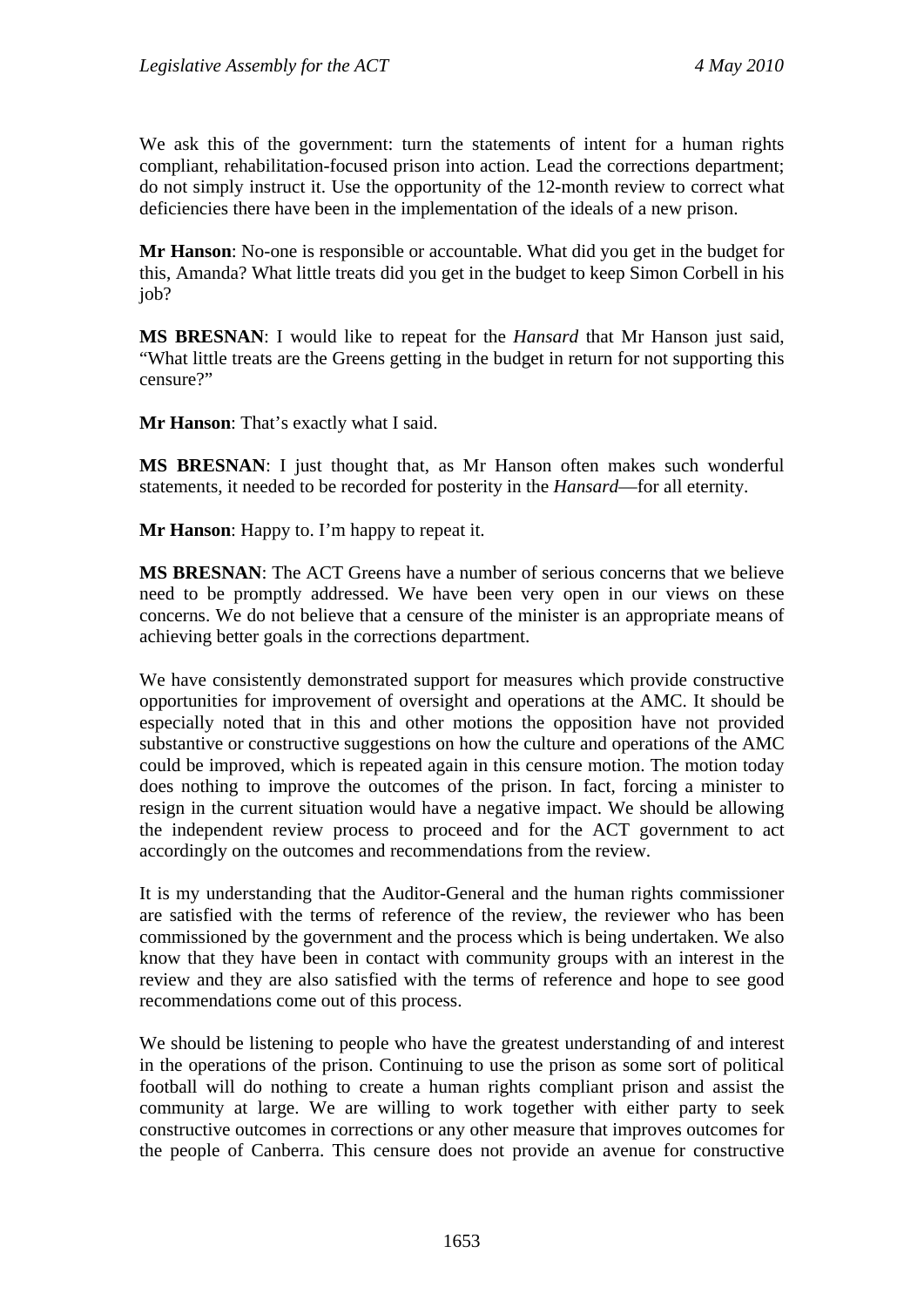We ask this of the government: turn the statements of intent for a human rights compliant, rehabilitation-focused prison into action. Lead the corrections department; do not simply instruct it. Use the opportunity of the 12-month review to correct what deficiencies there have been in the implementation of the ideals of a new prison.

**Mr Hanson**: No-one is responsible or accountable. What did you get in the budget for this, Amanda? What little treats did you get in the budget to keep Simon Corbell in his job?

**MS BRESNAN**: I would like to repeat for the *Hansard* that Mr Hanson just said, "What little treats are the Greens getting in the budget in return for not supporting this censure?"

**Mr Hanson**: That's exactly what I said.

**MS BRESNAN**: I just thought that, as Mr Hanson often makes such wonderful statements, it needed to be recorded for posterity in the *Hansard*—for all eternity.

**Mr Hanson**: Happy to. I'm happy to repeat it.

**MS BRESNAN**: The ACT Greens have a number of serious concerns that we believe need to be promptly addressed. We have been very open in our views on these concerns. We do not believe that a censure of the minister is an appropriate means of achieving better goals in the corrections department.

We have consistently demonstrated support for measures which provide constructive opportunities for improvement of oversight and operations at the AMC. It should be especially noted that in this and other motions the opposition have not provided substantive or constructive suggestions on how the culture and operations of the AMC could be improved, which is repeated again in this censure motion. The motion today does nothing to improve the outcomes of the prison. In fact, forcing a minister to resign in the current situation would have a negative impact. We should be allowing the independent review process to proceed and for the ACT government to act accordingly on the outcomes and recommendations from the review.

It is my understanding that the Auditor-General and the human rights commissioner are satisfied with the terms of reference of the review, the reviewer who has been commissioned by the government and the process which is being undertaken. We also know that they have been in contact with community groups with an interest in the review and they are also satisfied with the terms of reference and hope to see good recommendations come out of this process.

We should be listening to people who have the greatest understanding of and interest in the operations of the prison. Continuing to use the prison as some sort of political football will do nothing to create a human rights compliant prison and assist the community at large. We are willing to work together with either party to seek constructive outcomes in corrections or any other measure that improves outcomes for the people of Canberra. This censure does not provide an avenue for constructive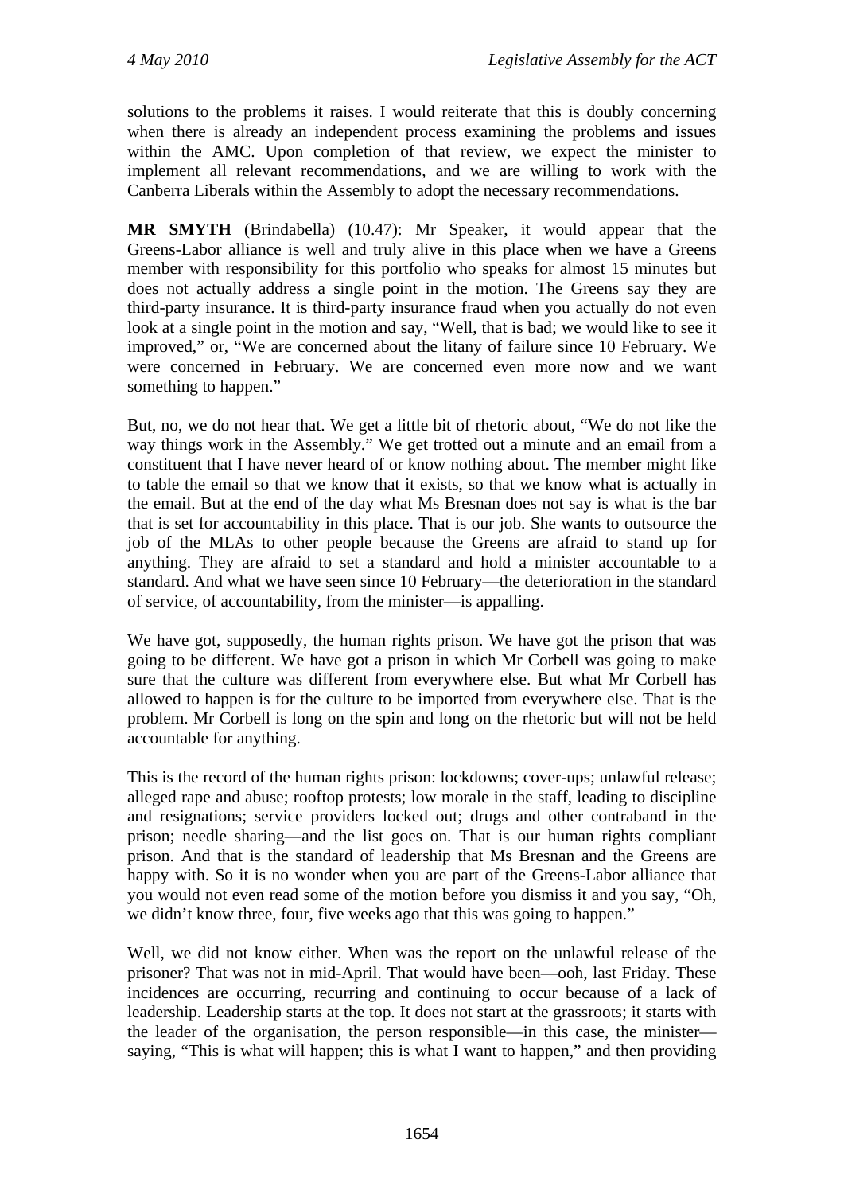solutions to the problems it raises. I would reiterate that this is doubly concerning when there is already an independent process examining the problems and issues within the AMC. Upon completion of that review, we expect the minister to implement all relevant recommendations, and we are willing to work with the Canberra Liberals within the Assembly to adopt the necessary recommendations.

**MR SMYTH** (Brindabella) (10.47): Mr Speaker, it would appear that the Greens-Labor alliance is well and truly alive in this place when we have a Greens member with responsibility for this portfolio who speaks for almost 15 minutes but does not actually address a single point in the motion. The Greens say they are third-party insurance. It is third-party insurance fraud when you actually do not even look at a single point in the motion and say, "Well, that is bad; we would like to see it improved," or, "We are concerned about the litany of failure since 10 February. We were concerned in February. We are concerned even more now and we want something to happen."

But, no, we do not hear that. We get a little bit of rhetoric about, "We do not like the way things work in the Assembly." We get trotted out a minute and an email from a constituent that I have never heard of or know nothing about. The member might like to table the email so that we know that it exists, so that we know what is actually in the email. But at the end of the day what Ms Bresnan does not say is what is the bar that is set for accountability in this place. That is our job. She wants to outsource the job of the MLAs to other people because the Greens are afraid to stand up for anything. They are afraid to set a standard and hold a minister accountable to a standard. And what we have seen since 10 February—the deterioration in the standard of service, of accountability, from the minister—is appalling.

We have got, supposedly, the human rights prison. We have got the prison that was going to be different. We have got a prison in which Mr Corbell was going to make sure that the culture was different from everywhere else. But what Mr Corbell has allowed to happen is for the culture to be imported from everywhere else. That is the problem. Mr Corbell is long on the spin and long on the rhetoric but will not be held accountable for anything.

This is the record of the human rights prison: lockdowns; cover-ups; unlawful release; alleged rape and abuse; rooftop protests; low morale in the staff, leading to discipline and resignations; service providers locked out; drugs and other contraband in the prison; needle sharing—and the list goes on. That is our human rights compliant prison. And that is the standard of leadership that Ms Bresnan and the Greens are happy with. So it is no wonder when you are part of the Greens-Labor alliance that you would not even read some of the motion before you dismiss it and you say, "Oh, we didn't know three, four, five weeks ago that this was going to happen."

Well, we did not know either. When was the report on the unlawful release of the prisoner? That was not in mid-April. That would have been—ooh, last Friday. These incidences are occurring, recurring and continuing to occur because of a lack of leadership. Leadership starts at the top. It does not start at the grassroots; it starts with the leader of the organisation, the person responsible—in this case, the minister—saying, "This is what will happen; this is what I want to happen," and then providing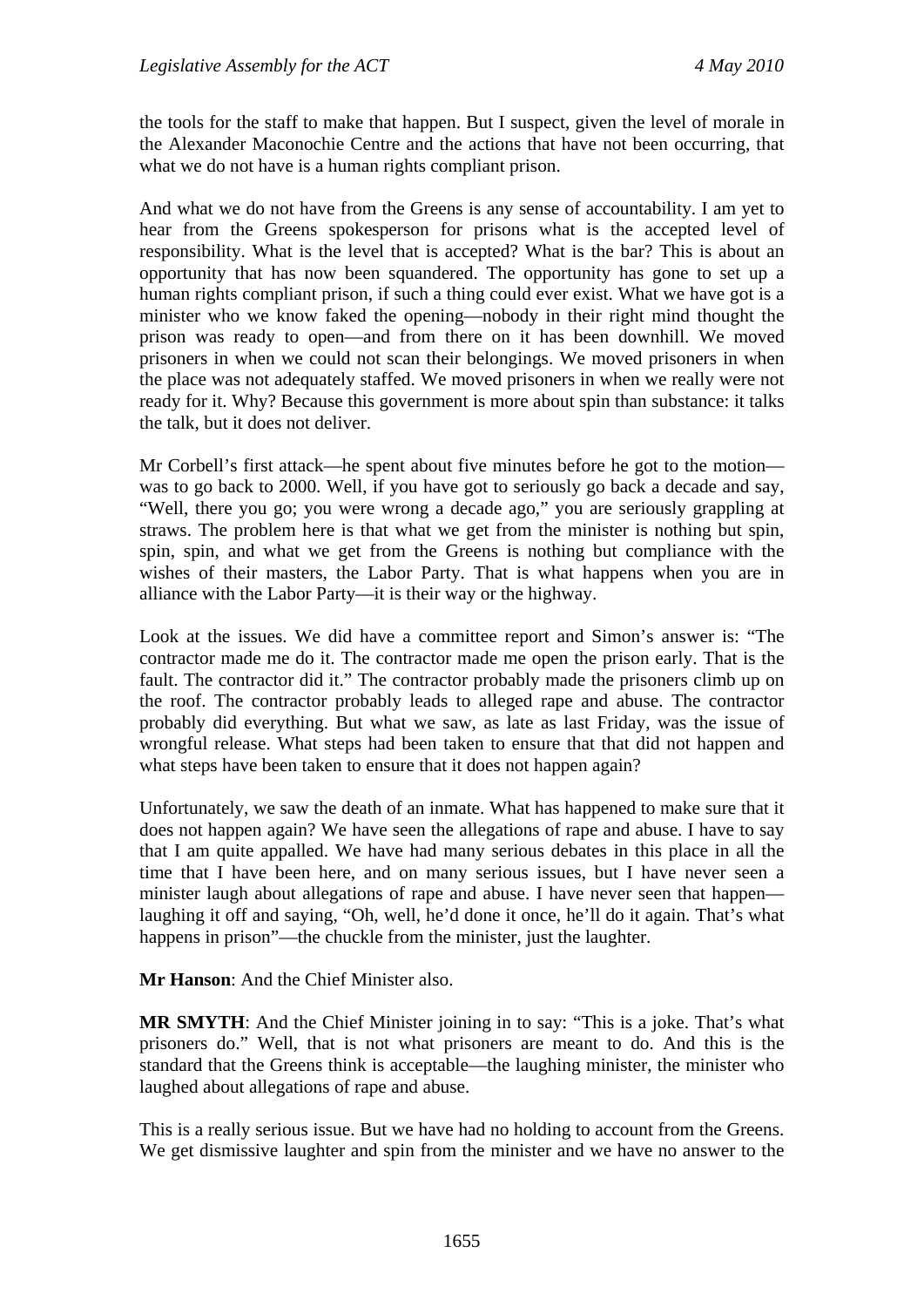the tools for the staff to make that happen. But I suspect, given the level of morale in the Alexander Maconochie Centre and the actions that have not been occurring, that what we do not have is a human rights compliant prison.

And what we do not have from the Greens is any sense of accountability. I am yet to hear from the Greens spokesperson for prisons what is the accepted level of responsibility. What is the level that is accepted? What is the bar? This is about an opportunity that has now been squandered. The opportunity has gone to set up a human rights compliant prison, if such a thing could ever exist. What we have got is a minister who we know faked the opening—nobody in their right mind thought the prison was ready to open—and from there on it has been downhill. We moved prisoners in when we could not scan their belongings. We moved prisoners in when the place was not adequately staffed. We moved prisoners in when we really were not ready for it. Why? Because this government is more about spin than substance: it talks the talk, but it does not deliver.

Mr Corbell's first attack—he spent about five minutes before he got to the motion—was to go back to 2000. Well, if you have got to seriously go back a decade and say, "Well, there you go; you were wrong a decade ago," you are seriously grappling at straws. The problem here is that what we get from the minister is nothing but spin, spin, spin, and what we get from the Greens is nothing but compliance with the wishes of their masters, the Labor Party. That is what happens when you are in alliance with the Labor Party—it is their way or the highway.

Look at the issues. We did have a committee report and Simon's answer is: "The contractor made me do it. The contractor made me open the prison early. That is the fault. The contractor did it." The contractor probably made the prisoners climb up on the roof. The contractor probably leads to alleged rape and abuse. The contractor probably did everything. But what we saw, as late as last Friday, was the issue of wrongful release. What steps had been taken to ensure that that did not happen and what steps have been taken to ensure that it does not happen again?

Unfortunately, we saw the death of an inmate. What has happened to make sure that it does not happen again? We have seen the allegations of rape and abuse. I have to say that I am quite appalled. We have had many serious debates in this place in all the time that I have been here, and on many serious issues, but I have never seen a minister laugh about allegations of rape and abuse. I have never seen that happen—laughing it off and saying, "Oh, well, he'd done it once, he'll do it again. That's what happens in prison"—the chuckle from the minister, just the laughter.

**Mr Hanson**: And the Chief Minister also.

**MR SMYTH**: And the Chief Minister joining in to say: "This is a joke. That's what prisoners do." Well, that is not what prisoners are meant to do. And this is the standard that the Greens think is acceptable—the laughing minister, the minister who laughed about allegations of rape and abuse.

This is a really serious issue. But we have had no holding to account from the Greens. We get dismissive laughter and spin from the minister and we have no answer to the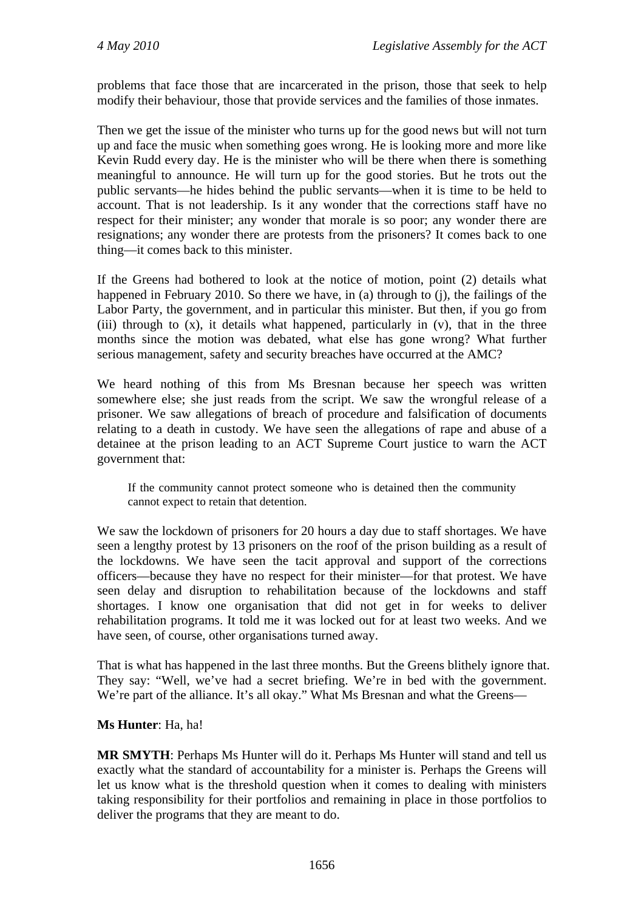problems that face those that are incarcerated in the prison, those that seek to help modify their behaviour, those that provide services and the families of those inmates.

Then we get the issue of the minister who turns up for the good news but will not turn up and face the music when something goes wrong. He is looking more and more like Kevin Rudd every day. He is the minister who will be there when there is something meaningful to announce. He will turn up for the good stories. But he trots out the public servants—he hides behind the public servants—when it is time to be held to account. That is not leadership. Is it any wonder that the corrections staff have no respect for their minister; any wonder that morale is so poor; any wonder there are resignations; any wonder there are protests from the prisoners? It comes back to one thing—it comes back to this minister.

If the Greens had bothered to look at the notice of motion, point (2) details what happened in February 2010. So there we have, in (a) through to (j), the failings of the Labor Party, the government, and in particular this minister. But then, if you go from (iii) through to (x), it details what happened, particularly in (v), that in the three months since the motion was debated, what else has gone wrong? What further serious management, safety and security breaches have occurred at the AMC?

We heard nothing of this from Ms Bresnan because her speech was written somewhere else; she just reads from the script. We saw the wrongful release of a prisoner. We saw allegations of breach of procedure and falsification of documents relating to a death in custody. We have seen the allegations of rape and abuse of a detainee at the prison leading to an ACT Supreme Court justice to warn the ACT government that:

> If the community cannot protect someone who is detained then the community cannot expect to retain that detention.

We saw the lockdown of prisoners for 20 hours a day due to staff shortages. We have seen a lengthy protest by 13 prisoners on the roof of the prison building as a result of the lockdowns. We have seen the tacit approval and support of the corrections officers—because they have no respect for their minister—for that protest. We have seen delay and disruption to rehabilitation because of the lockdowns and staff shortages. I know one organisation that did not get in for weeks to deliver rehabilitation programs. It told me it was locked out for at least two weeks. And we have seen, of course, other organisations turned away.

That is what has happened in the last three months. But the Greens blithely ignore that. They say: "Well, we've had a secret briefing. We're in bed with the government. We're part of the alliance. It's all okay." What Ms Bresnan and what the Greens—

**Ms Hunter**: Ha, ha!

**MR SMYTH**: Perhaps Ms Hunter will do it. Perhaps Ms Hunter will stand and tell us exactly what the standard of accountability for a minister is. Perhaps the Greens will let us know what is the threshold question when it comes to dealing with ministers taking responsibility for their portfolios and remaining in place in those portfolios to deliver the programs that they are meant to do.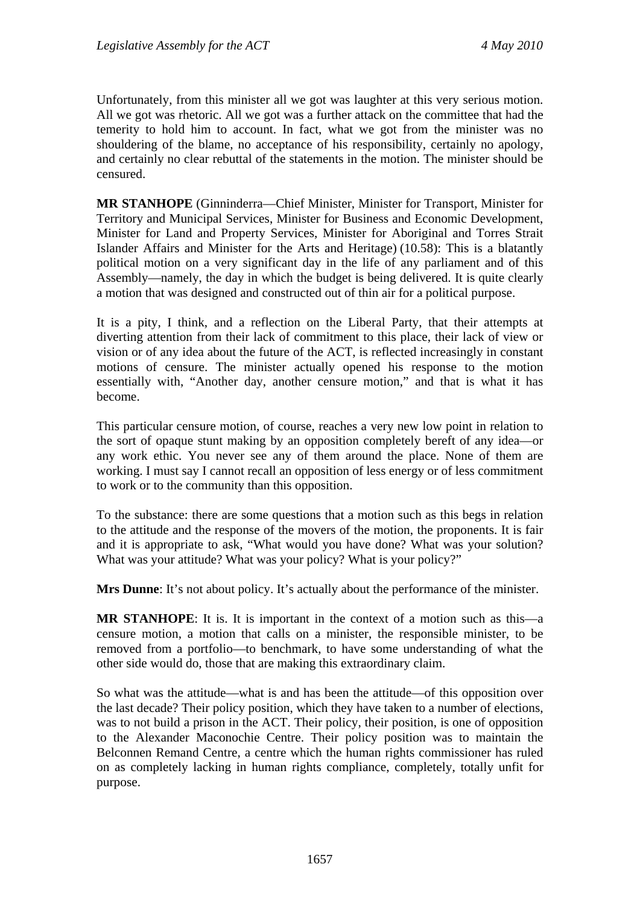Unfortunately, from this minister all we got was laughter at this very serious motion. All we got was rhetoric. All we got was a further attack on the committee that had the temerity to hold him to account. In fact, what we got from the minister was no shouldering of the blame, no acceptance of his responsibility, certainly no apology, and certainly no clear rebuttal of the statements in the motion. The minister should be censured.

**MR STANHOPE** (Ginninderra—Chief Minister, Minister for Transport, Minister for Territory and Municipal Services, Minister for Business and Economic Development, Minister for Land and Property Services, Minister for Aboriginal and Torres Strait Islander Affairs and Minister for the Arts and Heritage) (10.58): This is a blatantly political motion on a very significant day in the life of any parliament and of this Assembly—namely, the day in which the budget is being delivered. It is quite clearly a motion that was designed and constructed out of thin air for a political purpose.

It is a pity, I think, and a reflection on the Liberal Party, that their attempts at diverting attention from their lack of commitment to this place, their lack of view or vision or of any idea about the future of the ACT, is reflected increasingly in constant motions of censure. The minister actually opened his response to the motion essentially with, "Another day, another censure motion," and that is what it has become.

This particular censure motion, of course, reaches a very new low point in relation to the sort of opaque stunt making by an opposition completely bereft of any idea—or any work ethic. You never see any of them around the place. None of them are working. I must say I cannot recall an opposition of less energy or of less commitment to work or to the community than this opposition.

To the substance: there are some questions that a motion such as this begs in relation to the attitude and the response of the movers of the motion, the proponents. It is fair and it is appropriate to ask, "What would you have done? What was your solution? What was your attitude? What was your policy? What is your policy?"

**Mrs Dunne**: It's not about policy. It's actually about the performance of the minister.

**MR STANHOPE**: It is. It is important in the context of a motion such as this—a censure motion, a motion that calls on a minister, the responsible minister, to be removed from a portfolio—to benchmark, to have some understanding of what the other side would do, those that are making this extraordinary claim.

So what was the attitude—what is and has been the attitude—of this opposition over the last decade? Their policy position, which they have taken to a number of elections, was to not build a prison in the ACT. Their policy, their position, is one of opposition to the Alexander Maconochie Centre. Their policy position was to maintain the Belconnen Remand Centre, a centre which the human rights commissioner has ruled on as completely lacking in human rights compliance, completely, totally unfit for purpose.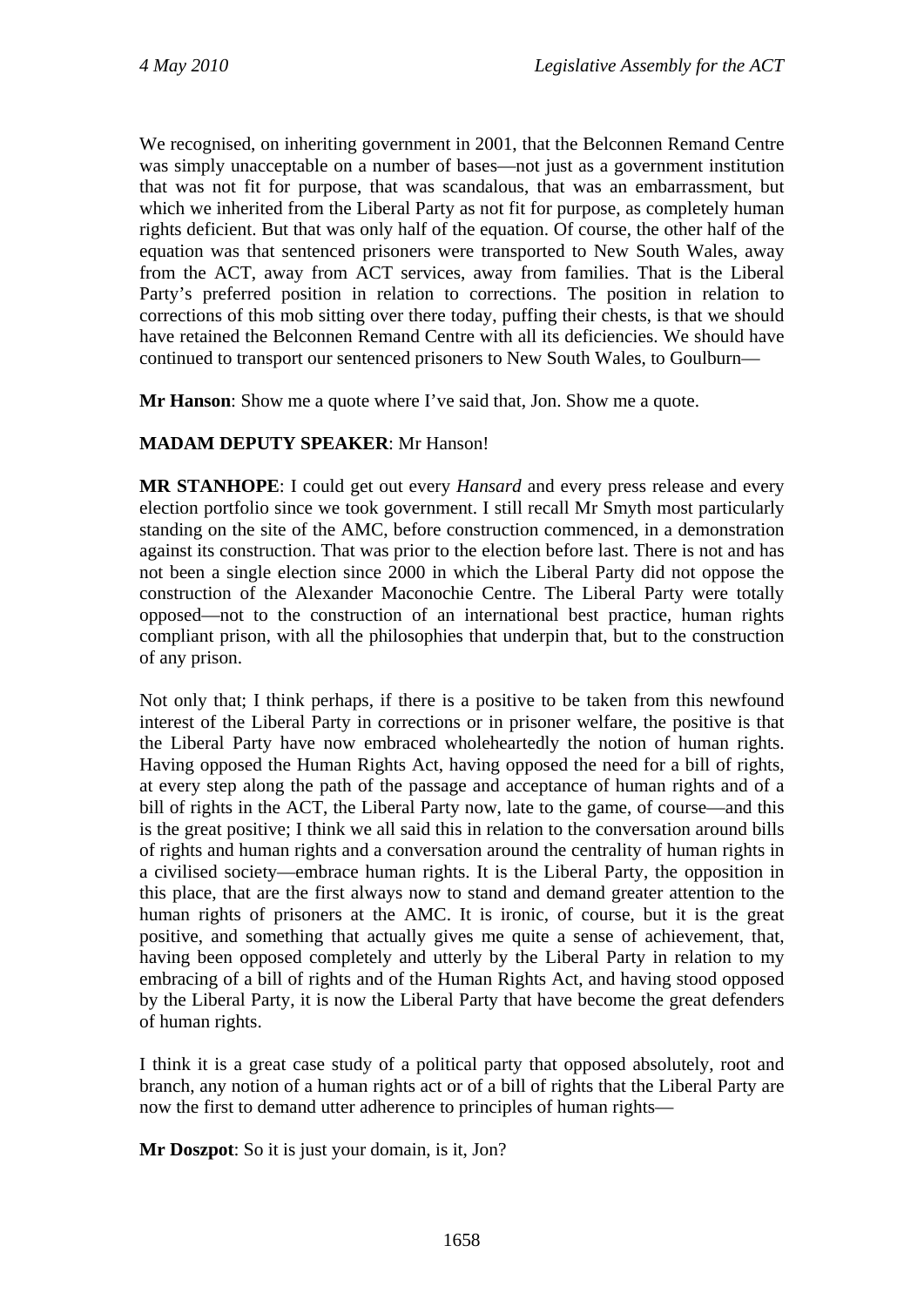We recognised, on inheriting government in 2001, that the Belconnen Remand Centre was simply unacceptable on a number of bases—not just as a government institution that was not fit for purpose, that was scandalous, that was an embarrassment, but which we inherited from the Liberal Party as not fit for purpose, as completely human rights deficient. But that was only half of the equation. Of course, the other half of the equation was that sentenced prisoners were transported to New South Wales, away from the ACT, away from ACT services, away from families. That is the Liberal Party's preferred position in relation to corrections. The position in relation to corrections of this mob sitting over there today, puffing their chests, is that we should have retained the Belconnen Remand Centre with all its deficiencies. We should have continued to transport our sentenced prisoners to New South Wales, to Goulburn—

**Mr Hanson**: Show me a quote where I've said that, Jon. Show me a quote.

**MADAM DEPUTY SPEAKER**: Mr Hanson!

**MR STANHOPE**: I could get out every *Hansard* and every press release and every election portfolio since we took government. I still recall Mr Smyth most particularly standing on the site of the AMC, before construction commenced, in a demonstration against its construction. That was prior to the election before last. There is not and has not been a single election since 2000 in which the Liberal Party did not oppose the construction of the Alexander Maconochie Centre. The Liberal Party were totally opposed—not to the construction of an international best practice, human rights compliant prison, with all the philosophies that underpin that, but to the construction of any prison.

Not only that; I think perhaps, if there is a positive to be taken from this newfound interest of the Liberal Party in corrections or in prisoner welfare, the positive is that the Liberal Party have now embraced wholeheartedly the notion of human rights. Having opposed the Human Rights Act, having opposed the need for a bill of rights, at every step along the path of the passage and acceptance of human rights and of a bill of rights in the ACT, the Liberal Party now, late to the game, of course—and this is the great positive; I think we all said this in relation to the conversation around bills of rights and human rights and a conversation around the centrality of human rights in a civilised society—embrace human rights. It is the Liberal Party, the opposition in this place, that are the first always now to stand and demand greater attention to the human rights of prisoners at the AMC. It is ironic, of course, but it is the great positive, and something that actually gives me quite a sense of achievement, that, having been opposed completely and utterly by the Liberal Party in relation to my embracing of a bill of rights and of the Human Rights Act, and having stood opposed by the Liberal Party, it is now the Liberal Party that have become the great defenders of human rights.

I think it is a great case study of a political party that opposed absolutely, root and branch, any notion of a human rights act or of a bill of rights that the Liberal Party are now the first to demand utter adherence to principles of human rights—

**Mr Doszpot**: So it is just your domain, is it, Jon?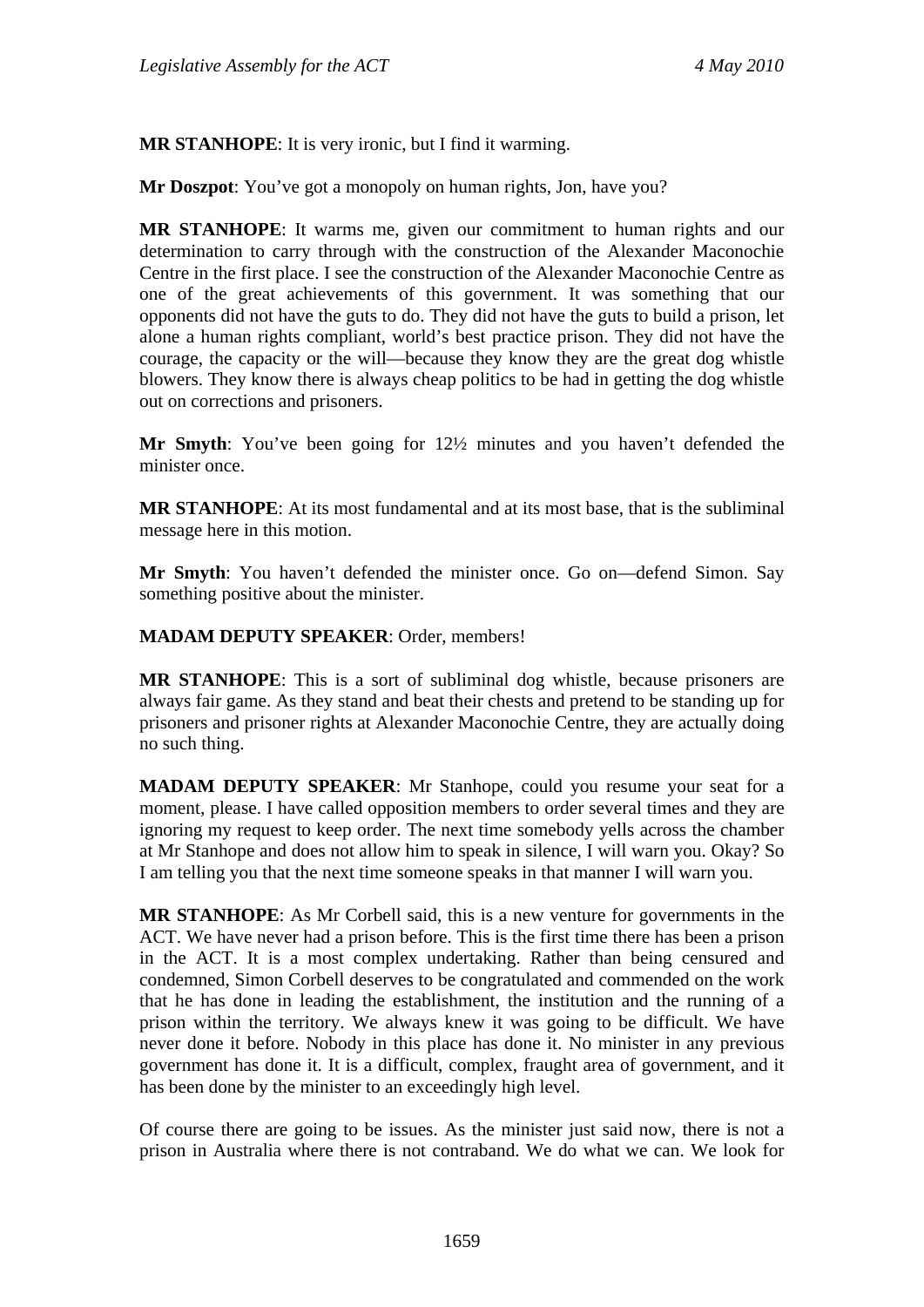**MR STANHOPE**: It is very ironic, but I find it warming.

**Mr Doszpot**: You've got a monopoly on human rights, Jon, have you?

**MR STANHOPE**: It warms me, given our commitment to human rights and our determination to carry through with the construction of the Alexander Maconochie Centre in the first place. I see the construction of the Alexander Maconochie Centre as one of the great achievements of this government. It was something that our opponents did not have the guts to do. They did not have the guts to build a prison, let alone a human rights compliant, world's best practice prison. They did not have the courage, the capacity or the will—because they know they are the great dog whistle blowers. They know there is always cheap politics to be had in getting the dog whistle out on corrections and prisoners.

**Mr Smyth**: You've been going for 12½ minutes and you haven't defended the minister once.

**MR STANHOPE**: At its most fundamental and at its most base, that is the subliminal message here in this motion.

**Mr Smyth**: You haven't defended the minister once. Go on—defend Simon. Say something positive about the minister.

**MADAM DEPUTY SPEAKER**: Order, members!

**MR STANHOPE**: This is a sort of subliminal dog whistle, because prisoners are always fair game. As they stand and beat their chests and pretend to be standing up for prisoners and prisoner rights at Alexander Maconochie Centre, they are actually doing no such thing.

**MADAM DEPUTY SPEAKER**: Mr Stanhope, could you resume your seat for a moment, please. I have called opposition members to order several times and they are ignoring my request to keep order. The next time somebody yells across the chamber at Mr Stanhope and does not allow him to speak in silence, I will warn you. Okay? So I am telling you that the next time someone speaks in that manner I will warn you.

**MR STANHOPE**: As Mr Corbell said, this is a new venture for governments in the ACT. We have never had a prison before. This is the first time there has been a prison in the ACT. It is a most complex undertaking. Rather than being censured and condemned, Simon Corbell deserves to be congratulated and commended on the work that he has done in leading the establishment, the institution and the running of a prison within the territory. We always knew it was going to be difficult. We have never done it before. Nobody in this place has done it. No minister in any previous government has done it. It is a difficult, complex, fraught area of government, and it has been done by the minister to an exceedingly high level.

Of course there are going to be issues. As the minister just said now, there is not a prison in Australia where there is not contraband. We do what we can. We look for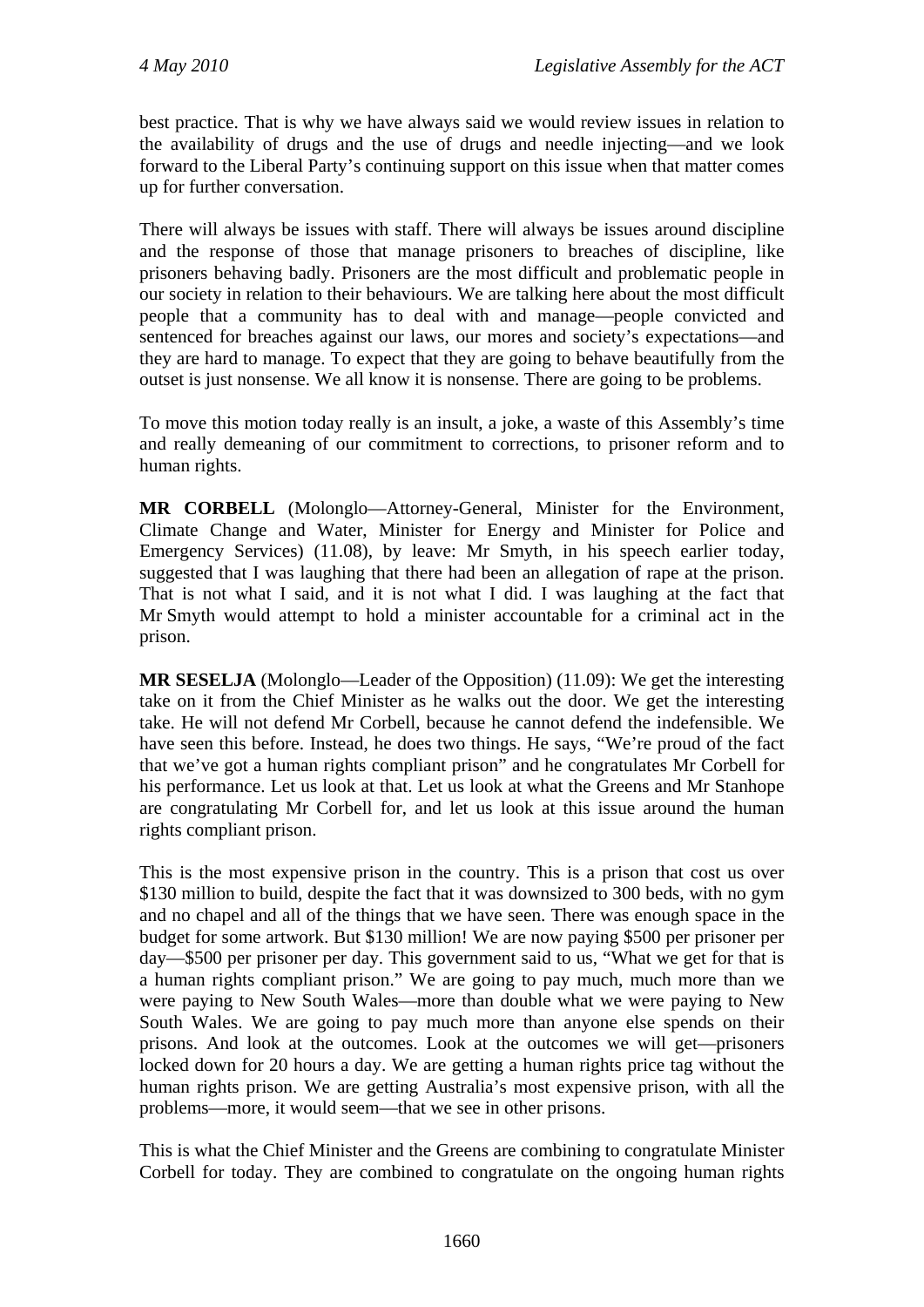best practice. That is why we have always said we would review issues in relation to the availability of drugs and the use of drugs and needle injecting—and we look forward to the Liberal Party's continuing support on this issue when that matter comes up for further conversation.

There will always be issues with staff. There will always be issues around discipline and the response of those that manage prisoners to breaches of discipline, like prisoners behaving badly. Prisoners are the most difficult and problematic people in our society in relation to their behaviours. We are talking here about the most difficult people that a community has to deal with and manage—people convicted and sentenced for breaches against our laws, our mores and society's expectations—and they are hard to manage. To expect that they are going to behave beautifully from the outset is just nonsense. We all know it is nonsense. There are going to be problems.

To move this motion today really is an insult, a joke, a waste of this Assembly's time and really demeaning of our commitment to corrections, to prisoner reform and to human rights.

**MR CORBELL** (Molonglo—Attorney-General, Minister for the Environment, Climate Change and Water, Minister for Energy and Minister for Police and Emergency Services) (11.08), by leave: Mr Smyth, in his speech earlier today, suggested that I was laughing that there had been an allegation of rape at the prison. That is not what I said, and it is not what I did. I was laughing at the fact that Mr Smyth would attempt to hold a minister accountable for a criminal act in the prison.

**MR SESELJA** (Molonglo—Leader of the Opposition) (11.09): We get the interesting take on it from the Chief Minister as he walks out the door. We get the interesting take. He will not defend Mr Corbell, because he cannot defend the indefensible. We have seen this before. Instead, he does two things. He says, "We're proud of the fact that we've got a human rights compliant prison" and he congratulates Mr Corbell for his performance. Let us look at that. Let us look at what the Greens and Mr Stanhope are congratulating Mr Corbell for, and let us look at this issue around the human rights compliant prison.

This is the most expensive prison in the country. This is a prison that cost us over $130 million to build, despite the fact that it was downsized to 300 beds, with no gym and no chapel and all of the things that we have seen. There was enough space in the budget for some artwork. But $130 million! We are now paying $500 per prisoner per day—$500 per prisoner per day. This government said to us, "What we get for that is a human rights compliant prison." We are going to pay much, much more than we were paying to New South Wales—more than double what we were paying to New South Wales. We are going to pay much more than anyone else spends on their prisons. And look at the outcomes. Look at the outcomes we will get—prisoners locked down for 20 hours a day. We are getting a human rights price tag without the human rights prison. We are getting Australia's most expensive prison, with all the problems—more, it would seem—that we see in other prisons.

This is what the Chief Minister and the Greens are combining to congratulate Minister Corbell for today. They are combined to congratulate on the ongoing human rights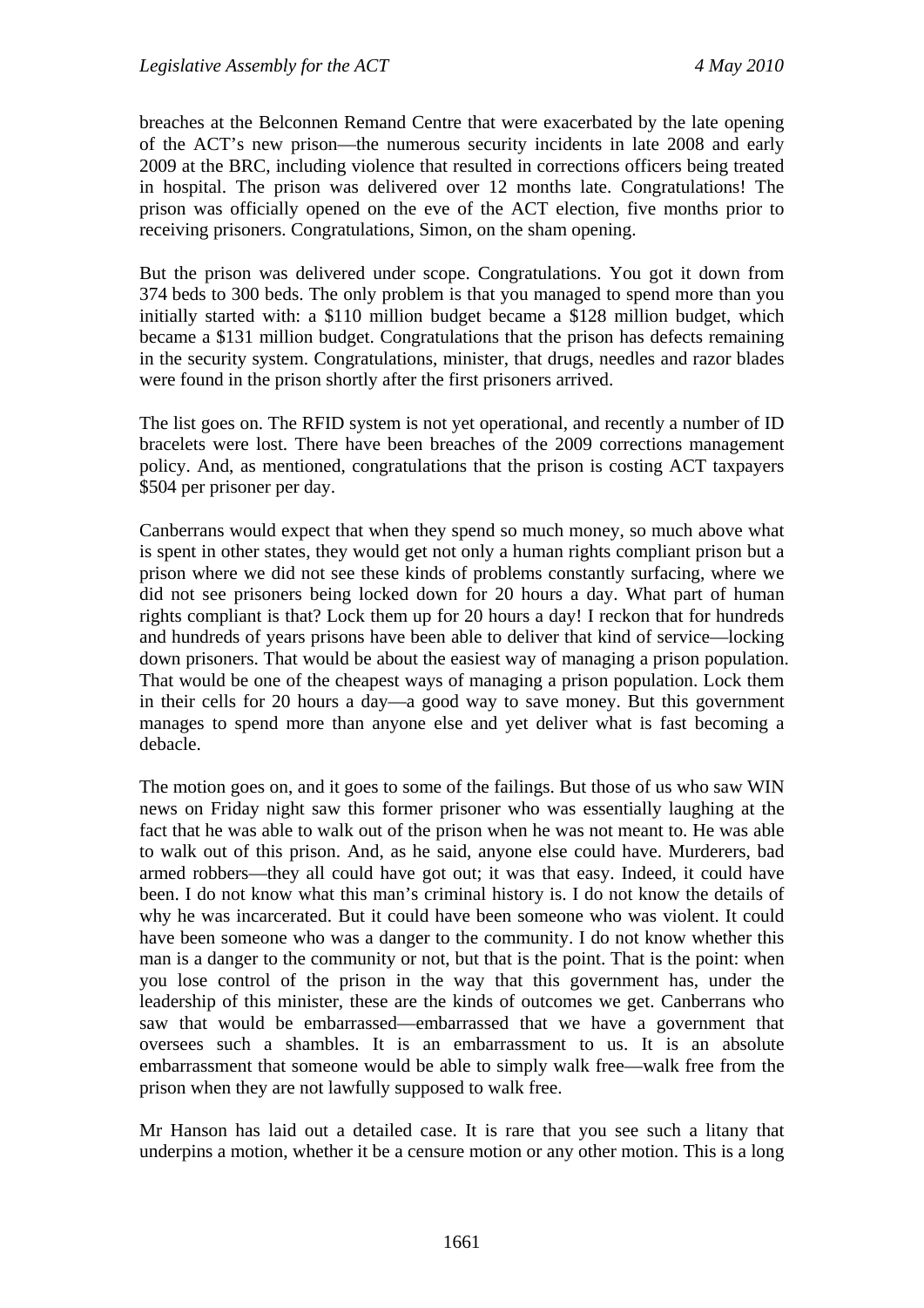breaches at the Belconnen Remand Centre that were exacerbated by the late opening of the ACT's new prison—the numerous security incidents in late 2008 and early 2009 at the BRC, including violence that resulted in corrections officers being treated in hospital. The prison was delivered over 12 months late. Congratulations! The prison was officially opened on the eve of the ACT election, five months prior to receiving prisoners. Congratulations, Simon, on the sham opening.

But the prison was delivered under scope. Congratulations. You got it down from 374 beds to 300 beds. The only problem is that you managed to spend more than you initially started with: a $110 million budget became a $128 million budget, which became a $131 million budget. Congratulations that the prison has defects remaining in the security system. Congratulations, minister, that drugs, needles and razor blades were found in the prison shortly after the first prisoners arrived.

The list goes on. The RFID system is not yet operational, and recently a number of ID bracelets were lost. There have been breaches of the 2009 corrections management policy. And, as mentioned, congratulations that the prison is costing ACT taxpayers $504 per prisoner per day.

Canberrans would expect that when they spend so much money, so much above what is spent in other states, they would get not only a human rights compliant prison but a prison where we did not see these kinds of problems constantly surfacing, where we did not see prisoners being locked down for 20 hours a day. What part of human rights compliant is that? Lock them up for 20 hours a day! I reckon that for hundreds and hundreds of years prisons have been able to deliver that kind of service—locking down prisoners. That would be about the easiest way of managing a prison population. That would be one of the cheapest ways of managing a prison population. Lock them in their cells for 20 hours a day—a good way to save money. But this government manages to spend more than anyone else and yet deliver what is fast becoming a debacle.

The motion goes on, and it goes to some of the failings. But those of us who saw WIN news on Friday night saw this former prisoner who was essentially laughing at the fact that he was able to walk out of the prison when he was not meant to. He was able to walk out of this prison. And, as he said, anyone else could have. Murderers, bad armed robbers—they all could have got out; it was that easy. Indeed, it could have been. I do not know what this man's criminal history is. I do not know the details of why he was incarcerated. But it could have been someone who was violent. It could have been someone who was a danger to the community. I do not know whether this man is a danger to the community or not, but that is the point. That is the point: when you lose control of the prison in the way that this government has, under the leadership of this minister, these are the kinds of outcomes we get. Canberrans who saw that would be embarrassed—embarrassed that we have a government that oversees such a shambles. It is an embarrassment to us. It is an absolute embarrassment that someone would be able to simply walk free—walk free from the prison when they are not lawfully supposed to walk free.

Mr Hanson has laid out a detailed case. It is rare that you see such a litany that underpins a motion, whether it be a censure motion or any other motion. This is a long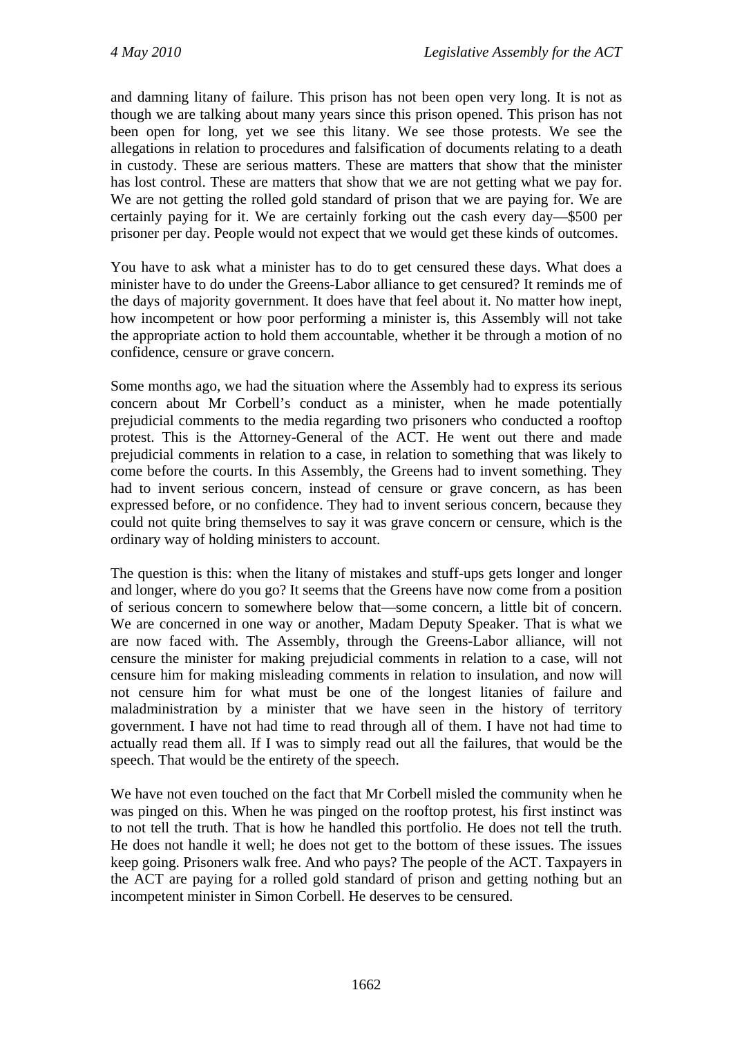and damning litany of failure. This prison has not been open very long. It is not as though we are talking about many years since this prison opened. This prison has not been open for long, yet we see this litany. We see those protests. We see the allegations in relation to procedures and falsification of documents relating to a death in custody. These are serious matters. These are matters that show that the minister has lost control. These are matters that show that we are not getting what we pay for. We are not getting the rolled gold standard of prison that we are paying for. We are certainly paying for it. We are certainly forking out the cash every day—$500 per prisoner per day. People would not expect that we would get these kinds of outcomes.

You have to ask what a minister has to do to get censured these days. What does a minister have to do under the Greens-Labor alliance to get censured? It reminds me of the days of majority government. It does have that feel about it. No matter how inept, how incompetent or how poor performing a minister is, this Assembly will not take the appropriate action to hold them accountable, whether it be through a motion of no confidence, censure or grave concern.

Some months ago, we had the situation where the Assembly had to express its serious concern about Mr Corbell's conduct as a minister, when he made potentially prejudicial comments to the media regarding two prisoners who conducted a rooftop protest. This is the Attorney-General of the ACT. He went out there and made prejudicial comments in relation to a case, in relation to something that was likely to come before the courts. In this Assembly, the Greens had to invent something. They had to invent serious concern, instead of censure or grave concern, as has been expressed before, or no confidence. They had to invent serious concern, because they could not quite bring themselves to say it was grave concern or censure, which is the ordinary way of holding ministers to account.

The question is this: when the litany of mistakes and stuff-ups gets longer and longer and longer, where do you go? It seems that the Greens have now come from a position of serious concern to somewhere below that—some concern, a little bit of concern. We are concerned in one way or another, Madam Deputy Speaker. That is what we are now faced with. The Assembly, through the Greens-Labor alliance, will not censure the minister for making prejudicial comments in relation to a case, will not censure him for making misleading comments in relation to insulation, and now will not censure him for what must be one of the longest litanies of failure and maladministration by a minister that we have seen in the history of territory government. I have not had time to read through all of them. I have not had time to actually read them all. If I was to simply read out all the failures, that would be the speech. That would be the entirety of the speech.

We have not even touched on the fact that Mr Corbell misled the community when he was pinged on this. When he was pinged on the rooftop protest, his first instinct was to not tell the truth. That is how he handled this portfolio. He does not tell the truth. He does not handle it well; he does not get to the bottom of these issues. The issues keep going. Prisoners walk free. And who pays? The people of the ACT. Taxpayers in the ACT are paying for a rolled gold standard of prison and getting nothing but an incompetent minister in Simon Corbell. He deserves to be censured.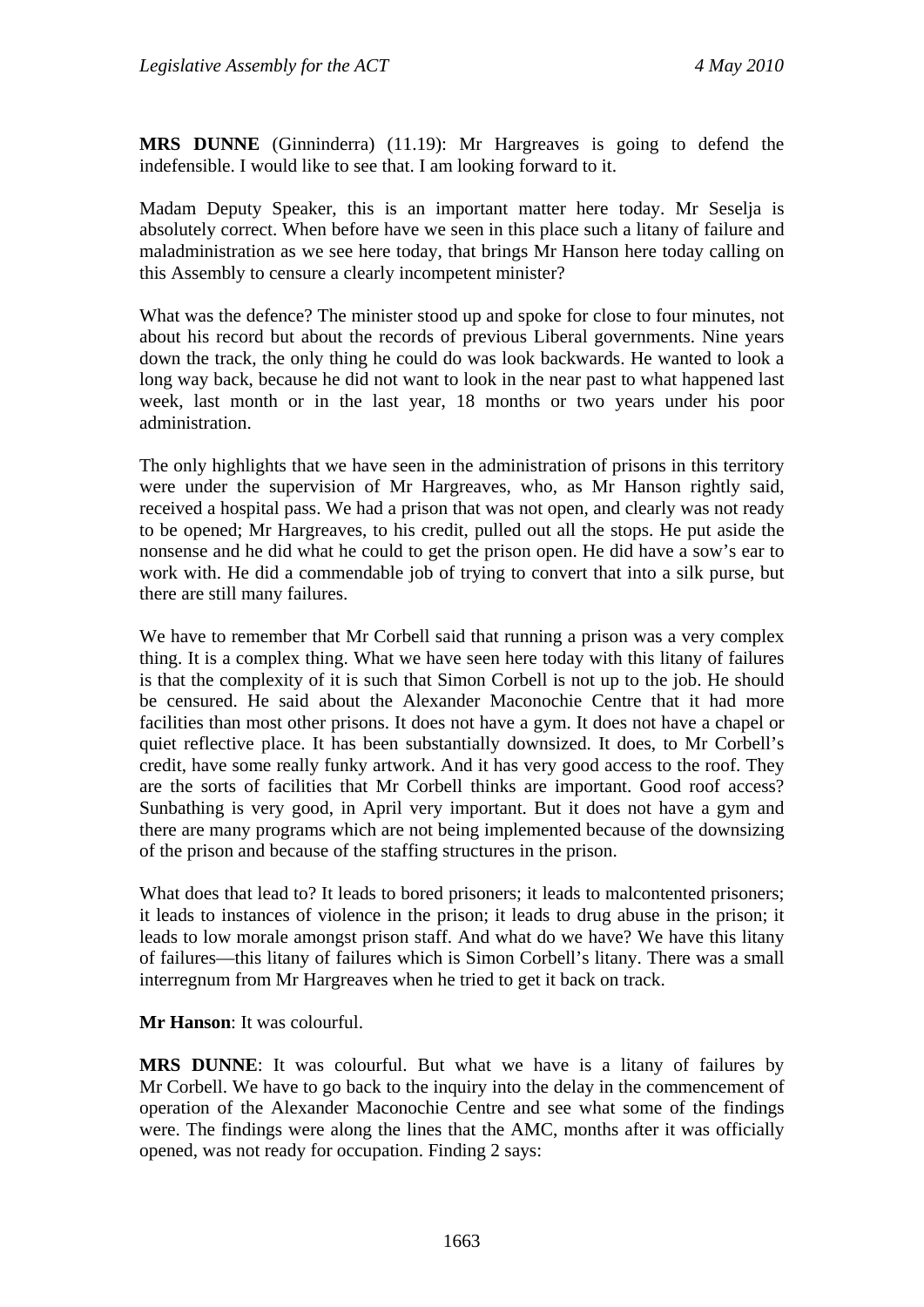**MRS DUNNE** (Ginninderra) (11.19): Mr Hargreaves is going to defend the indefensible. I would like to see that. I am looking forward to it.

Madam Deputy Speaker, this is an important matter here today. Mr Seselja is absolutely correct. When before have we seen in this place such a litany of failure and maladministration as we see here today, that brings Mr Hanson here today calling on this Assembly to censure a clearly incompetent minister?

What was the defence? The minister stood up and spoke for close to four minutes, not about his record but about the records of previous Liberal governments. Nine years down the track, the only thing he could do was look backwards. He wanted to look a long way back, because he did not want to look in the near past to what happened last week, last month or in the last year, 18 months or two years under his poor administration.

The only highlights that we have seen in the administration of prisons in this territory were under the supervision of Mr Hargreaves, who, as Mr Hanson rightly said, received a hospital pass. We had a prison that was not open, and clearly was not ready to be opened; Mr Hargreaves, to his credit, pulled out all the stops. He put aside the nonsense and he did what he could to get the prison open. He did have a sow's ear to work with. He did a commendable job of trying to convert that into a silk purse, but there are still many failures.

We have to remember that Mr Corbell said that running a prison was a very complex thing. It is a complex thing. What we have seen here today with this litany of failures is that the complexity of it is such that Simon Corbell is not up to the job. He should be censured. He said about the Alexander Maconochie Centre that it had more facilities than most other prisons. It does not have a gym. It does not have a chapel or quiet reflective place. It has been substantially downsized. It does, to Mr Corbell's credit, have some really funky artwork. And it has very good access to the roof. They are the sorts of facilities that Mr Corbell thinks are important. Good roof access? Sunbathing is very good, in April very important. But it does not have a gym and there are many programs which are not being implemented because of the downsizing of the prison and because of the staffing structures in the prison.

What does that lead to? It leads to bored prisoners; it leads to malcontented prisoners; it leads to instances of violence in the prison; it leads to drug abuse in the prison; it leads to low morale amongst prison staff. And what do we have? We have this litany of failures—this litany of failures which is Simon Corbell's litany. There was a small interregnum from Mr Hargreaves when he tried to get it back on track.

**Mr Hanson**: It was colourful.

**MRS DUNNE**: It was colourful. But what we have is a litany of failures by Mr Corbell. We have to go back to the inquiry into the delay in the commencement of operation of the Alexander Maconochie Centre and see what some of the findings were. The findings were along the lines that the AMC, months after it was officially opened, was not ready for occupation. Finding 2 says: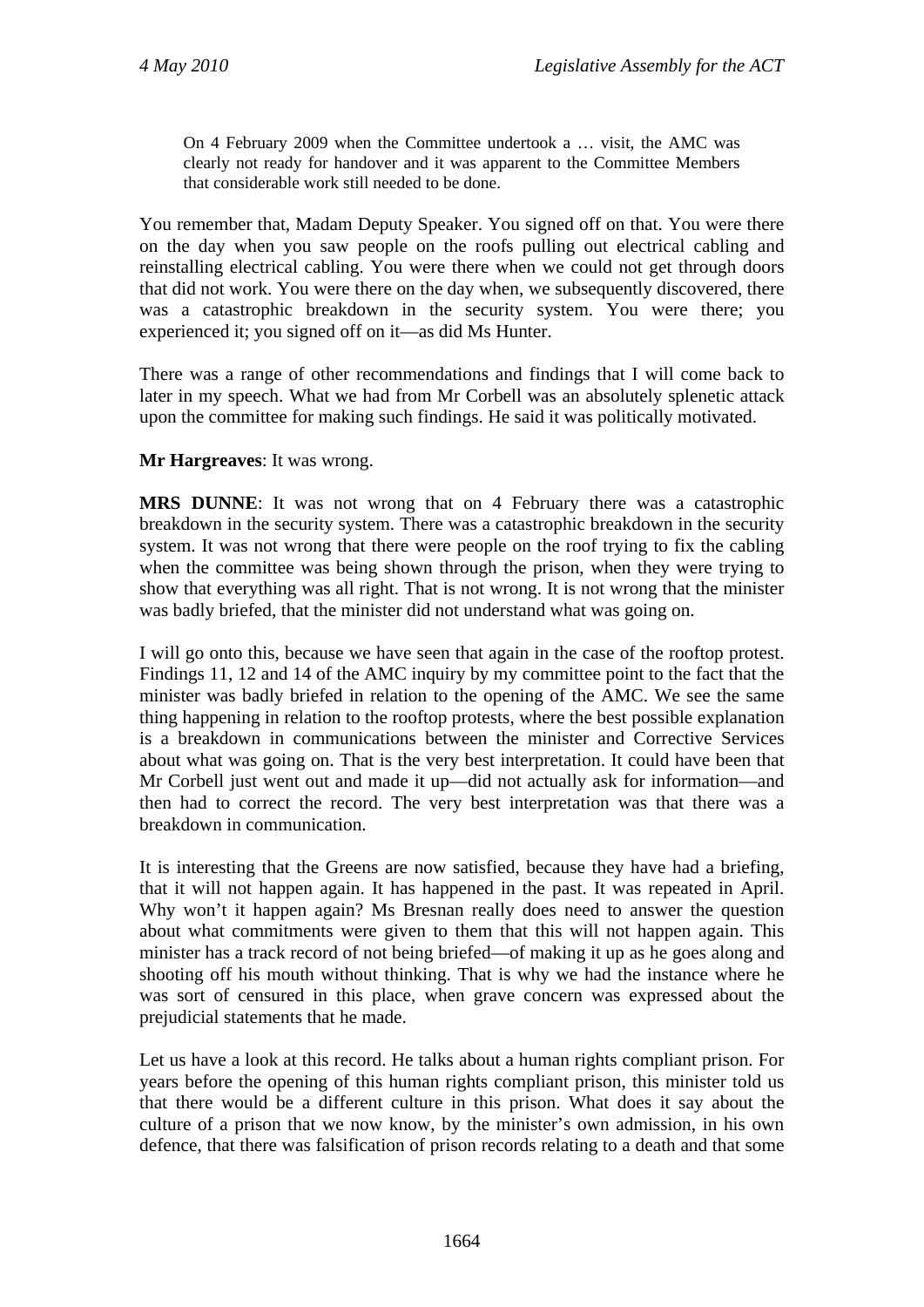> On 4 February 2009 when the Committee undertook a … visit, the AMC was clearly not ready for handover and it was apparent to the Committee Members that considerable work still needed to be done.

You remember that, Madam Deputy Speaker. You signed off on that. You were there on the day when you saw people on the roofs pulling out electrical cabling and reinstalling electrical cabling. You were there when we could not get through doors that did not work. You were there on the day when, we subsequently discovered, there was a catastrophic breakdown in the security system. You were there; you experienced it; you signed off on it—as did Ms Hunter.

There was a range of other recommendations and findings that I will come back to later in my speech. What we had from Mr Corbell was an absolutely splenetic attack upon the committee for making such findings. He said it was politically motivated.

**Mr Hargreaves**: It was wrong.

**MRS DUNNE**: It was not wrong that on 4 February there was a catastrophic breakdown in the security system. There was a catastrophic breakdown in the security system. It was not wrong that there were people on the roof trying to fix the cabling when the committee was being shown through the prison, when they were trying to show that everything was all right. That is not wrong. It is not wrong that the minister was badly briefed, that the minister did not understand what was going on.

I will go onto this, because we have seen that again in the case of the rooftop protest. Findings 11, 12 and 14 of the AMC inquiry by my committee point to the fact that the minister was badly briefed in relation to the opening of the AMC. We see the same thing happening in relation to the rooftop protests, where the best possible explanation is a breakdown in communications between the minister and Corrective Services about what was going on. That is the very best interpretation. It could have been that Mr Corbell just went out and made it up—did not actually ask for information—and then had to correct the record. The very best interpretation was that there was a breakdown in communication.

It is interesting that the Greens are now satisfied, because they have had a briefing, that it will not happen again. It has happened in the past. It was repeated in April. Why won't it happen again? Ms Bresnan really does need to answer the question about what commitments were given to them that this will not happen again. This minister has a track record of not being briefed—of making it up as he goes along and shooting off his mouth without thinking. That is why we had the instance where he was sort of censured in this place, when grave concern was expressed about the prejudicial statements that he made.

Let us have a look at this record. He talks about a human rights compliant prison. For years before the opening of this human rights compliant prison, this minister told us that there would be a different culture in this prison. What does it say about the culture of a prison that we now know, by the minister's own admission, in his own defence, that there was falsification of prison records relating to a death and that some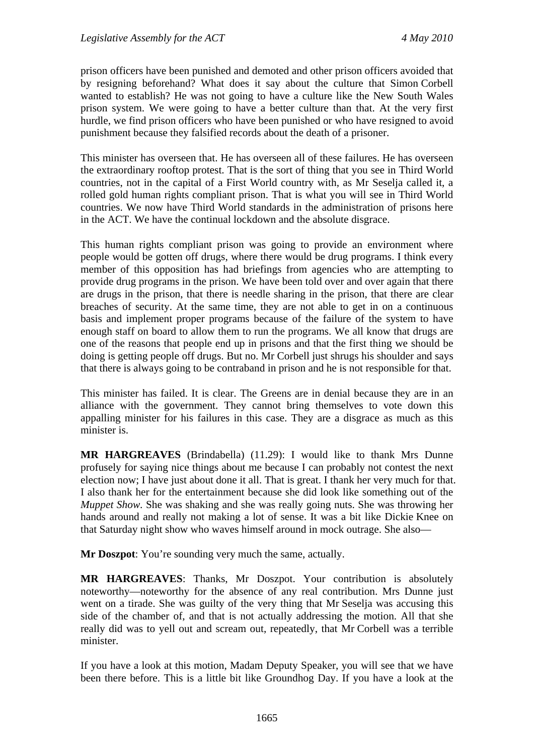prison officers have been punished and demoted and other prison officers avoided that by resigning beforehand? What does it say about the culture that Simon Corbell wanted to establish? He was not going to have a culture like the New South Wales prison system. We were going to have a better culture than that. At the very first hurdle, we find prison officers who have been punished or who have resigned to avoid punishment because they falsified records about the death of a prisoner.

This minister has overseen that. He has overseen all of these failures. He has overseen the extraordinary rooftop protest. That is the sort of thing that you see in Third World countries, not in the capital of a First World country with, as Mr Seselja called it, a rolled gold human rights compliant prison. That is what you will see in Third World countries. We now have Third World standards in the administration of prisons here in the ACT. We have the continual lockdown and the absolute disgrace.

This human rights compliant prison was going to provide an environment where people would be gotten off drugs, where there would be drug programs. I think every member of this opposition has had briefings from agencies who are attempting to provide drug programs in the prison. We have been told over and over again that there are drugs in the prison, that there is needle sharing in the prison, that there are clear breaches of security. At the same time, they are not able to get in on a continuous basis and implement proper programs because of the failure of the system to have enough staff on board to allow them to run the programs. We all know that drugs are one of the reasons that people end up in prisons and that the first thing we should be doing is getting people off drugs. But no. Mr Corbell just shrugs his shoulder and says that there is always going to be contraband in prison and he is not responsible for that.

This minister has failed. It is clear. The Greens are in denial because they are in an alliance with the government. They cannot bring themselves to vote down this appalling minister for his failures in this case. They are a disgrace as much as this minister is.

**MR HARGREAVES** (Brindabella) (11.29): I would like to thank Mrs Dunne profusely for saying nice things about me because I can probably not contest the next election now; I have just about done it all. That is great. I thank her very much for that. I also thank her for the entertainment because she did look like something out of the *Muppet Show*. She was shaking and she was really going nuts. She was throwing her hands around and really not making a lot of sense. It was a bit like Dickie Knee on that Saturday night show who waves himself around in mock outrage. She also—

**Mr Doszpot**: You're sounding very much the same, actually.

**MR HARGREAVES**: Thanks, Mr Doszpot. Your contribution is absolutely noteworthy—noteworthy for the absence of any real contribution. Mrs Dunne just went on a tirade. She was guilty of the very thing that Mr Seselja was accusing this side of the chamber of, and that is not actually addressing the motion. All that she really did was to yell out and scream out, repeatedly, that Mr Corbell was a terrible minister.

If you have a look at this motion, Madam Deputy Speaker, you will see that we have been there before. This is a little bit like Groundhog Day. If you have a look at the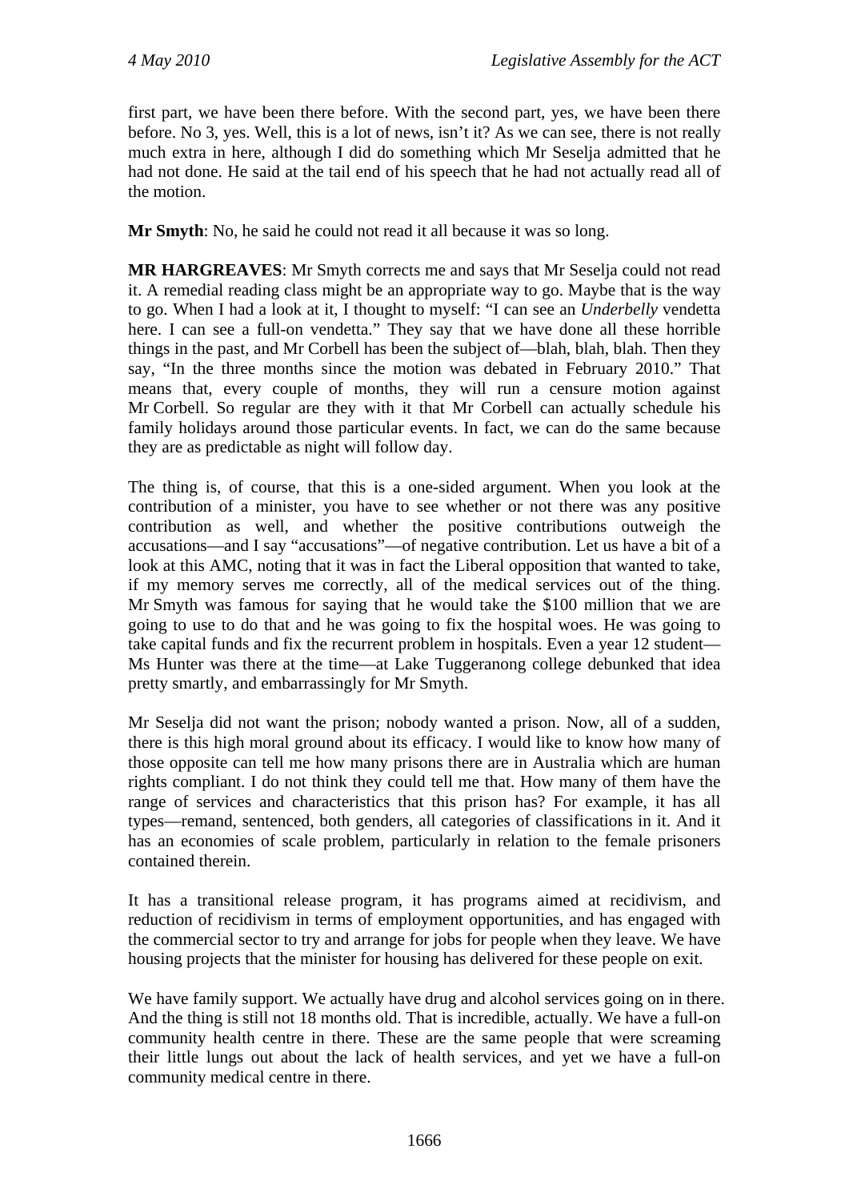first part, we have been there before. With the second part, yes, we have been there before. No 3, yes. Well, this is a lot of news, isn't it? As we can see, there is not really much extra in here, although I did do something which Mr Seselja admitted that he had not done. He said at the tail end of his speech that he had not actually read all of the motion.

**Mr Smyth**: No, he said he could not read it all because it was so long.

**MR HARGREAVES**: Mr Smyth corrects me and says that Mr Seselja could not read it. A remedial reading class might be an appropriate way to go. Maybe that is the way to go. When I had a look at it, I thought to myself: "I can see an *Underbelly* vendetta here. I can see a full-on vendetta." They say that we have done all these horrible things in the past, and Mr Corbell has been the subject of—blah, blah, blah. Then they say, "In the three months since the motion was debated in February 2010." That means that, every couple of months, they will run a censure motion against Mr Corbell. So regular are they with it that Mr Corbell can actually schedule his family holidays around those particular events. In fact, we can do the same because they are as predictable as night will follow day.

The thing is, of course, that this is a one-sided argument. When you look at the contribution of a minister, you have to see whether or not there was any positive contribution as well, and whether the positive contributions outweigh the accusations—and I say "accusations"—of negative contribution. Let us have a bit of a look at this AMC, noting that it was in fact the Liberal opposition that wanted to take, if my memory serves me correctly, all of the medical services out of the thing. Mr Smyth was famous for saying that he would take the $100 million that we are going to use to do that and he was going to fix the hospital woes. He was going to take capital funds and fix the recurrent problem in hospitals. Even a year 12 student—Ms Hunter was there at the time—at Lake Tuggeranong college debunked that idea pretty smartly, and embarrassingly for Mr Smyth.

Mr Seselja did not want the prison; nobody wanted a prison. Now, all of a sudden, there is this high moral ground about its efficacy. I would like to know how many of those opposite can tell me how many prisons there are in Australia which are human rights compliant. I do not think they could tell me that. How many of them have the range of services and characteristics that this prison has? For example, it has all types—remand, sentenced, both genders, all categories of classifications in it. And it has an economies of scale problem, particularly in relation to the female prisoners contained therein.

It has a transitional release program, it has programs aimed at recidivism, and reduction of recidivism in terms of employment opportunities, and has engaged with the commercial sector to try and arrange for jobs for people when they leave. We have housing projects that the minister for housing has delivered for these people on exit.

We have family support. We actually have drug and alcohol services going on in there. And the thing is still not 18 months old. That is incredible, actually. We have a full-on community health centre in there. These are the same people that were screaming their little lungs out about the lack of health services, and yet we have a full-on community medical centre in there.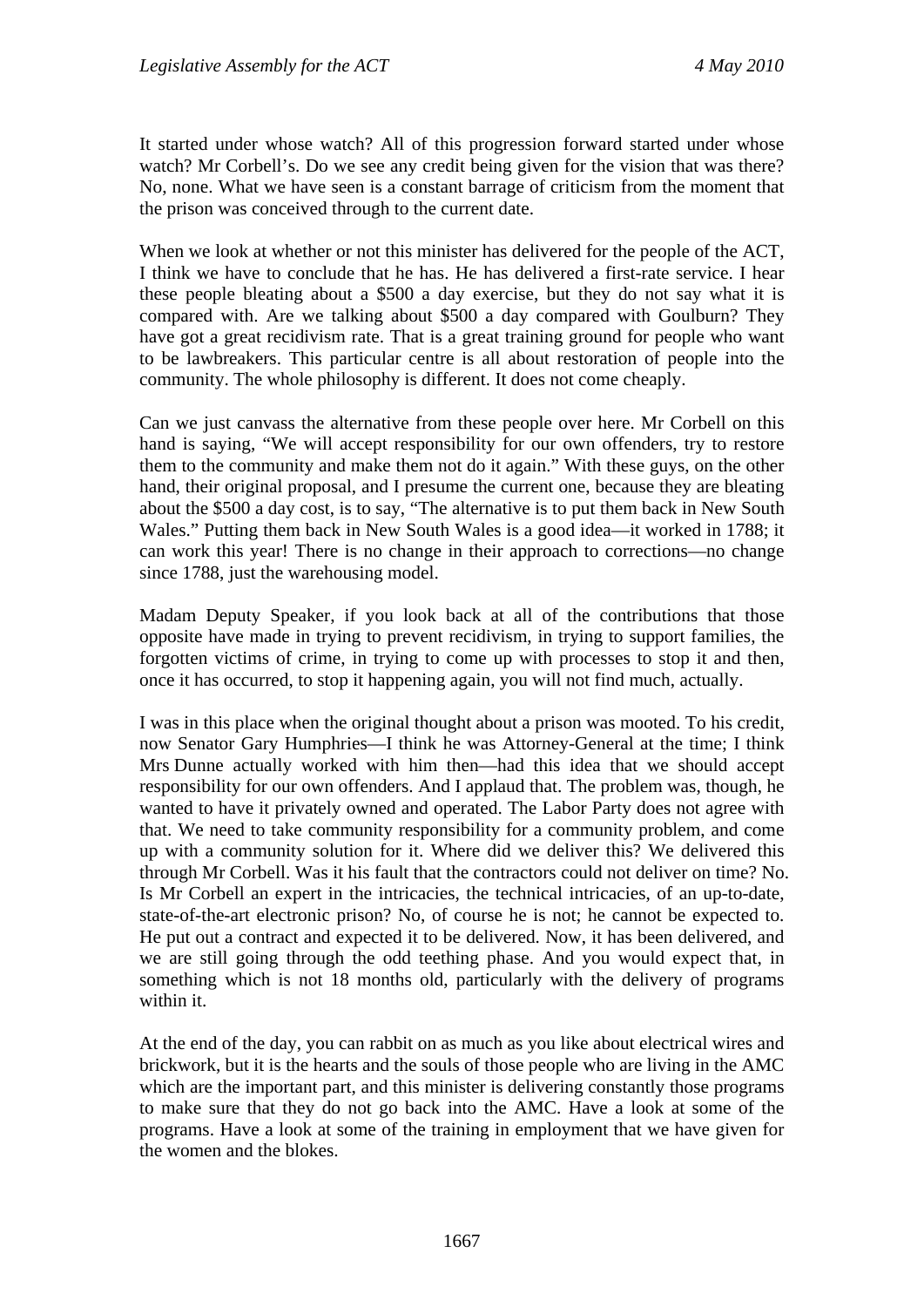It started under whose watch? All of this progression forward started under whose watch? Mr Corbell's. Do we see any credit being given for the vision that was there? No, none. What we have seen is a constant barrage of criticism from the moment that the prison was conceived through to the current date.

When we look at whether or not this minister has delivered for the people of the ACT, I think we have to conclude that he has. He has delivered a first-rate service. I hear these people bleating about a $500 a day exercise, but they do not say what it is compared with. Are we talking about $500 a day compared with Goulburn? They have got a great recidivism rate. That is a great training ground for people who want to be lawbreakers. This particular centre is all about restoration of people into the community. The whole philosophy is different. It does not come cheaply.

Can we just canvass the alternative from these people over here. Mr Corbell on this hand is saying, "We will accept responsibility for our own offenders, try to restore them to the community and make them not do it again." With these guys, on the other hand, their original proposal, and I presume the current one, because they are bleating about the $500 a day cost, is to say, "The alternative is to put them back in New South Wales." Putting them back in New South Wales is a good idea—it worked in 1788; it can work this year! There is no change in their approach to corrections—no change since 1788, just the warehousing model.

Madam Deputy Speaker, if you look back at all of the contributions that those opposite have made in trying to prevent recidivism, in trying to support families, the forgotten victims of crime, in trying to come up with processes to stop it and then, once it has occurred, to stop it happening again, you will not find much, actually.

I was in this place when the original thought about a prison was mooted. To his credit, now Senator Gary Humphries—I think he was Attorney-General at the time; I think Mrs Dunne actually worked with him then—had this idea that we should accept responsibility for our own offenders. And I applaud that. The problem was, though, he wanted to have it privately owned and operated. The Labor Party does not agree with that. We need to take community responsibility for a community problem, and come up with a community solution for it. Where did we deliver this? We delivered this through Mr Corbell. Was it his fault that the contractors could not deliver on time? No. Is Mr Corbell an expert in the intricacies, the technical intricacies, of an up-to-date, state-of-the-art electronic prison? No, of course he is not; he cannot be expected to. He put out a contract and expected it to be delivered. Now, it has been delivered, and we are still going through the odd teething phase. And you would expect that, in something which is not 18 months old, particularly with the delivery of programs within it.

At the end of the day, you can rabbit on as much as you like about electrical wires and brickwork, but it is the hearts and the souls of those people who are living in the AMC which are the important part, and this minister is delivering constantly those programs to make sure that they do not go back into the AMC. Have a look at some of the programs. Have a look at some of the training in employment that we have given for the women and the blokes.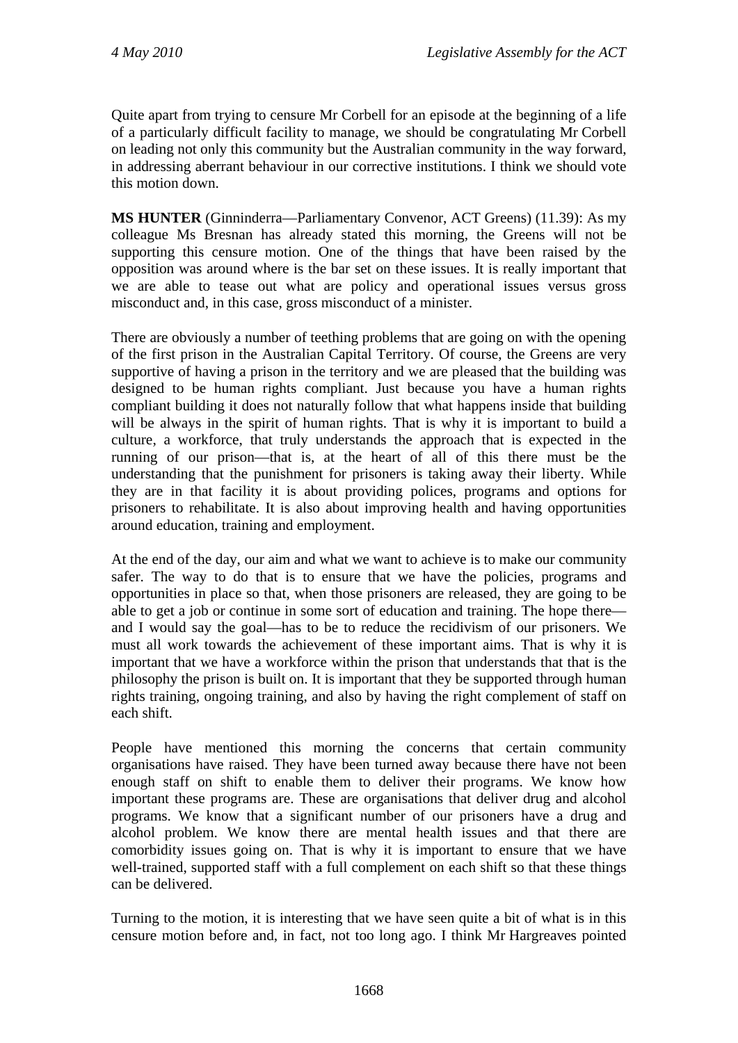Quite apart from trying to censure Mr Corbell for an episode at the beginning of a life of a particularly difficult facility to manage, we should be congratulating Mr Corbell on leading not only this community but the Australian community in the way forward, in addressing aberrant behaviour in our corrective institutions. I think we should vote this motion down.

**MS HUNTER** (Ginninderra—Parliamentary Convenor, ACT Greens) (11.39): As my colleague Ms Bresnan has already stated this morning, the Greens will not be supporting this censure motion. One of the things that have been raised by the opposition was around where is the bar set on these issues. It is really important that we are able to tease out what are policy and operational issues versus gross misconduct and, in this case, gross misconduct of a minister.

There are obviously a number of teething problems that are going on with the opening of the first prison in the Australian Capital Territory. Of course, the Greens are very supportive of having a prison in the territory and we are pleased that the building was designed to be human rights compliant. Just because you have a human rights compliant building it does not naturally follow that what happens inside that building will be always in the spirit of human rights. That is why it is important to build a culture, a workforce, that truly understands the approach that is expected in the running of our prison—that is, at the heart of all of this there must be the understanding that the punishment for prisoners is taking away their liberty. While they are in that facility it is about providing polices, programs and options for prisoners to rehabilitate. It is also about improving health and having opportunities around education, training and employment.

At the end of the day, our aim and what we want to achieve is to make our community safer. The way to do that is to ensure that we have the policies, programs and opportunities in place so that, when those prisoners are released, they are going to be able to get a job or continue in some sort of education and training. The hope there—and I would say the goal—has to be to reduce the recidivism of our prisoners. We must all work towards the achievement of these important aims. That is why it is important that we have a workforce within the prison that understands that that is the philosophy the prison is built on. It is important that they be supported through human rights training, ongoing training, and also by having the right complement of staff on each shift.

People have mentioned this morning the concerns that certain community organisations have raised. They have been turned away because there have not been enough staff on shift to enable them to deliver their programs. We know how important these programs are. These are organisations that deliver drug and alcohol programs. We know that a significant number of our prisoners have a drug and alcohol problem. We know there are mental health issues and that there are comorbidity issues going on. That is why it is important to ensure that we have well-trained, supported staff with a full complement on each shift so that these things can be delivered.

Turning to the motion, it is interesting that we have seen quite a bit of what is in this censure motion before and, in fact, not too long ago. I think Mr Hargreaves pointed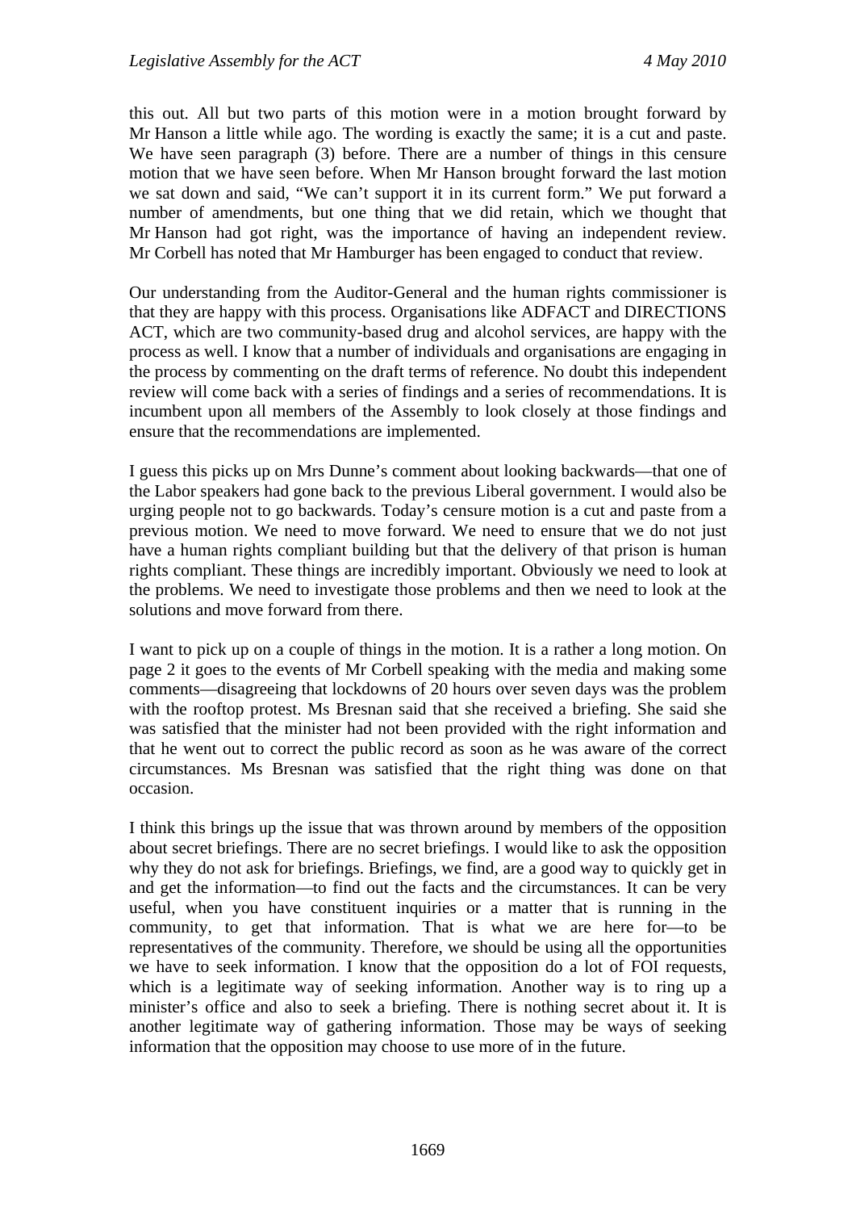this out. All but two parts of this motion were in a motion brought forward by Mr Hanson a little while ago. The wording is exactly the same; it is a cut and paste. We have seen paragraph (3) before. There are a number of things in this censure motion that we have seen before. When Mr Hanson brought forward the last motion we sat down and said, "We can't support it in its current form." We put forward a number of amendments, but one thing that we did retain, which we thought that Mr Hanson had got right, was the importance of having an independent review. Mr Corbell has noted that Mr Hamburger has been engaged to conduct that review.

Our understanding from the Auditor-General and the human rights commissioner is that they are happy with this process. Organisations like ADFACT and DIRECTIONS ACT, which are two community-based drug and alcohol services, are happy with the process as well. I know that a number of individuals and organisations are engaging in the process by commenting on the draft terms of reference. No doubt this independent review will come back with a series of findings and a series of recommendations. It is incumbent upon all members of the Assembly to look closely at those findings and ensure that the recommendations are implemented.

I guess this picks up on Mrs Dunne's comment about looking backwards—that one of the Labor speakers had gone back to the previous Liberal government. I would also be urging people not to go backwards. Today's censure motion is a cut and paste from a previous motion. We need to move forward. We need to ensure that we do not just have a human rights compliant building but that the delivery of that prison is human rights compliant. These things are incredibly important. Obviously we need to look at the problems. We need to investigate those problems and then we need to look at the solutions and move forward from there.

I want to pick up on a couple of things in the motion. It is a rather a long motion. On page 2 it goes to the events of Mr Corbell speaking with the media and making some comments—disagreeing that lockdowns of 20 hours over seven days was the problem with the rooftop protest. Ms Bresnan said that she received a briefing. She said she was satisfied that the minister had not been provided with the right information and that he went out to correct the public record as soon as he was aware of the correct circumstances. Ms Bresnan was satisfied that the right thing was done on that occasion.

I think this brings up the issue that was thrown around by members of the opposition about secret briefings. There are no secret briefings. I would like to ask the opposition why they do not ask for briefings. Briefings, we find, are a good way to quickly get in and get the information—to find out the facts and the circumstances. It can be very useful, when you have constituent inquiries or a matter that is running in the community, to get that information. That is what we are here for—to be representatives of the community. Therefore, we should be using all the opportunities we have to seek information. I know that the opposition do a lot of FOI requests, which is a legitimate way of seeking information. Another way is to ring up a minister's office and also to seek a briefing. There is nothing secret about it. It is another legitimate way of gathering information. Those may be ways of seeking information that the opposition may choose to use more of in the future.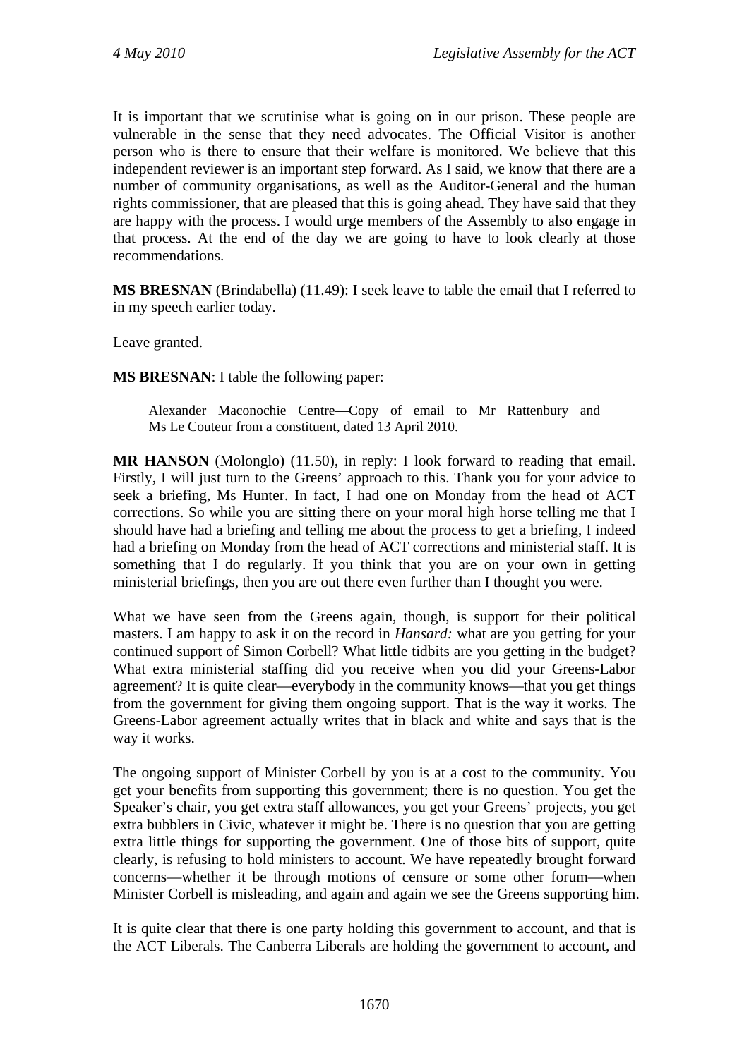It is important that we scrutinise what is going on in our prison. These people are vulnerable in the sense that they need advocates. The Official Visitor is another person who is there to ensure that their welfare is monitored. We believe that this independent reviewer is an important step forward. As I said, we know that there are a number of community organisations, as well as the Auditor-General and the human rights commissioner, that are pleased that this is going ahead. They have said that they are happy with the process. I would urge members of the Assembly to also engage in that process. At the end of the day we are going to have to look clearly at those recommendations.

**MS BRESNAN** (Brindabella) (11.49): I seek leave to table the email that I referred to in my speech earlier today.

Leave granted.

**MS BRESNAN**: I table the following paper:

> Alexander Maconochie Centre—Copy of email to Mr Rattenbury and Ms Le Couteur from a constituent, dated 13 April 2010.

**MR HANSON** (Molonglo) (11.50), in reply: I look forward to reading that email. Firstly, I will just turn to the Greens' approach to this. Thank you for your advice to seek a briefing, Ms Hunter. In fact, I had one on Monday from the head of ACT corrections. So while you are sitting there on your moral high horse telling me that I should have had a briefing and telling me about the process to get a briefing, I indeed had a briefing on Monday from the head of ACT corrections and ministerial staff. It is something that I do regularly. If you think that you are on your own in getting ministerial briefings, then you are out there even further than I thought you were.

What we have seen from the Greens again, though, is support for their political masters. I am happy to ask it on the record in *Hansard:* what are you getting for your continued support of Simon Corbell? What little tidbits are you getting in the budget? What extra ministerial staffing did you receive when you did your Greens-Labor agreement? It is quite clear—everybody in the community knows—that you get things from the government for giving them ongoing support. That is the way it works. The Greens-Labor agreement actually writes that in black and white and says that is the way it works.

The ongoing support of Minister Corbell by you is at a cost to the community. You get your benefits from supporting this government; there is no question. You get the Speaker's chair, you get extra staff allowances, you get your Greens' projects, you get extra bubblers in Civic, whatever it might be. There is no question that you are getting extra little things for supporting the government. One of those bits of support, quite clearly, is refusing to hold ministers to account. We have repeatedly brought forward concerns—whether it be through motions of censure or some other forum—when Minister Corbell is misleading, and again and again we see the Greens supporting him.

It is quite clear that there is one party holding this government to account, and that is the ACT Liberals. The Canberra Liberals are holding the government to account, and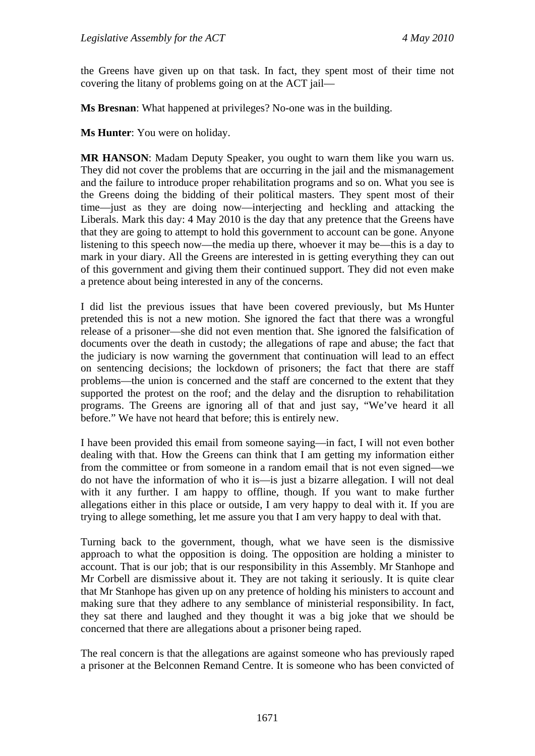the Greens have given up on that task. In fact, they spent most of their time not covering the litany of problems going on at the ACT jail—

**Ms Bresnan**: What happened at privileges? No-one was in the building.

**Ms Hunter**: You were on holiday.

**MR HANSON**: Madam Deputy Speaker, you ought to warn them like you warn us. They did not cover the problems that are occurring in the jail and the mismanagement and the failure to introduce proper rehabilitation programs and so on. What you see is the Greens doing the bidding of their political masters. They spent most of their time—just as they are doing now—interjecting and heckling and attacking the Liberals. Mark this day: 4 May 2010 is the day that any pretence that the Greens have that they are going to attempt to hold this government to account can be gone. Anyone listening to this speech now—the media up there, whoever it may be—this is a day to mark in your diary. All the Greens are interested in is getting everything they can out of this government and giving them their continued support. They did not even make a pretence about being interested in any of the concerns.

I did list the previous issues that have been covered previously, but Ms Hunter pretended this is not a new motion. She ignored the fact that there was a wrongful release of a prisoner—she did not even mention that. She ignored the falsification of documents over the death in custody; the allegations of rape and abuse; the fact that the judiciary is now warning the government that continuation will lead to an effect on sentencing decisions; the lockdown of prisoners; the fact that there are staff problems—the union is concerned and the staff are concerned to the extent that they supported the protest on the roof; and the delay and the disruption to rehabilitation programs. The Greens are ignoring all of that and just say, "We've heard it all before." We have not heard that before; this is entirely new.

I have been provided this email from someone saying—in fact, I will not even bother dealing with that. How the Greens can think that I am getting my information either from the committee or from someone in a random email that is not even signed—we do not have the information of who it is—is just a bizarre allegation. I will not deal with it any further. I am happy to offline, though. If you want to make further allegations either in this place or outside, I am very happy to deal with it. If you are trying to allege something, let me assure you that I am very happy to deal with that.

Turning back to the government, though, what we have seen is the dismissive approach to what the opposition is doing. The opposition are holding a minister to account. That is our job; that is our responsibility in this Assembly. Mr Stanhope and Mr Corbell are dismissive about it. They are not taking it seriously. It is quite clear that Mr Stanhope has given up on any pretence of holding his ministers to account and making sure that they adhere to any semblance of ministerial responsibility. In fact, they sat there and laughed and they thought it was a big joke that we should be concerned that there are allegations about a prisoner being raped.

The real concern is that the allegations are against someone who has previously raped a prisoner at the Belconnen Remand Centre. It is someone who has been convicted of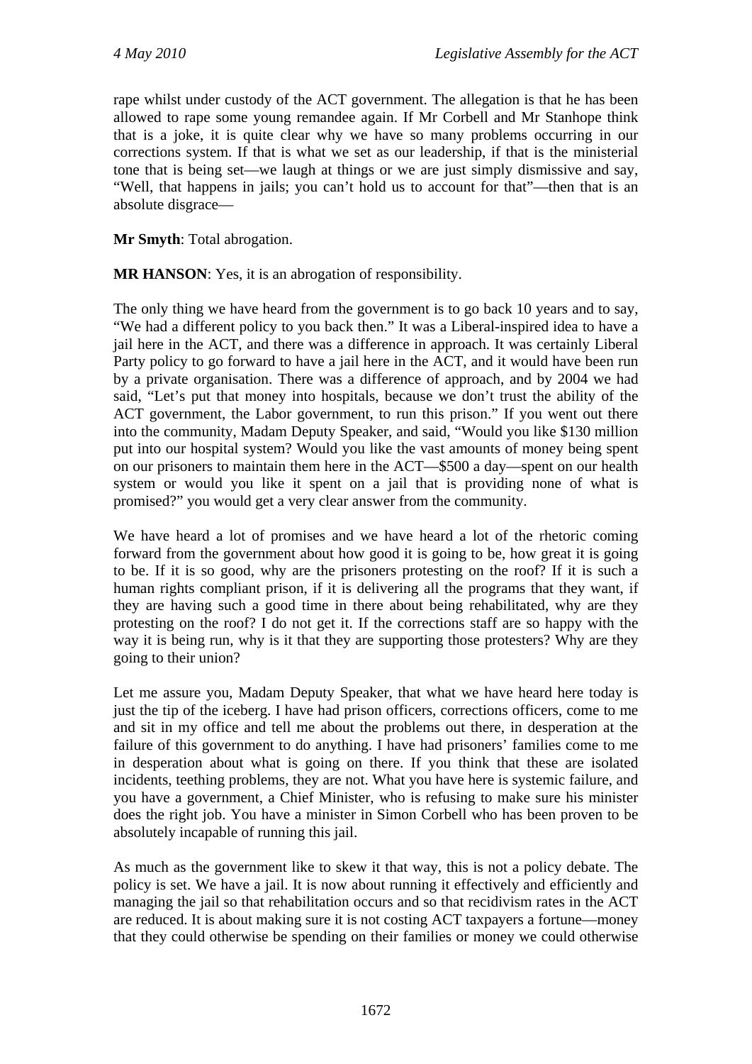rape whilst under custody of the ACT government. The allegation is that he has been allowed to rape some young remandee again. If Mr Corbell and Mr Stanhope think that is a joke, it is quite clear why we have so many problems occurring in our corrections system. If that is what we set as our leadership, if that is the ministerial tone that is being set—we laugh at things or we are just simply dismissive and say, "Well, that happens in jails; you can't hold us to account for that"—then that is an absolute disgrace—

**Mr Smyth**: Total abrogation.

**MR HANSON**: Yes, it is an abrogation of responsibility.

The only thing we have heard from the government is to go back 10 years and to say, "We had a different policy to you back then." It was a Liberal-inspired idea to have a jail here in the ACT, and there was a difference in approach. It was certainly Liberal Party policy to go forward to have a jail here in the ACT, and it would have been run by a private organisation. There was a difference of approach, and by 2004 we had said, "Let's put that money into hospitals, because we don't trust the ability of the ACT government, the Labor government, to run this prison." If you went out there into the community, Madam Deputy Speaker, and said, "Would you like $130 million put into our hospital system? Would you like the vast amounts of money being spent on our prisoners to maintain them here in the ACT—$500 a day—spent on our health system or would you like it spent on a jail that is providing none of what is promised?" you would get a very clear answer from the community.

We have heard a lot of promises and we have heard a lot of the rhetoric coming forward from the government about how good it is going to be, how great it is going to be. If it is so good, why are the prisoners protesting on the roof? If it is such a human rights compliant prison, if it is delivering all the programs that they want, if they are having such a good time in there about being rehabilitated, why are they protesting on the roof? I do not get it. If the corrections staff are so happy with the way it is being run, why is it that they are supporting those protesters? Why are they going to their union?

Let me assure you, Madam Deputy Speaker, that what we have heard here today is just the tip of the iceberg. I have had prison officers, corrections officers, come to me and sit in my office and tell me about the problems out there, in desperation at the failure of this government to do anything. I have had prisoners' families come to me in desperation about what is going on there. If you think that these are isolated incidents, teething problems, they are not. What you have here is systemic failure, and you have a government, a Chief Minister, who is refusing to make sure his minister does the right job. You have a minister in Simon Corbell who has been proven to be absolutely incapable of running this jail.

As much as the government like to skew it that way, this is not a policy debate. The policy is set. We have a jail. It is now about running it effectively and efficiently and managing the jail so that rehabilitation occurs and so that recidivism rates in the ACT are reduced. It is about making sure it is not costing ACT taxpayers a fortune—money that they could otherwise be spending on their families or money we could otherwise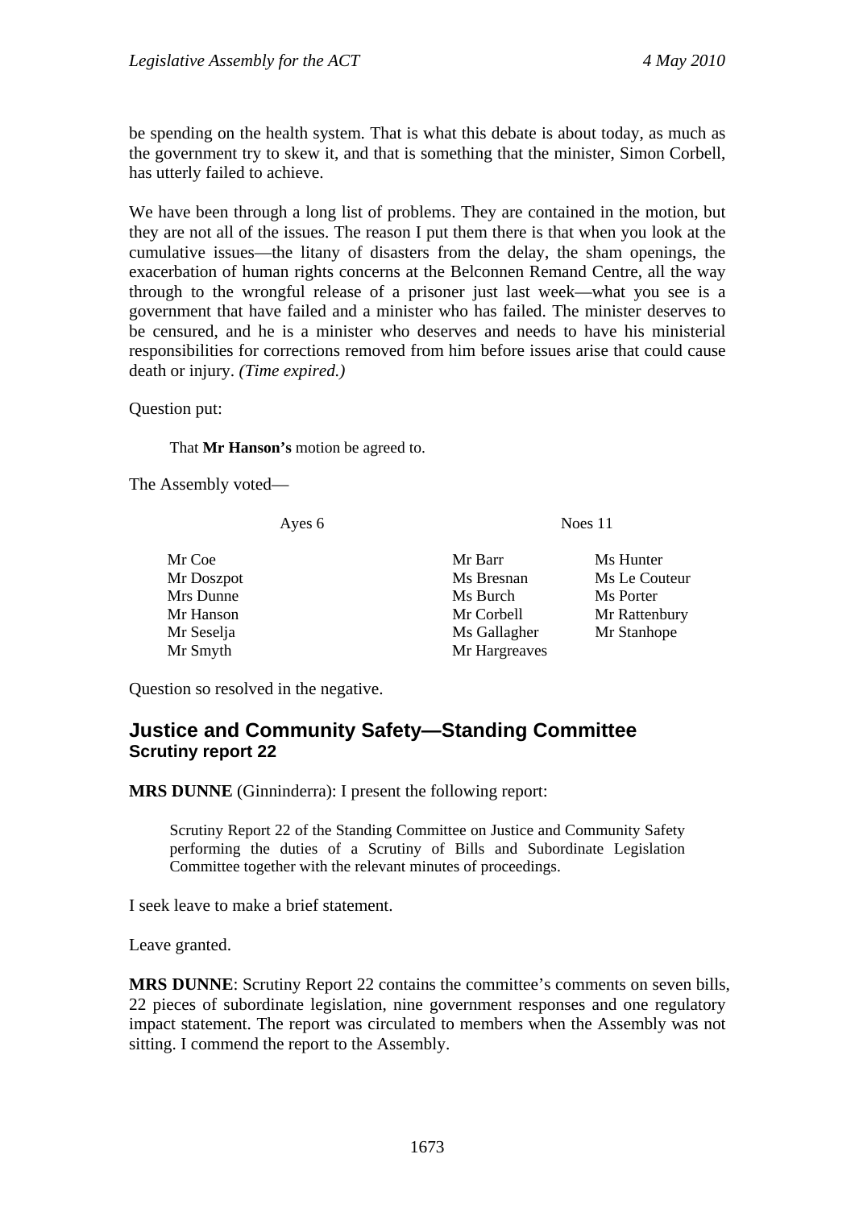be spending on the health system. That is what this debate is about today, as much as the government try to skew it, and that is something that the minister, Simon Corbell, has utterly failed to achieve.

We have been through a long list of problems. They are contained in the motion, but they are not all of the issues. The reason I put them there is that when you look at the cumulative issues—the litany of disasters from the delay, the sham openings, the exacerbation of human rights concerns at the Belconnen Remand Centre, all the way through to the wrongful release of a prisoner just last week—what you see is a government that have failed and a minister who has failed. The minister deserves to be censured, and he is a minister who deserves and needs to have his ministerial responsibilities for corrections removed from him before issues arise that could cause death or injury. *(Time expired.)*

Question put:

> That **Mr Hanson's** motion be agreed to.

The Assembly voted—

| Ayes 6 | Noes 11 | |
|---|---|---|
| Mr Coe | Mr Barr | Ms Hunter |
| Mr Doszpot | Ms Bresnan | Ms Le Couteur |
| Mrs Dunne | Ms Burch | Ms Porter |
| Mr Hanson | Mr Corbell | Mr Rattenbury |
| Mr Seselja | Ms Gallagher | Mr Stanhope |
| Mr Smyth | Mr Hargreaves | |

Question so resolved in the negative.

## Justice and Community Safety—Standing Committee
### Scrutiny report 22

**MRS DUNNE** (Ginninderra): I present the following report:

> Scrutiny Report 22 of the Standing Committee on Justice and Community Safety performing the duties of a Scrutiny of Bills and Subordinate Legislation Committee together with the relevant minutes of proceedings.

I seek leave to make a brief statement.

Leave granted.

**MRS DUNNE**: Scrutiny Report 22 contains the committee's comments on seven bills, 22 pieces of subordinate legislation, nine government responses and one regulatory impact statement. The report was circulated to members when the Assembly was not sitting. I commend the report to the Assembly.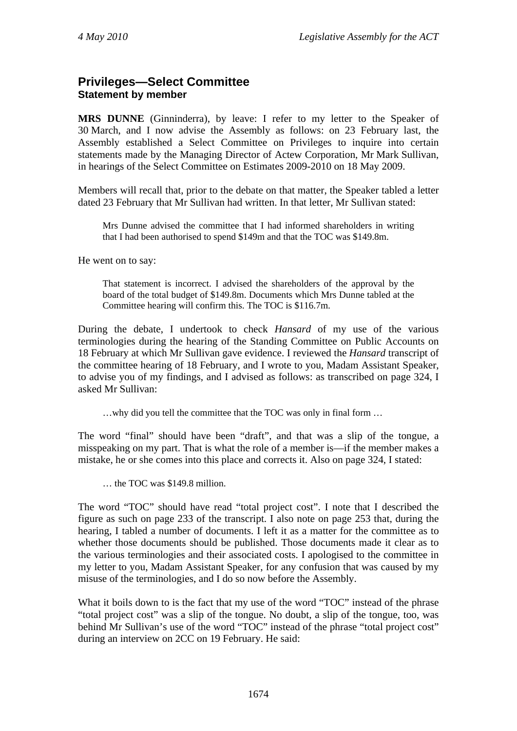## Privileges—Select Committee

### Statement by member

**MRS DUNNE** (Ginninderra), by leave: I refer to my letter to the Speaker of 30 March, and I now advise the Assembly as follows: on 23 February last, the Assembly established a Select Committee on Privileges to inquire into certain statements made by the Managing Director of Actew Corporation, Mr Mark Sullivan, in hearings of the Select Committee on Estimates 2009-2010 on 18 May 2009.

Members will recall that, prior to the debate on that matter, the Speaker tabled a letter dated 23 February that Mr Sullivan had written. In that letter, Mr Sullivan stated:

> Mrs Dunne advised the committee that I had informed shareholders in writing that I had been authorised to spend $149m and that the TOC was $149.8m.

He went on to say:

> That statement is incorrect. I advised the shareholders of the approval by the board of the total budget of $149.8m. Documents which Mrs Dunne tabled at the Committee hearing will confirm this. The TOC is $116.7m.

During the debate, I undertook to check *Hansard* of my use of the various terminologies during the hearing of the Standing Committee on Public Accounts on 18 February at which Mr Sullivan gave evidence. I reviewed the *Hansard* transcript of the committee hearing of 18 February, and I wrote to you, Madam Assistant Speaker, to advise you of my findings, and I advised as follows: as transcribed on page 324, I asked Mr Sullivan:

> …why did you tell the committee that the TOC was only in final form …

The word "final" should have been "draft", and that was a slip of the tongue, a misspeaking on my part. That is what the role of a member is—if the member makes a mistake, he or she comes into this place and corrects it. Also on page 324, I stated:

> … the TOC was $149.8 million.

The word "TOC" should have read "total project cost". I note that I described the figure as such on page 233 of the transcript. I also note on page 253 that, during the hearing, I tabled a number of documents. I left it as a matter for the committee as to whether those documents should be published. Those documents made it clear as to the various terminologies and their associated costs. I apologised to the committee in my letter to you, Madam Assistant Speaker, for any confusion that was caused by my misuse of the terminologies, and I do so now before the Assembly.

What it boils down to is the fact that my use of the word "TOC" instead of the phrase "total project cost" was a slip of the tongue. No doubt, a slip of the tongue, too, was behind Mr Sullivan's use of the word "TOC" instead of the phrase "total project cost" during an interview on 2CC on 19 February. He said: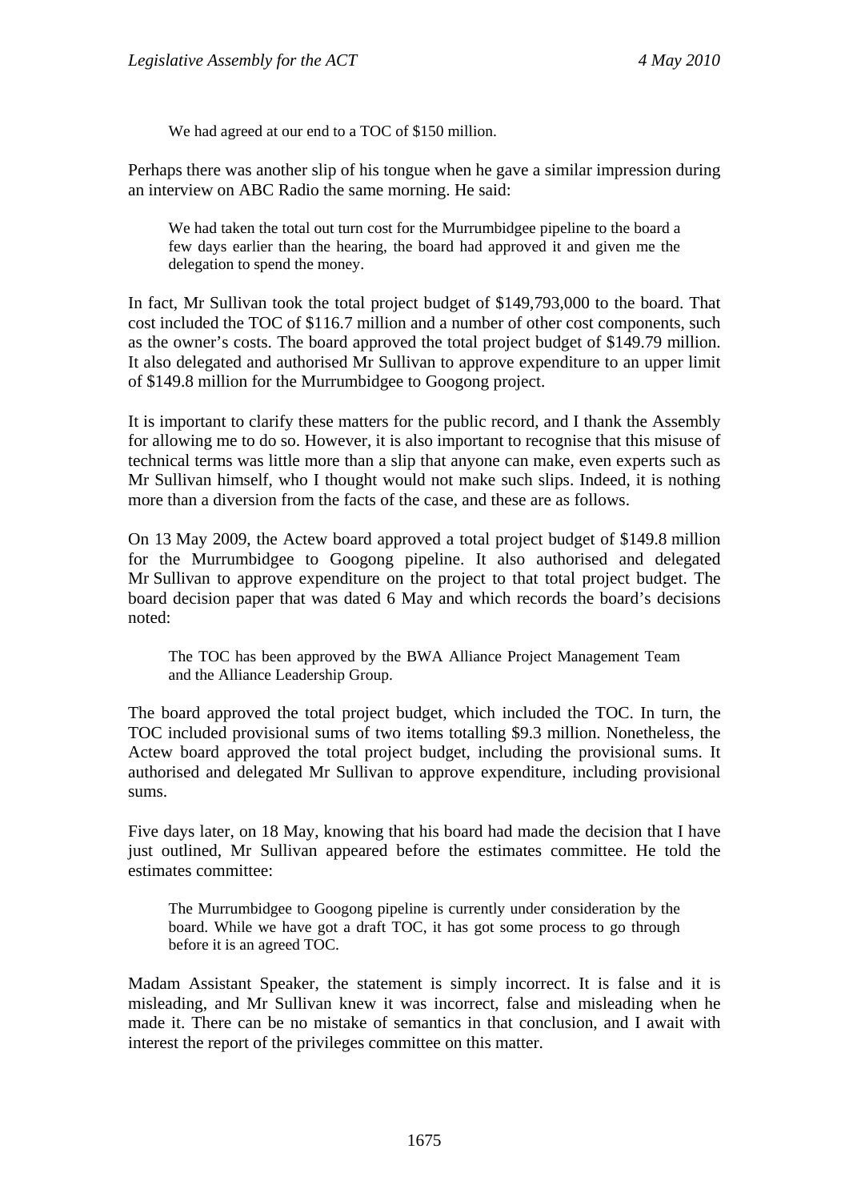> We had agreed at our end to a TOC of $150 million.

Perhaps there was another slip of his tongue when he gave a similar impression during an interview on ABC Radio the same morning. He said:

> We had taken the total out turn cost for the Murrumbidgee pipeline to the board a few days earlier than the hearing, the board had approved it and given me the delegation to spend the money.

In fact, Mr Sullivan took the total project budget of $149,793,000 to the board. That cost included the TOC of $116.7 million and a number of other cost components, such as the owner's costs. The board approved the total project budget of $149.79 million. It also delegated and authorised Mr Sullivan to approve expenditure to an upper limit of $149.8 million for the Murrumbidgee to Googong project.

It is important to clarify these matters for the public record, and I thank the Assembly for allowing me to do so. However, it is also important to recognise that this misuse of technical terms was little more than a slip that anyone can make, even experts such as Mr Sullivan himself, who I thought would not make such slips. Indeed, it is nothing more than a diversion from the facts of the case, and these are as follows.

On 13 May 2009, the Actew board approved a total project budget of $149.8 million for the Murrumbidgee to Googong pipeline. It also authorised and delegated Mr Sullivan to approve expenditure on the project to that total project budget. The board decision paper that was dated 6 May and which records the board's decisions noted:

> The TOC has been approved by the BWA Alliance Project Management Team and the Alliance Leadership Group.

The board approved the total project budget, which included the TOC. In turn, the TOC included provisional sums of two items totalling $9.3 million. Nonetheless, the Actew board approved the total project budget, including the provisional sums. It authorised and delegated Mr Sullivan to approve expenditure, including provisional sums.

Five days later, on 18 May, knowing that his board had made the decision that I have just outlined, Mr Sullivan appeared before the estimates committee. He told the estimates committee:

> The Murrumbidgee to Googong pipeline is currently under consideration by the board. While we have got a draft TOC, it has got some process to go through before it is an agreed TOC.

Madam Assistant Speaker, the statement is simply incorrect. It is false and it is misleading, and Mr Sullivan knew it was incorrect, false and misleading when he made it. There can be no mistake of semantics in that conclusion, and I await with interest the report of the privileges committee on this matter.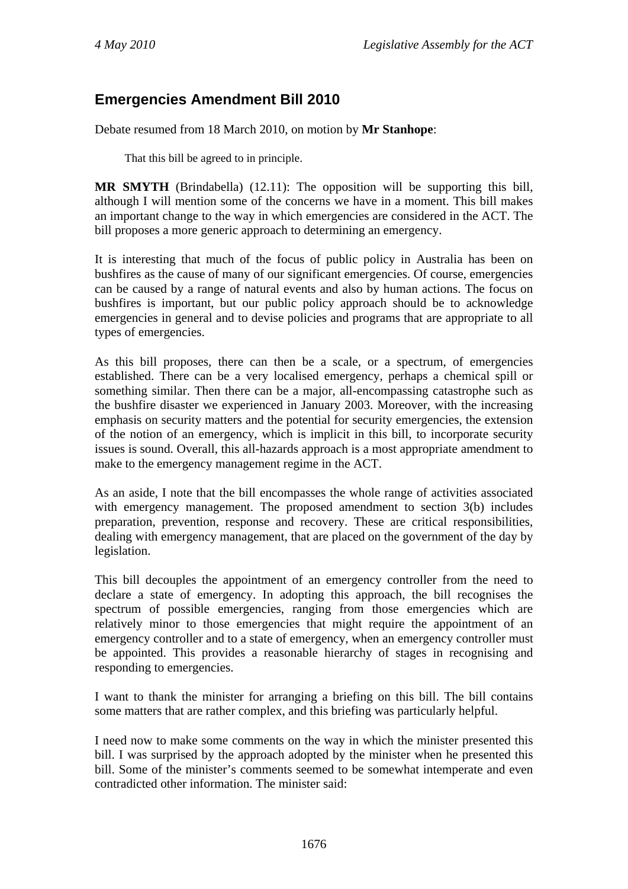## Emergencies Amendment Bill 2010

Debate resumed from 18 March 2010, on motion by **Mr Stanhope**:

> That this bill be agreed to in principle.

**MR SMYTH** (Brindabella) (12.11): The opposition will be supporting this bill, although I will mention some of the concerns we have in a moment. This bill makes an important change to the way in which emergencies are considered in the ACT. The bill proposes a more generic approach to determining an emergency.

It is interesting that much of the focus of public policy in Australia has been on bushfires as the cause of many of our significant emergencies. Of course, emergencies can be caused by a range of natural events and also by human actions. The focus on bushfires is important, but our public policy approach should be to acknowledge emergencies in general and to devise policies and programs that are appropriate to all types of emergencies.

As this bill proposes, there can then be a scale, or a spectrum, of emergencies established. There can be a very localised emergency, perhaps a chemical spill or something similar. Then there can be a major, all-encompassing catastrophe such as the bushfire disaster we experienced in January 2003. Moreover, with the increasing emphasis on security matters and the potential for security emergencies, the extension of the notion of an emergency, which is implicit in this bill, to incorporate security issues is sound. Overall, this all-hazards approach is a most appropriate amendment to make to the emergency management regime in the ACT.

As an aside, I note that the bill encompasses the whole range of activities associated with emergency management. The proposed amendment to section 3(b) includes preparation, prevention, response and recovery. These are critical responsibilities, dealing with emergency management, that are placed on the government of the day by legislation.

This bill decouples the appointment of an emergency controller from the need to declare a state of emergency. In adopting this approach, the bill recognises the spectrum of possible emergencies, ranging from those emergencies which are relatively minor to those emergencies that might require the appointment of an emergency controller and to a state of emergency, when an emergency controller must be appointed. This provides a reasonable hierarchy of stages in recognising and responding to emergencies.

I want to thank the minister for arranging a briefing on this bill. The bill contains some matters that are rather complex, and this briefing was particularly helpful.

I need now to make some comments on the way in which the minister presented this bill. I was surprised by the approach adopted by the minister when he presented this bill. Some of the minister's comments seemed to be somewhat intemperate and even contradicted other information. The minister said: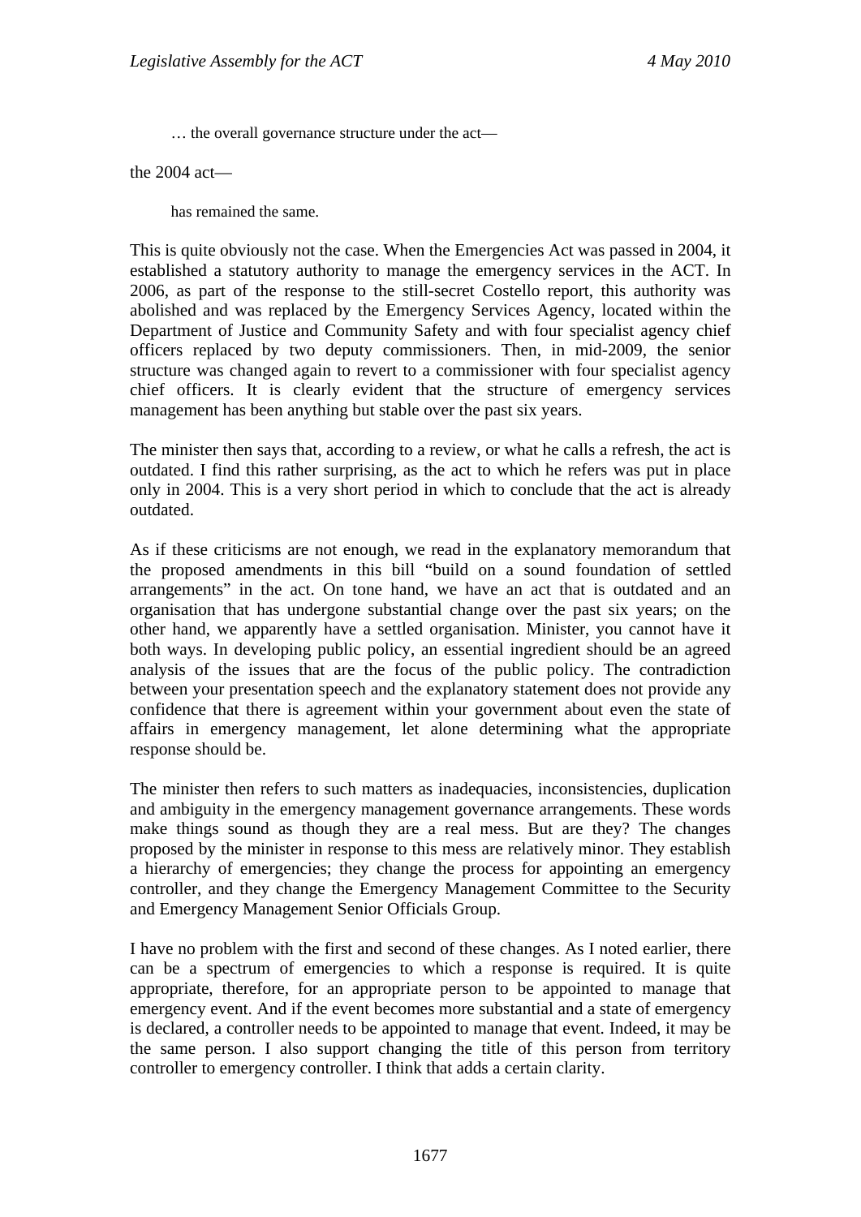> … the overall governance structure under the act—

the 2004 act—

> has remained the same.

This is quite obviously not the case. When the Emergencies Act was passed in 2004, it established a statutory authority to manage the emergency services in the ACT. In 2006, as part of the response to the still-secret Costello report, this authority was abolished and was replaced by the Emergency Services Agency, located within the Department of Justice and Community Safety and with four specialist agency chief officers replaced by two deputy commissioners. Then, in mid-2009, the senior structure was changed again to revert to a commissioner with four specialist agency chief officers. It is clearly evident that the structure of emergency services management has been anything but stable over the past six years.

The minister then says that, according to a review, or what he calls a refresh, the act is outdated. I find this rather surprising, as the act to which he refers was put in place only in 2004. This is a very short period in which to conclude that the act is already outdated.

As if these criticisms are not enough, we read in the explanatory memorandum that the proposed amendments in this bill "build on a sound foundation of settled arrangements" in the act. On tone hand, we have an act that is outdated and an organisation that has undergone substantial change over the past six years; on the other hand, we apparently have a settled organisation. Minister, you cannot have it both ways. In developing public policy, an essential ingredient should be an agreed analysis of the issues that are the focus of the public policy. The contradiction between your presentation speech and the explanatory statement does not provide any confidence that there is agreement within your government about even the state of affairs in emergency management, let alone determining what the appropriate response should be.

The minister then refers to such matters as inadequacies, inconsistencies, duplication and ambiguity in the emergency management governance arrangements. These words make things sound as though they are a real mess. But are they? The changes proposed by the minister in response to this mess are relatively minor. They establish a hierarchy of emergencies; they change the process for appointing an emergency controller, and they change the Emergency Management Committee to the Security and Emergency Management Senior Officials Group.

I have no problem with the first and second of these changes. As I noted earlier, there can be a spectrum of emergencies to which a response is required. It is quite appropriate, therefore, for an appropriate person to be appointed to manage that emergency event. And if the event becomes more substantial and a state of emergency is declared, a controller needs to be appointed to manage that event. Indeed, it may be the same person. I also support changing the title of this person from territory controller to emergency controller. I think that adds a certain clarity.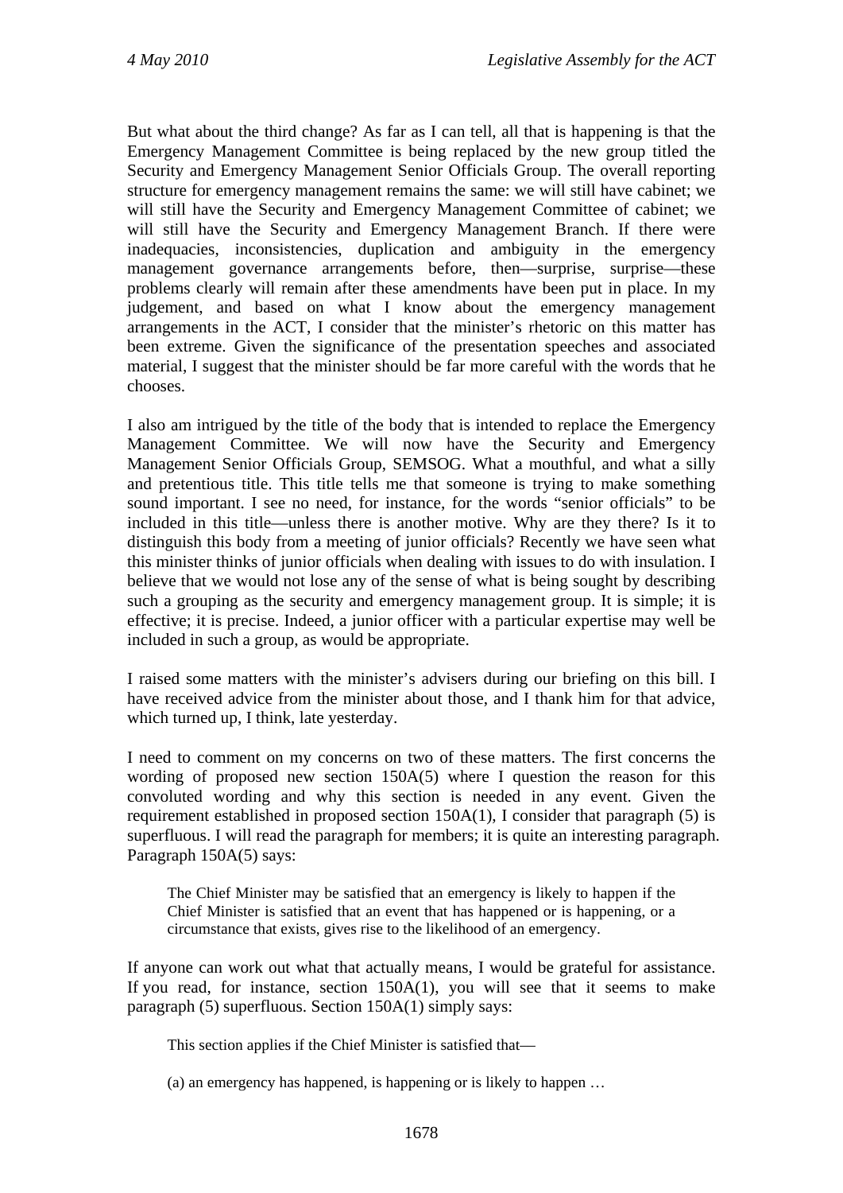But what about the third change? As far as I can tell, all that is happening is that the Emergency Management Committee is being replaced by the new group titled the Security and Emergency Management Senior Officials Group. The overall reporting structure for emergency management remains the same: we will still have cabinet; we will still have the Security and Emergency Management Committee of cabinet; we will still have the Security and Emergency Management Branch. If there were inadequacies, inconsistencies, duplication and ambiguity in the emergency management governance arrangements before, then—surprise, surprise—these problems clearly will remain after these amendments have been put in place. In my judgement, and based on what I know about the emergency management arrangements in the ACT, I consider that the minister's rhetoric on this matter has been extreme. Given the significance of the presentation speeches and associated material, I suggest that the minister should be far more careful with the words that he chooses.

I also am intrigued by the title of the body that is intended to replace the Emergency Management Committee. We will now have the Security and Emergency Management Senior Officials Group, SEMSOG. What a mouthful, and what a silly and pretentious title. This title tells me that someone is trying to make something sound important. I see no need, for instance, for the words "senior officials" to be included in this title—unless there is another motive. Why are they there? Is it to distinguish this body from a meeting of junior officials? Recently we have seen what this minister thinks of junior officials when dealing with issues to do with insulation. I believe that we would not lose any of the sense of what is being sought by describing such a grouping as the security and emergency management group. It is simple; it is effective; it is precise. Indeed, a junior officer with a particular expertise may well be included in such a group, as would be appropriate.

I raised some matters with the minister's advisers during our briefing on this bill. I have received advice from the minister about those, and I thank him for that advice, which turned up, I think, late yesterday.

I need to comment on my concerns on two of these matters. The first concerns the wording of proposed new section 150A(5) where I question the reason for this convoluted wording and why this section is needed in any event. Given the requirement established in proposed section 150A(1), I consider that paragraph (5) is superfluous. I will read the paragraph for members; it is quite an interesting paragraph. Paragraph 150A(5) says:

> The Chief Minister may be satisfied that an emergency is likely to happen if the Chief Minister is satisfied that an event that has happened or is happening, or a circumstance that exists, gives rise to the likelihood of an emergency.

If anyone can work out what that actually means, I would be grateful for assistance. If you read, for instance, section 150A(1), you will see that it seems to make paragraph (5) superfluous. Section 150A(1) simply says:

> This section applies if the Chief Minister is satisfied that—
>
> (a) an emergency has happened, is happening or is likely to happen …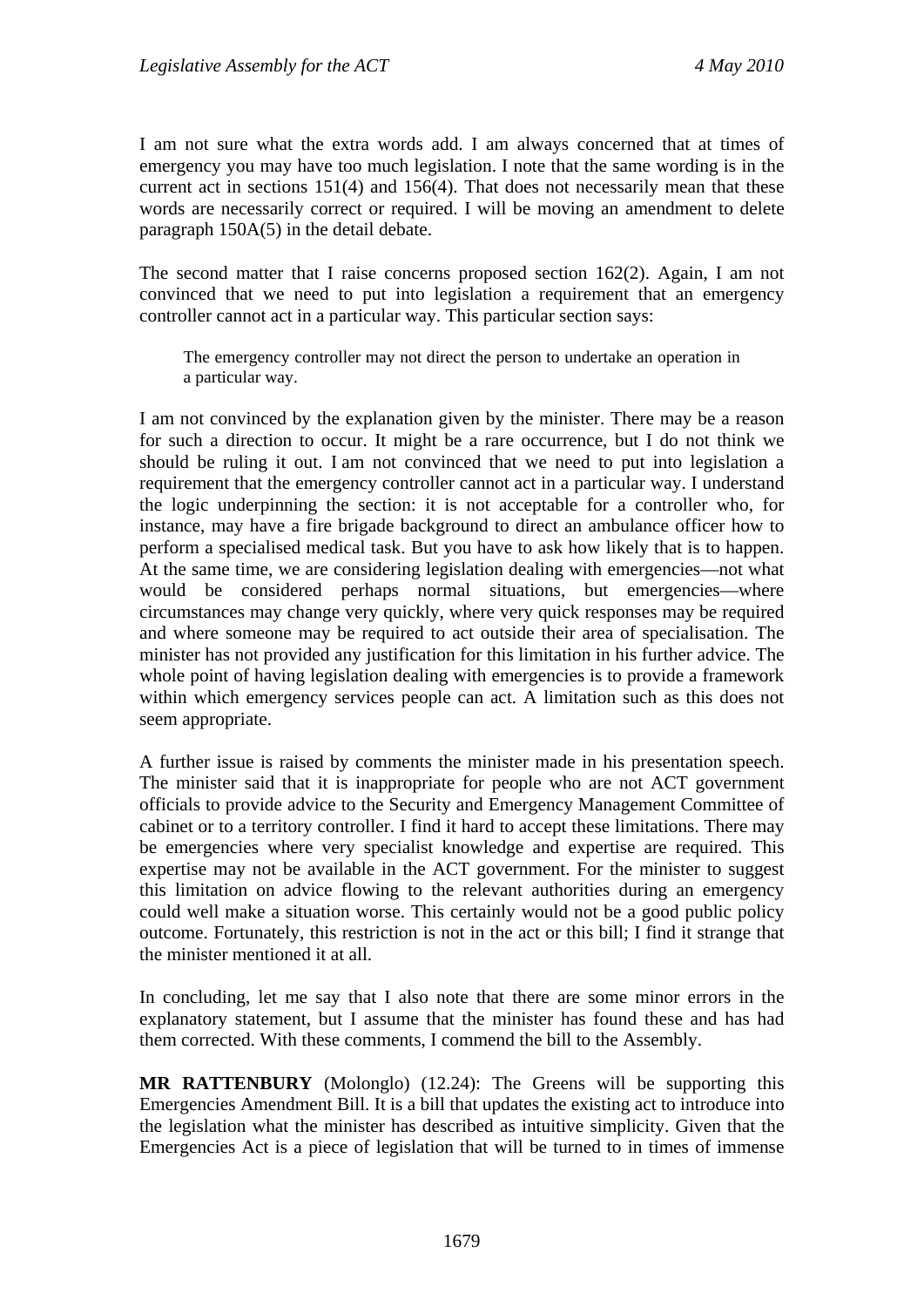I am not sure what the extra words add. I am always concerned that at times of emergency you may have too much legislation. I note that the same wording is in the current act in sections 151(4) and 156(4). That does not necessarily mean that these words are necessarily correct or required. I will be moving an amendment to delete paragraph 150A(5) in the detail debate.

The second matter that I raise concerns proposed section 162(2). Again, I am not convinced that we need to put into legislation a requirement that an emergency controller cannot act in a particular way. This particular section says:

> The emergency controller may not direct the person to undertake an operation in a particular way.

I am not convinced by the explanation given by the minister. There may be a reason for such a direction to occur. It might be a rare occurrence, but I do not think we should be ruling it out. I am not convinced that we need to put into legislation a requirement that the emergency controller cannot act in a particular way. I understand the logic underpinning the section: it is not acceptable for a controller who, for instance, may have a fire brigade background to direct an ambulance officer how to perform a specialised medical task. But you have to ask how likely that is to happen. At the same time, we are considering legislation dealing with emergencies—not what would be considered perhaps normal situations, but emergencies—where circumstances may change very quickly, where very quick responses may be required and where someone may be required to act outside their area of specialisation. The minister has not provided any justification for this limitation in his further advice. The whole point of having legislation dealing with emergencies is to provide a framework within which emergency services people can act. A limitation such as this does not seem appropriate.

A further issue is raised by comments the minister made in his presentation speech. The minister said that it is inappropriate for people who are not ACT government officials to provide advice to the Security and Emergency Management Committee of cabinet or to a territory controller. I find it hard to accept these limitations. There may be emergencies where very specialist knowledge and expertise are required. This expertise may not be available in the ACT government. For the minister to suggest this limitation on advice flowing to the relevant authorities during an emergency could well make a situation worse. This certainly would not be a good public policy outcome. Fortunately, this restriction is not in the act or this bill; I find it strange that the minister mentioned it at all.

In concluding, let me say that I also note that there are some minor errors in the explanatory statement, but I assume that the minister has found these and has had them corrected. With these comments, I commend the bill to the Assembly.

**MR RATTENBURY** (Molonglo) (12.24): The Greens will be supporting this Emergencies Amendment Bill. It is a bill that updates the existing act to introduce into the legislation what the minister has described as intuitive simplicity. Given that the Emergencies Act is a piece of legislation that will be turned to in times of immense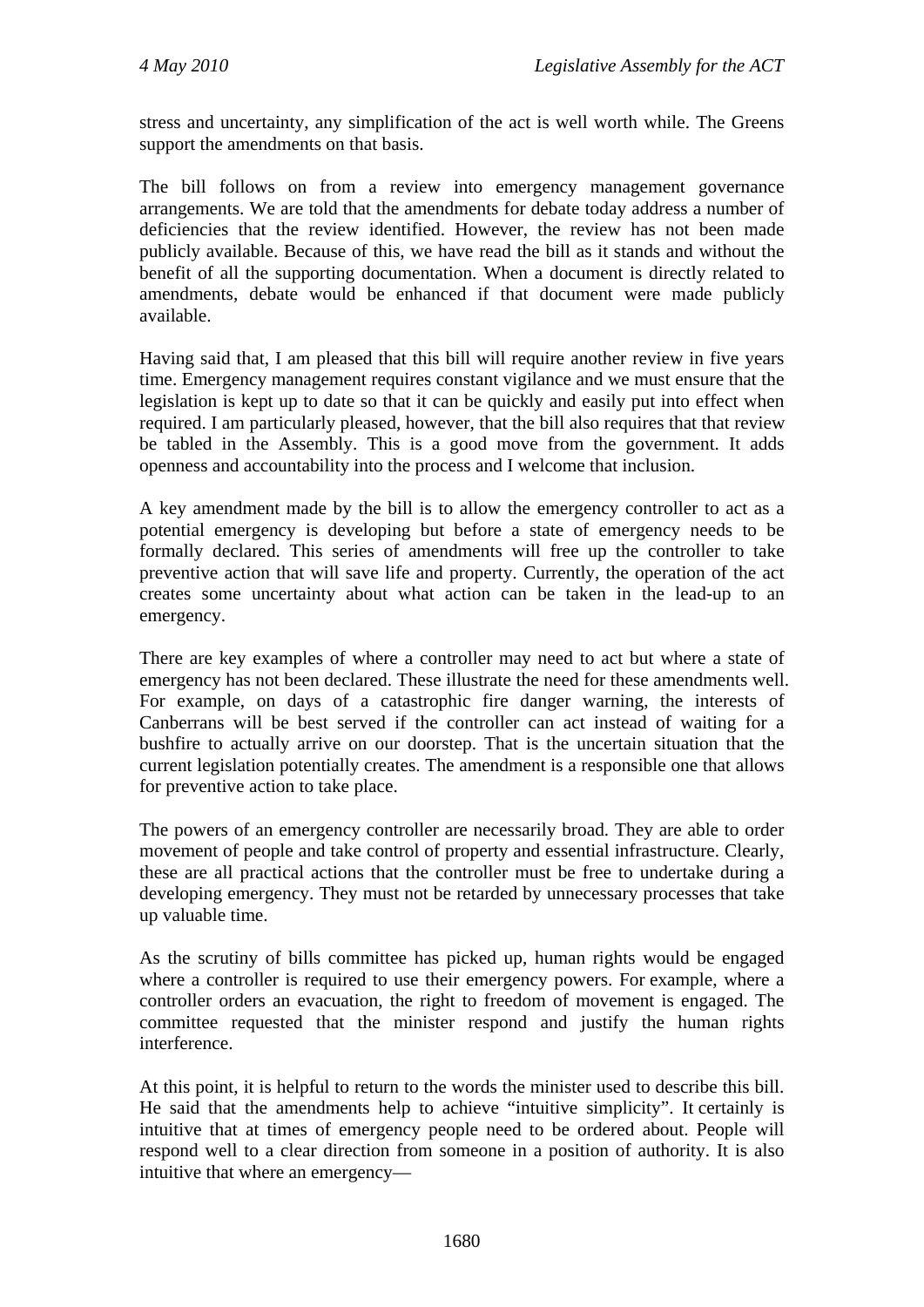stress and uncertainty, any simplification of the act is well worth while. The Greens support the amendments on that basis.

The bill follows on from a review into emergency management governance arrangements. We are told that the amendments for debate today address a number of deficiencies that the review identified. However, the review has not been made publicly available. Because of this, we have read the bill as it stands and without the benefit of all the supporting documentation. When a document is directly related to amendments, debate would be enhanced if that document were made publicly available.

Having said that, I am pleased that this bill will require another review in five years time. Emergency management requires constant vigilance and we must ensure that the legislation is kept up to date so that it can be quickly and easily put into effect when required. I am particularly pleased, however, that the bill also requires that that review be tabled in the Assembly. This is a good move from the government. It adds openness and accountability into the process and I welcome that inclusion.

A key amendment made by the bill is to allow the emergency controller to act as a potential emergency is developing but before a state of emergency needs to be formally declared. This series of amendments will free up the controller to take preventive action that will save life and property. Currently, the operation of the act creates some uncertainty about what action can be taken in the lead-up to an emergency.

There are key examples of where a controller may need to act but where a state of emergency has not been declared. These illustrate the need for these amendments well. For example, on days of a catastrophic fire danger warning, the interests of Canberrans will be best served if the controller can act instead of waiting for a bushfire to actually arrive on our doorstep. That is the uncertain situation that the current legislation potentially creates. The amendment is a responsible one that allows for preventive action to take place.

The powers of an emergency controller are necessarily broad. They are able to order movement of people and take control of property and essential infrastructure. Clearly, these are all practical actions that the controller must be free to undertake during a developing emergency. They must not be retarded by unnecessary processes that take up valuable time.

As the scrutiny of bills committee has picked up, human rights would be engaged where a controller is required to use their emergency powers. For example, where a controller orders an evacuation, the right to freedom of movement is engaged. The committee requested that the minister respond and justify the human rights interference.

At this point, it is helpful to return to the words the minister used to describe this bill. He said that the amendments help to achieve "intuitive simplicity". It certainly is intuitive that at times of emergency people need to be ordered about. People will respond well to a clear direction from someone in a position of authority. It is also intuitive that where an emergency—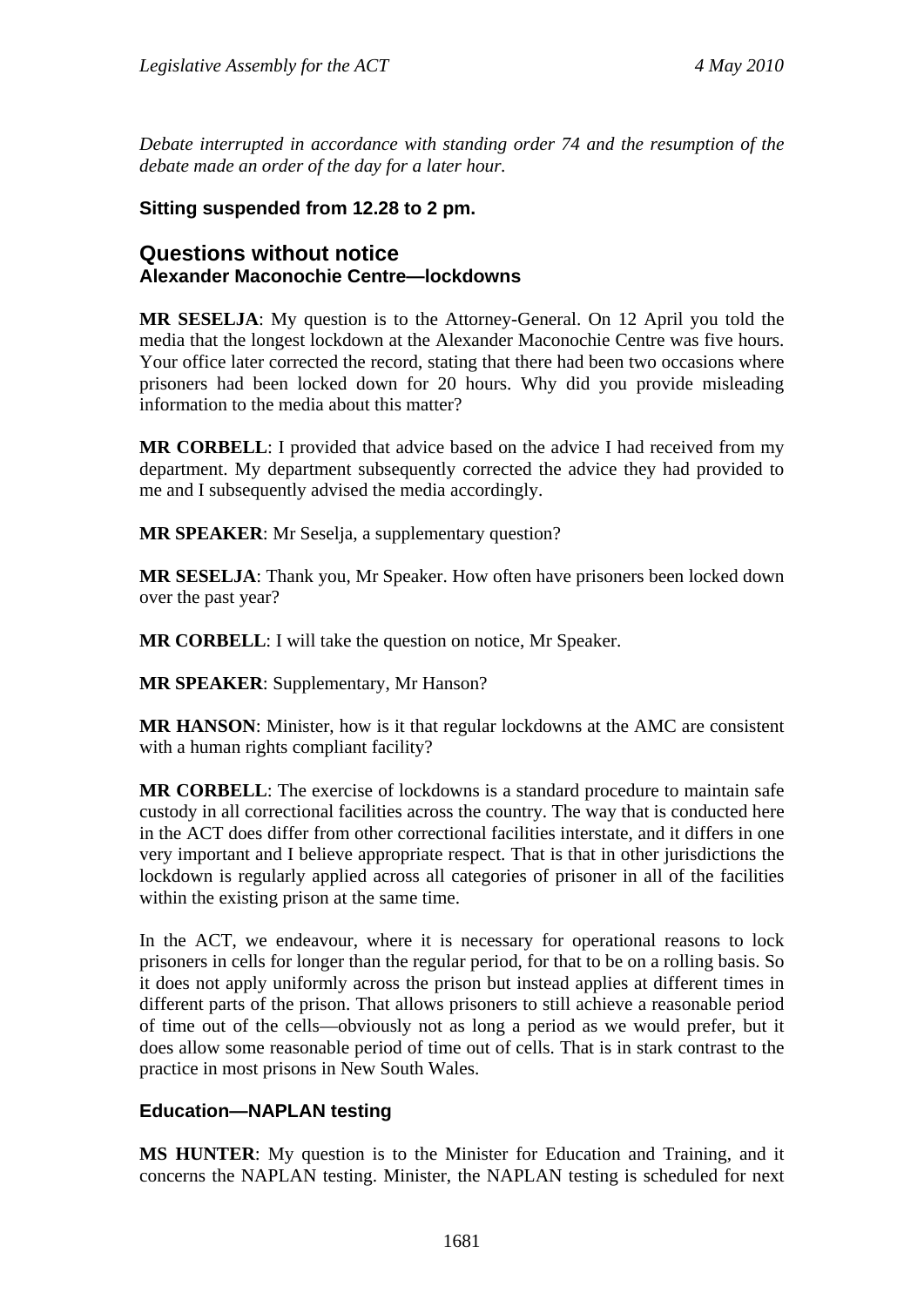*Debate interrupted in accordance with standing order 74 and the resumption of the debate made an order of the day for a later hour.*

**Sitting suspended from 12.28 to 2 pm.**

## Questions without notice

### Alexander Maconochie Centre—lockdowns

**MR SESELJA**: My question is to the Attorney-General. On 12 April you told the media that the longest lockdown at the Alexander Maconochie Centre was five hours. Your office later corrected the record, stating that there had been two occasions where prisoners had been locked down for 20 hours. Why did you provide misleading information to the media about this matter?

**MR CORBELL**: I provided that advice based on the advice I had received from my department. My department subsequently corrected the advice they had provided to me and I subsequently advised the media accordingly.

**MR SPEAKER**: Mr Seselja, a supplementary question?

**MR SESELJA**: Thank you, Mr Speaker. How often have prisoners been locked down over the past year?

**MR CORBELL**: I will take the question on notice, Mr Speaker.

**MR SPEAKER**: Supplementary, Mr Hanson?

**MR HANSON**: Minister, how is it that regular lockdowns at the AMC are consistent with a human rights compliant facility?

**MR CORBELL**: The exercise of lockdowns is a standard procedure to maintain safe custody in all correctional facilities across the country. The way that is conducted here in the ACT does differ from other correctional facilities interstate, and it differs in one very important and I believe appropriate respect. That is that in other jurisdictions the lockdown is regularly applied across all categories of prisoner in all of the facilities within the existing prison at the same time.

In the ACT, we endeavour, where it is necessary for operational reasons to lock prisoners in cells for longer than the regular period, for that to be on a rolling basis. So it does not apply uniformly across the prison but instead applies at different times in different parts of the prison. That allows prisoners to still achieve a reasonable period of time out of the cells—obviously not as long a period as we would prefer, but it does allow some reasonable period of time out of cells. That is in stark contrast to the practice in most prisons in New South Wales.

### Education—NAPLAN testing

**MS HUNTER**: My question is to the Minister for Education and Training, and it concerns the NAPLAN testing. Minister, the NAPLAN testing is scheduled for next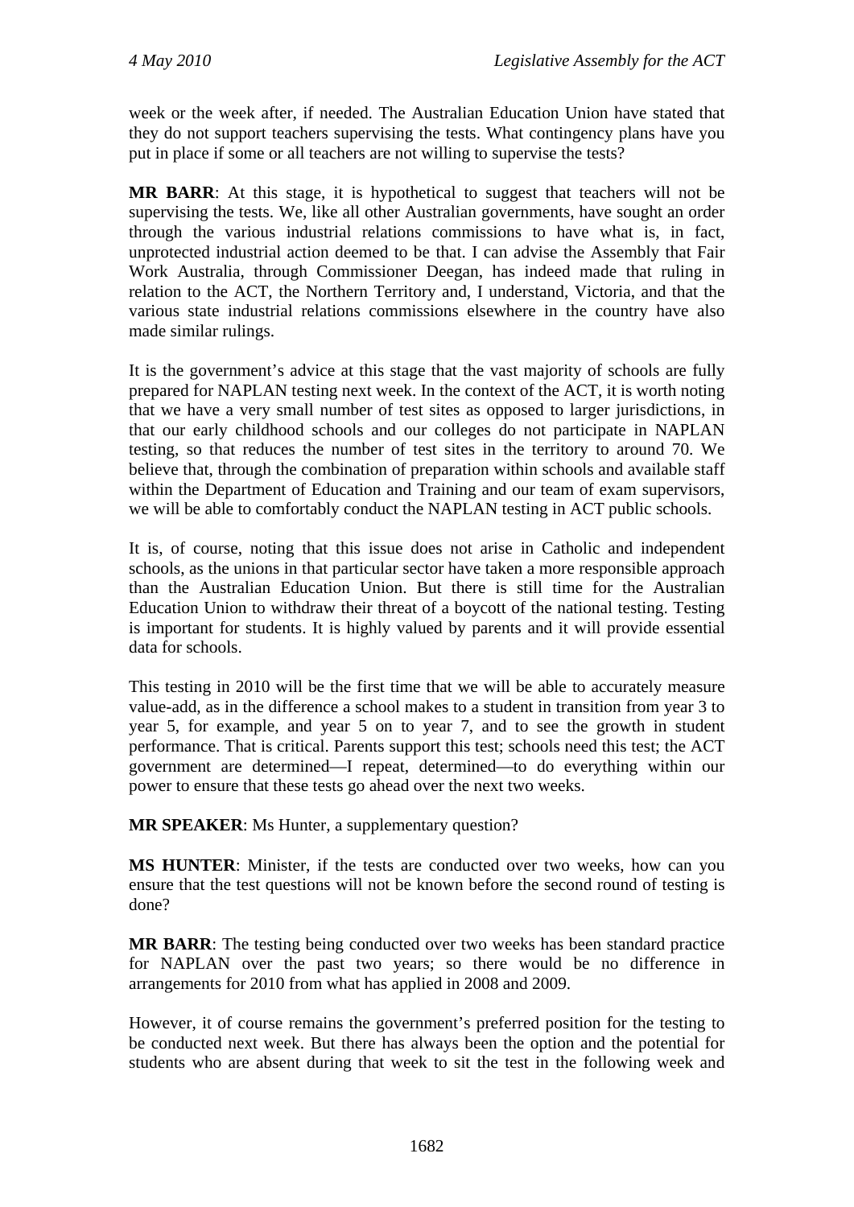week or the week after, if needed. The Australian Education Union have stated that they do not support teachers supervising the tests. What contingency plans have you put in place if some or all teachers are not willing to supervise the tests?

**MR BARR**: At this stage, it is hypothetical to suggest that teachers will not be supervising the tests. We, like all other Australian governments, have sought an order through the various industrial relations commissions to have what is, in fact, unprotected industrial action deemed to be that. I can advise the Assembly that Fair Work Australia, through Commissioner Deegan, has indeed made that ruling in relation to the ACT, the Northern Territory and, I understand, Victoria, and that the various state industrial relations commissions elsewhere in the country have also made similar rulings.

It is the government's advice at this stage that the vast majority of schools are fully prepared for NAPLAN testing next week. In the context of the ACT, it is worth noting that we have a very small number of test sites as opposed to larger jurisdictions, in that our early childhood schools and our colleges do not participate in NAPLAN testing, so that reduces the number of test sites in the territory to around 70. We believe that, through the combination of preparation within schools and available staff within the Department of Education and Training and our team of exam supervisors, we will be able to comfortably conduct the NAPLAN testing in ACT public schools.

It is, of course, noting that this issue does not arise in Catholic and independent schools, as the unions in that particular sector have taken a more responsible approach than the Australian Education Union. But there is still time for the Australian Education Union to withdraw their threat of a boycott of the national testing. Testing is important for students. It is highly valued by parents and it will provide essential data for schools.

This testing in 2010 will be the first time that we will be able to accurately measure value-add, as in the difference a school makes to a student in transition from year 3 to year 5, for example, and year 5 on to year 7, and to see the growth in student performance. That is critical. Parents support this test; schools need this test; the ACT government are determined—I repeat, determined—to do everything within our power to ensure that these tests go ahead over the next two weeks.

**MR SPEAKER**: Ms Hunter, a supplementary question?

**MS HUNTER**: Minister, if the tests are conducted over two weeks, how can you ensure that the test questions will not be known before the second round of testing is done?

**MR BARR**: The testing being conducted over two weeks has been standard practice for NAPLAN over the past two years; so there would be no difference in arrangements for 2010 from what has applied in 2008 and 2009.

However, it of course remains the government's preferred position for the testing to be conducted next week. But there has always been the option and the potential for students who are absent during that week to sit the test in the following week and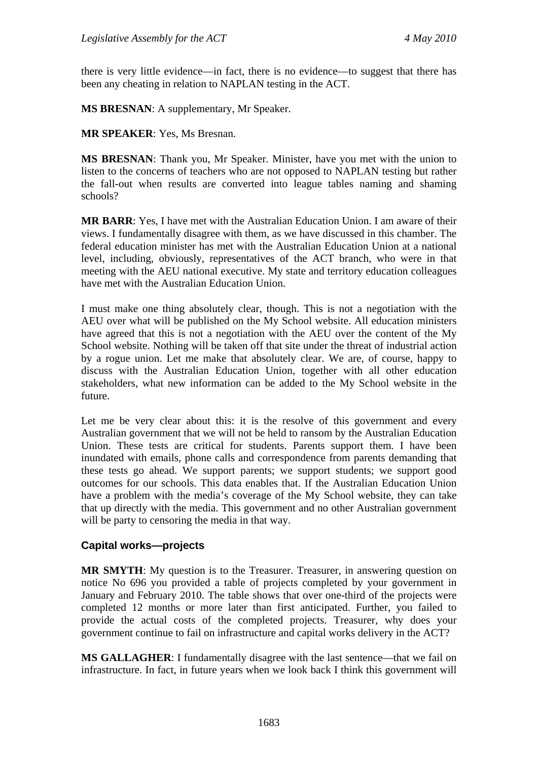there is very little evidence—in fact, there is no evidence—to suggest that there has been any cheating in relation to NAPLAN testing in the ACT.

**MS BRESNAN**: A supplementary, Mr Speaker.

**MR SPEAKER**: Yes, Ms Bresnan.

**MS BRESNAN**: Thank you, Mr Speaker. Minister, have you met with the union to listen to the concerns of teachers who are not opposed to NAPLAN testing but rather the fall-out when results are converted into league tables naming and shaming schools?

**MR BARR**: Yes, I have met with the Australian Education Union. I am aware of their views. I fundamentally disagree with them, as we have discussed in this chamber. The federal education minister has met with the Australian Education Union at a national level, including, obviously, representatives of the ACT branch, who were in that meeting with the AEU national executive. My state and territory education colleagues have met with the Australian Education Union.

I must make one thing absolutely clear, though. This is not a negotiation with the AEU over what will be published on the My School website. All education ministers have agreed that this is not a negotiation with the AEU over the content of the My School website. Nothing will be taken off that site under the threat of industrial action by a rogue union. Let me make that absolutely clear. We are, of course, happy to discuss with the Australian Education Union, together with all other education stakeholders, what new information can be added to the My School website in the future.

Let me be very clear about this: it is the resolve of this government and every Australian government that we will not be held to ransom by the Australian Education Union. These tests are critical for students. Parents support them. I have been inundated with emails, phone calls and correspondence from parents demanding that these tests go ahead. We support parents; we support students; we support good outcomes for our schools. This data enables that. If the Australian Education Union have a problem with the media's coverage of the My School website, they can take that up directly with the media. This government and no other Australian government will be party to censoring the media in that way.

## Capital works—projects

**MR SMYTH**: My question is to the Treasurer. Treasurer, in answering question on notice No 696 you provided a table of projects completed by your government in January and February 2010. The table shows that over one-third of the projects were completed 12 months or more later than first anticipated. Further, you failed to provide the actual costs of the completed projects. Treasurer, why does your government continue to fail on infrastructure and capital works delivery in the ACT?

**MS GALLAGHER**: I fundamentally disagree with the last sentence—that we fail on infrastructure. In fact, in future years when we look back I think this government will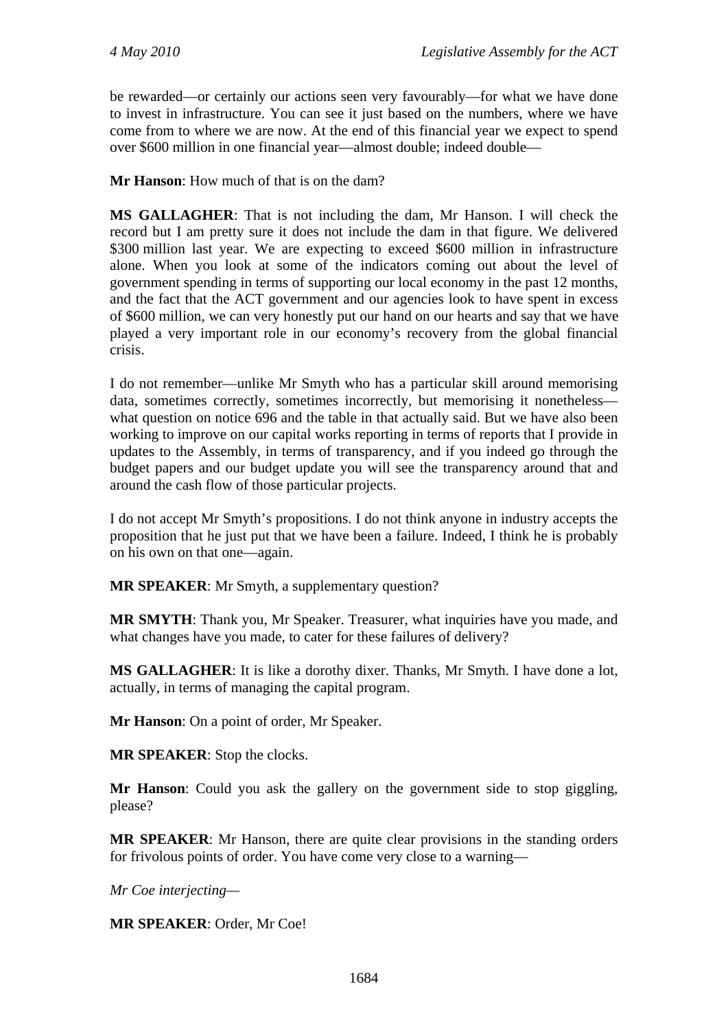be rewarded—or certainly our actions seen very favourably—for what we have done to invest in infrastructure. You can see it just based on the numbers, where we have come from to where we are now. At the end of this financial year we expect to spend over $600 million in one financial year—almost double; indeed double—

**Mr Hanson**: How much of that is on the dam?

**MS GALLAGHER**: That is not including the dam, Mr Hanson. I will check the record but I am pretty sure it does not include the dam in that figure. We delivered $300 million last year. We are expecting to exceed $600 million in infrastructure alone. When you look at some of the indicators coming out about the level of government spending in terms of supporting our local economy in the past 12 months, and the fact that the ACT government and our agencies look to have spent in excess of $600 million, we can very honestly put our hand on our hearts and say that we have played a very important role in our economy's recovery from the global financial crisis.

I do not remember—unlike Mr Smyth who has a particular skill around memorising data, sometimes correctly, sometimes incorrectly, but memorising it nonetheless—what question on notice 696 and the table in that actually said. But we have also been working to improve on our capital works reporting in terms of reports that I provide in updates to the Assembly, in terms of transparency, and if you indeed go through the budget papers and our budget update you will see the transparency around that and around the cash flow of those particular projects.

I do not accept Mr Smyth's propositions. I do not think anyone in industry accepts the proposition that he just put that we have been a failure. Indeed, I think he is probably on his own on that one—again.

**MR SPEAKER**: Mr Smyth, a supplementary question?

**MR SMYTH**: Thank you, Mr Speaker. Treasurer, what inquiries have you made, and what changes have you made, to cater for these failures of delivery?

**MS GALLAGHER**: It is like a dorothy dixer. Thanks, Mr Smyth. I have done a lot, actually, in terms of managing the capital program.

**Mr Hanson**: On a point of order, Mr Speaker.

**MR SPEAKER**: Stop the clocks.

**Mr Hanson**: Could you ask the gallery on the government side to stop giggling, please?

**MR SPEAKER**: Mr Hanson, there are quite clear provisions in the standing orders for frivolous points of order. You have come very close to a warning—

*Mr Coe interjecting*—

**MR SPEAKER**: Order, Mr Coe!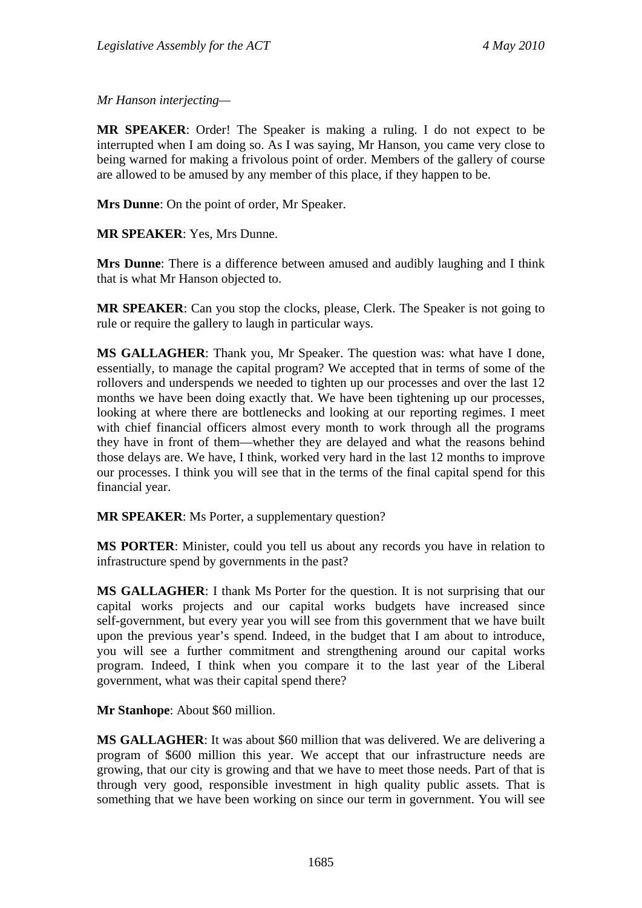*Mr Hanson interjecting*—

**MR SPEAKER**: Order! The Speaker is making a ruling. I do not expect to be interrupted when I am doing so. As I was saying, Mr Hanson, you came very close to being warned for making a frivolous point of order. Members of the gallery of course are allowed to be amused by any member of this place, if they happen to be.

**Mrs Dunne**: On the point of order, Mr Speaker.

**MR SPEAKER**: Yes, Mrs Dunne.

**Mrs Dunne**: There is a difference between amused and audibly laughing and I think that is what Mr Hanson objected to.

**MR SPEAKER**: Can you stop the clocks, please, Clerk. The Speaker is not going to rule or require the gallery to laugh in particular ways.

**MS GALLAGHER**: Thank you, Mr Speaker. The question was: what have I done, essentially, to manage the capital program? We accepted that in terms of some of the rollovers and underspends we needed to tighten up our processes and over the last 12 months we have been doing exactly that. We have been tightening up our processes, looking at where there are bottlenecks and looking at our reporting regimes. I meet with chief financial officers almost every month to work through all the programs they have in front of them—whether they are delayed and what the reasons behind those delays are. We have, I think, worked very hard in the last 12 months to improve our processes. I think you will see that in the terms of the final capital spend for this financial year.

**MR SPEAKER**: Ms Porter, a supplementary question?

**MS PORTER**: Minister, could you tell us about any records you have in relation to infrastructure spend by governments in the past?

**MS GALLAGHER**: I thank Ms Porter for the question. It is not surprising that our capital works projects and our capital works budgets have increased since self-government, but every year you will see from this government that we have built upon the previous year's spend. Indeed, in the budget that I am about to introduce, you will see a further commitment and strengthening around our capital works program. Indeed, I think when you compare it to the last year of the Liberal government, what was their capital spend there?

**Mr Stanhope**: About $60 million.

**MS GALLAGHER**: It was about $60 million that was delivered. We are delivering a program of $600 million this year. We accept that our infrastructure needs are growing, that our city is growing and that we have to meet those needs. Part of that is through very good, responsible investment in high quality public assets. That is something that we have been working on since our term in government. You will see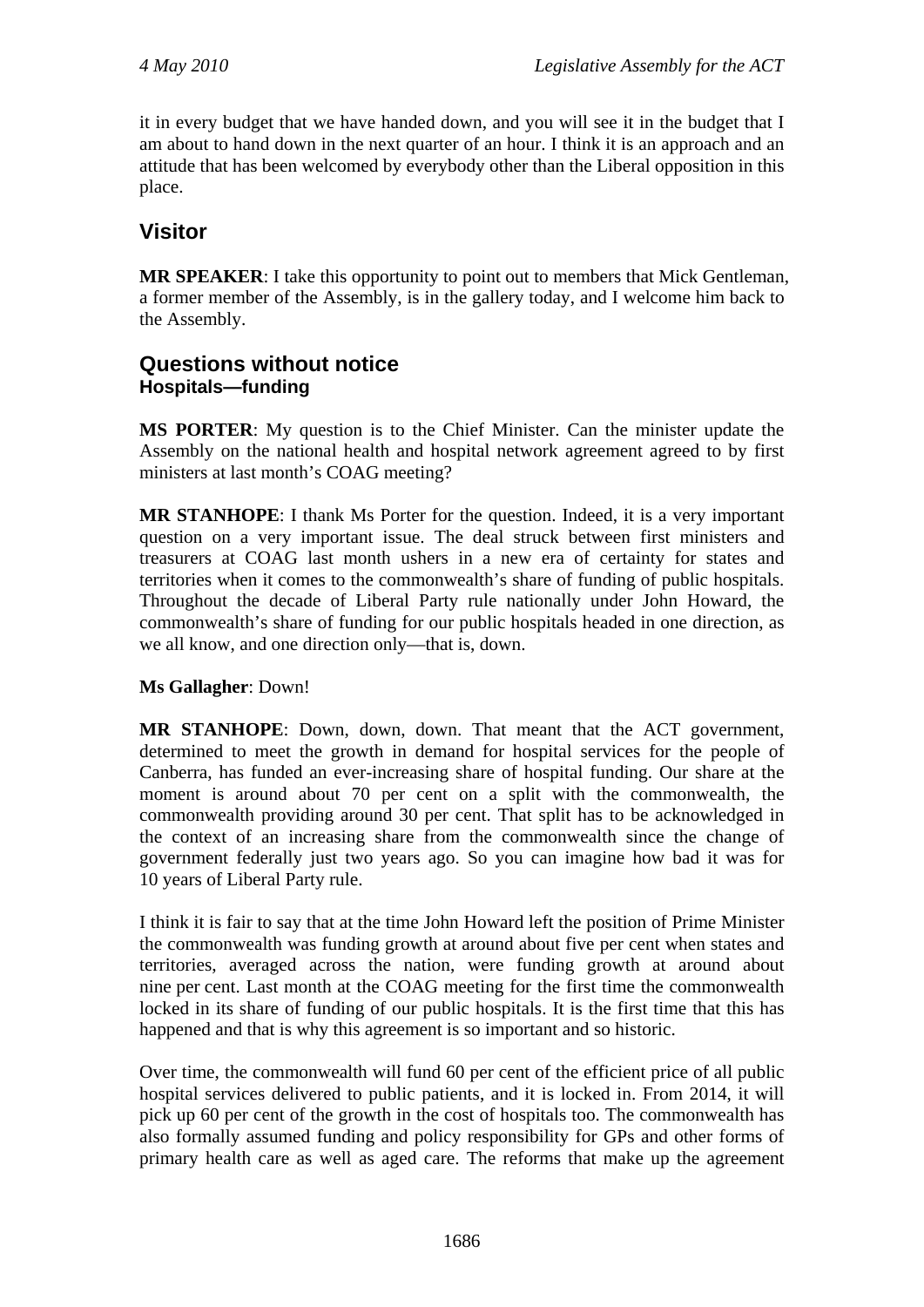it in every budget that we have handed down, and you will see it in the budget that I am about to hand down in the next quarter of an hour. I think it is an approach and an attitude that has been welcomed by everybody other than the Liberal opposition in this place.

## Visitor

**MR SPEAKER**: I take this opportunity to point out to members that Mick Gentleman, a former member of the Assembly, is in the gallery today, and I welcome him back to the Assembly.

## Questions without notice

### Hospitals—funding

**MS PORTER**: My question is to the Chief Minister. Can the minister update the Assembly on the national health and hospital network agreement agreed to by first ministers at last month's COAG meeting?

**MR STANHOPE**: I thank Ms Porter for the question. Indeed, it is a very important question on a very important issue. The deal struck between first ministers and treasurers at COAG last month ushers in a new era of certainty for states and territories when it comes to the commonwealth's share of funding of public hospitals. Throughout the decade of Liberal Party rule nationally under John Howard, the commonwealth's share of funding for our public hospitals headed in one direction, as we all know, and one direction only—that is, down.

**Ms Gallagher**: Down!

**MR STANHOPE**: Down, down, down. That meant that the ACT government, determined to meet the growth in demand for hospital services for the people of Canberra, has funded an ever-increasing share of hospital funding. Our share at the moment is around about 70 per cent on a split with the commonwealth, the commonwealth providing around 30 per cent. That split has to be acknowledged in the context of an increasing share from the commonwealth since the change of government federally just two years ago. So you can imagine how bad it was for 10 years of Liberal Party rule.

I think it is fair to say that at the time John Howard left the position of Prime Minister the commonwealth was funding growth at around about five per cent when states and territories, averaged across the nation, were funding growth at around about nine per cent. Last month at the COAG meeting for the first time the commonwealth locked in its share of funding of our public hospitals. It is the first time that this has happened and that is why this agreement is so important and so historic.

Over time, the commonwealth will fund 60 per cent of the efficient price of all public hospital services delivered to public patients, and it is locked in. From 2014, it will pick up 60 per cent of the growth in the cost of hospitals too. The commonwealth has also formally assumed funding and policy responsibility for GPs and other forms of primary health care as well as aged care. The reforms that make up the agreement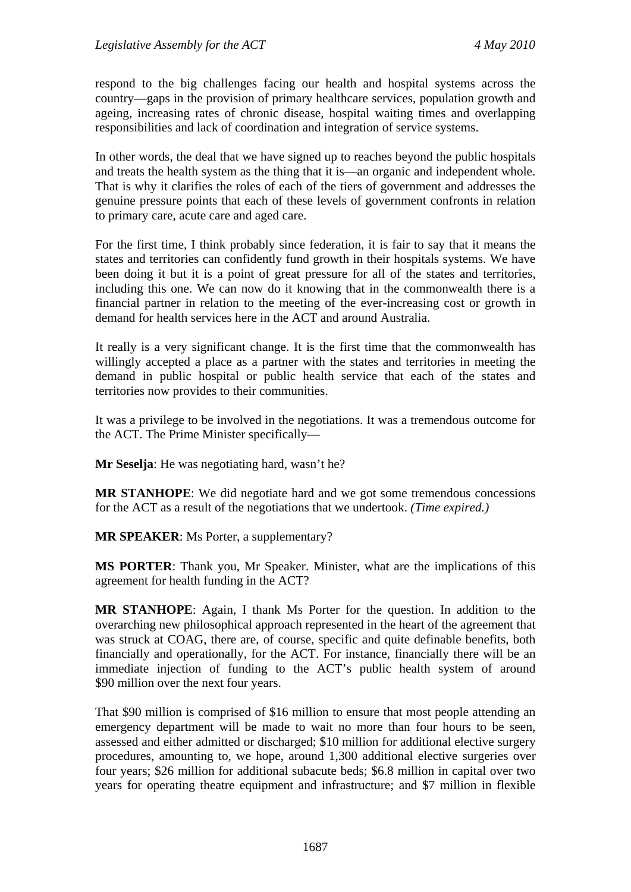respond to the big challenges facing our health and hospital systems across the country—gaps in the provision of primary healthcare services, population growth and ageing, increasing rates of chronic disease, hospital waiting times and overlapping responsibilities and lack of coordination and integration of service systems.

In other words, the deal that we have signed up to reaches beyond the public hospitals and treats the health system as the thing that it is—an organic and independent whole. That is why it clarifies the roles of each of the tiers of government and addresses the genuine pressure points that each of these levels of government confronts in relation to primary care, acute care and aged care.

For the first time, I think probably since federation, it is fair to say that it means the states and territories can confidently fund growth in their hospitals systems. We have been doing it but it is a point of great pressure for all of the states and territories, including this one. We can now do it knowing that in the commonwealth there is a financial partner in relation to the meeting of the ever-increasing cost or growth in demand for health services here in the ACT and around Australia.

It really is a very significant change. It is the first time that the commonwealth has willingly accepted a place as a partner with the states and territories in meeting the demand in public hospital or public health service that each of the states and territories now provides to their communities.

It was a privilege to be involved in the negotiations. It was a tremendous outcome for the ACT. The Prime Minister specifically—

**Mr Seselja**: He was negotiating hard, wasn't he?

**MR STANHOPE**: We did negotiate hard and we got some tremendous concessions for the ACT as a result of the negotiations that we undertook. *(Time expired.)*

**MR SPEAKER**: Ms Porter, a supplementary?

**MS PORTER**: Thank you, Mr Speaker. Minister, what are the implications of this agreement for health funding in the ACT?

**MR STANHOPE**: Again, I thank Ms Porter for the question. In addition to the overarching new philosophical approach represented in the heart of the agreement that was struck at COAG, there are, of course, specific and quite definable benefits, both financially and operationally, for the ACT. For instance, financially there will be an immediate injection of funding to the ACT's public health system of around $90 million over the next four years.

That $90 million is comprised of $16 million to ensure that most people attending an emergency department will be made to wait no more than four hours to be seen, assessed and either admitted or discharged; $10 million for additional elective surgery procedures, amounting to, we hope, around 1,300 additional elective surgeries over four years; $26 million for additional subacute beds; $6.8 million in capital over two years for operating theatre equipment and infrastructure; and $7 million in flexible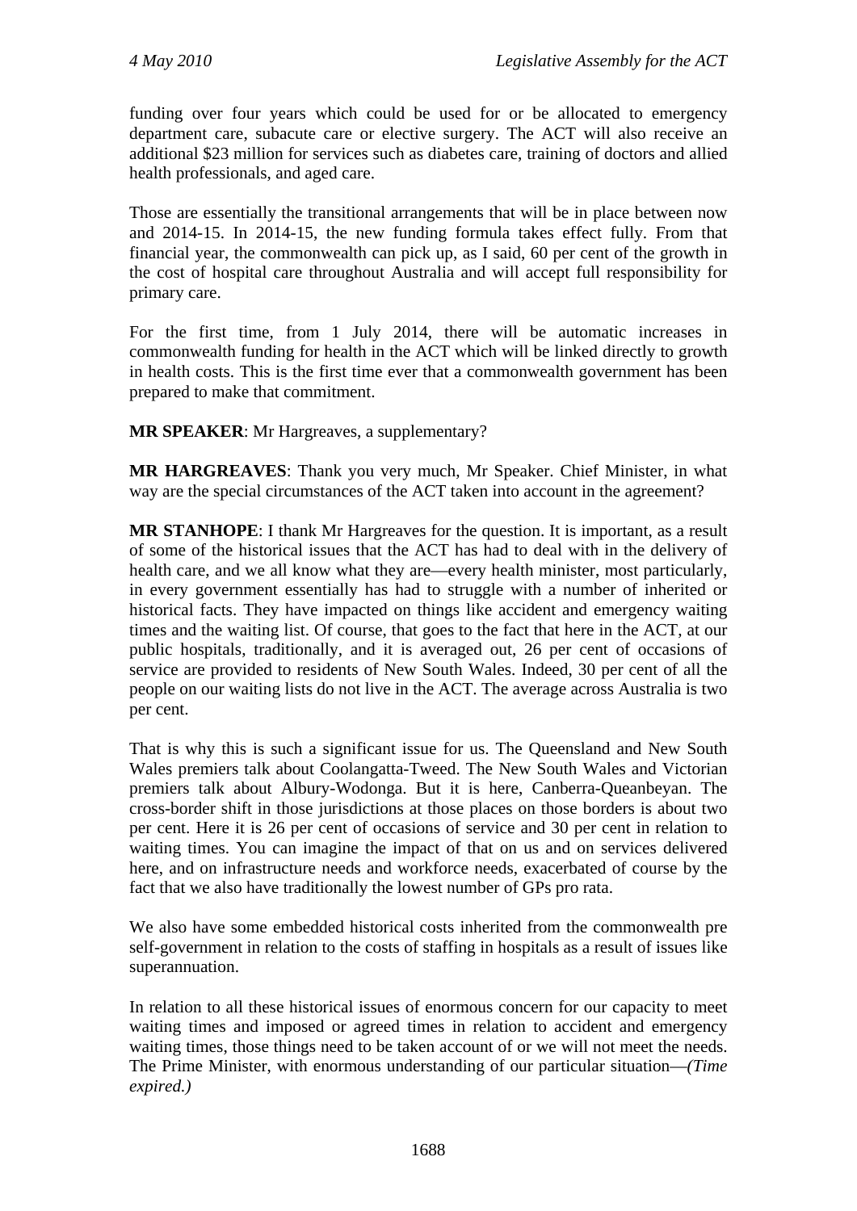funding over four years which could be used for or be allocated to emergency department care, subacute care or elective surgery. The ACT will also receive an additional $23 million for services such as diabetes care, training of doctors and allied health professionals, and aged care.

Those are essentially the transitional arrangements that will be in place between now and 2014-15. In 2014-15, the new funding formula takes effect fully. From that financial year, the commonwealth can pick up, as I said, 60 per cent of the growth in the cost of hospital care throughout Australia and will accept full responsibility for primary care.

For the first time, from 1 July 2014, there will be automatic increases in commonwealth funding for health in the ACT which will be linked directly to growth in health costs. This is the first time ever that a commonwealth government has been prepared to make that commitment.

**MR SPEAKER**: Mr Hargreaves, a supplementary?

**MR HARGREAVES**: Thank you very much, Mr Speaker. Chief Minister, in what way are the special circumstances of the ACT taken into account in the agreement?

**MR STANHOPE**: I thank Mr Hargreaves for the question. It is important, as a result of some of the historical issues that the ACT has had to deal with in the delivery of health care, and we all know what they are—every health minister, most particularly, in every government essentially has had to struggle with a number of inherited or historical facts. They have impacted on things like accident and emergency waiting times and the waiting list. Of course, that goes to the fact that here in the ACT, at our public hospitals, traditionally, and it is averaged out, 26 per cent of occasions of service are provided to residents of New South Wales. Indeed, 30 per cent of all the people on our waiting lists do not live in the ACT. The average across Australia is two per cent.

That is why this is such a significant issue for us. The Queensland and New South Wales premiers talk about Coolangatta-Tweed. The New South Wales and Victorian premiers talk about Albury-Wodonga. But it is here, Canberra-Queanbeyan. The cross-border shift in those jurisdictions at those places on those borders is about two per cent. Here it is 26 per cent of occasions of service and 30 per cent in relation to waiting times. You can imagine the impact of that on us and on services delivered here, and on infrastructure needs and workforce needs, exacerbated of course by the fact that we also have traditionally the lowest number of GPs pro rata.

We also have some embedded historical costs inherited from the commonwealth pre self-government in relation to the costs of staffing in hospitals as a result of issues like superannuation.

In relation to all these historical issues of enormous concern for our capacity to meet waiting times and imposed or agreed times in relation to accident and emergency waiting times, those things need to be taken account of or we will not meet the needs. The Prime Minister, with enormous understanding of our particular situation—*(Time expired.)*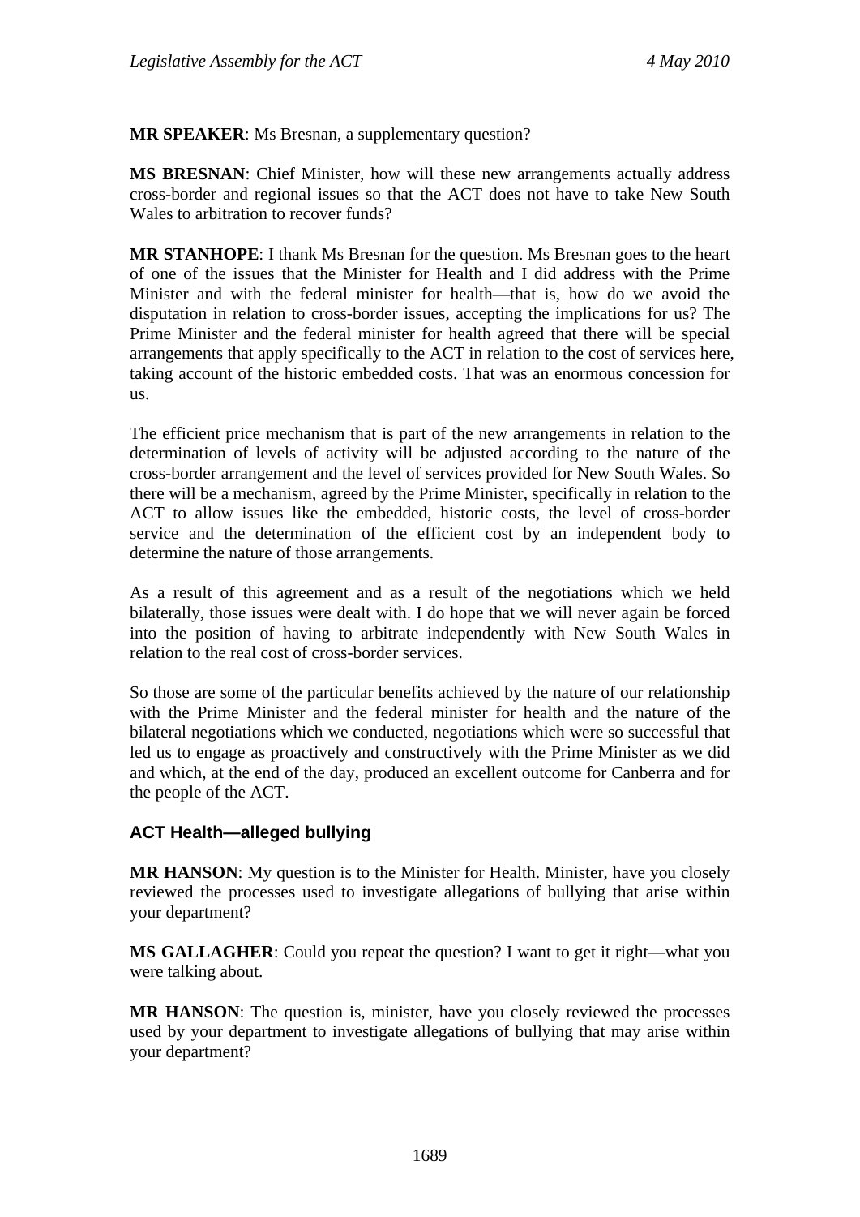**MR SPEAKER**: Ms Bresnan, a supplementary question?

**MS BRESNAN**: Chief Minister, how will these new arrangements actually address cross-border and regional issues so that the ACT does not have to take New South Wales to arbitration to recover funds?

**MR STANHOPE**: I thank Ms Bresnan for the question. Ms Bresnan goes to the heart of one of the issues that the Minister for Health and I did address with the Prime Minister and with the federal minister for health—that is, how do we avoid the disputation in relation to cross-border issues, accepting the implications for us? The Prime Minister and the federal minister for health agreed that there will be special arrangements that apply specifically to the ACT in relation to the cost of services here, taking account of the historic embedded costs. That was an enormous concession for us.

The efficient price mechanism that is part of the new arrangements in relation to the determination of levels of activity will be adjusted according to the nature of the cross-border arrangement and the level of services provided for New South Wales. So there will be a mechanism, agreed by the Prime Minister, specifically in relation to the ACT to allow issues like the embedded, historic costs, the level of cross-border service and the determination of the efficient cost by an independent body to determine the nature of those arrangements.

As a result of this agreement and as a result of the negotiations which we held bilaterally, those issues were dealt with. I do hope that we will never again be forced into the position of having to arbitrate independently with New South Wales in relation to the real cost of cross-border services.

So those are some of the particular benefits achieved by the nature of our relationship with the Prime Minister and the federal minister for health and the nature of the bilateral negotiations which we conducted, negotiations which were so successful that led us to engage as proactively and constructively with the Prime Minister as we did and which, at the end of the day, produced an excellent outcome for Canberra and for the people of the ACT.

## ACT Health—alleged bullying

**MR HANSON**: My question is to the Minister for Health. Minister, have you closely reviewed the processes used to investigate allegations of bullying that arise within your department?

**MS GALLAGHER**: Could you repeat the question? I want to get it right—what you were talking about.

**MR HANSON**: The question is, minister, have you closely reviewed the processes used by your department to investigate allegations of bullying that may arise within your department?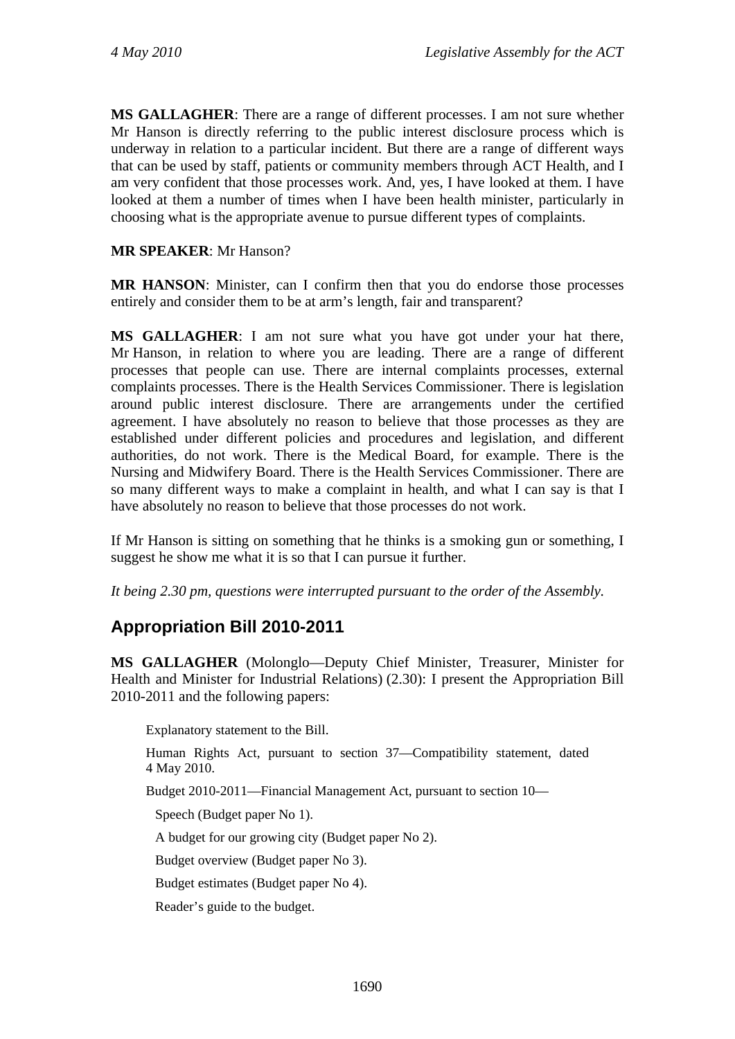**MS GALLAGHER**: There are a range of different processes. I am not sure whether Mr Hanson is directly referring to the public interest disclosure process which is underway in relation to a particular incident. But there are a range of different ways that can be used by staff, patients or community members through ACT Health, and I am very confident that those processes work. And, yes, I have looked at them. I have looked at them a number of times when I have been health minister, particularly in choosing what is the appropriate avenue to pursue different types of complaints.

**MR SPEAKER**: Mr Hanson?

**MR HANSON**: Minister, can I confirm then that you do endorse those processes entirely and consider them to be at arm's length, fair and transparent?

**MS GALLAGHER**: I am not sure what you have got under your hat there, Mr Hanson, in relation to where you are leading. There are a range of different processes that people can use. There are internal complaints processes, external complaints processes. There is the Health Services Commissioner. There is legislation around public interest disclosure. There are arrangements under the certified agreement. I have absolutely no reason to believe that those processes as they are established under different policies and procedures and legislation, and different authorities, do not work. There is the Medical Board, for example. There is the Nursing and Midwifery Board. There is the Health Services Commissioner. There are so many different ways to make a complaint in health, and what I can say is that I have absolutely no reason to believe that those processes do not work.

If Mr Hanson is sitting on something that he thinks is a smoking gun or something, I suggest he show me what it is so that I can pursue it further.

*It being 2.30 pm, questions were interrupted pursuant to the order of the Assembly.*

## Appropriation Bill 2010-2011

**MS GALLAGHER** (Molonglo—Deputy Chief Minister, Treasurer, Minister for Health and Minister for Industrial Relations) (2.30): I present the Appropriation Bill 2010-2011 and the following papers:

Explanatory statement to the Bill.

Human Rights Act, pursuant to section 37—Compatibility statement, dated 4 May 2010.

Budget 2010-2011—Financial Management Act, pursuant to section 10—

Speech (Budget paper No 1).

A budget for our growing city (Budget paper No 2).

Budget overview (Budget paper No 3).

Budget estimates (Budget paper No 4).

Reader's guide to the budget.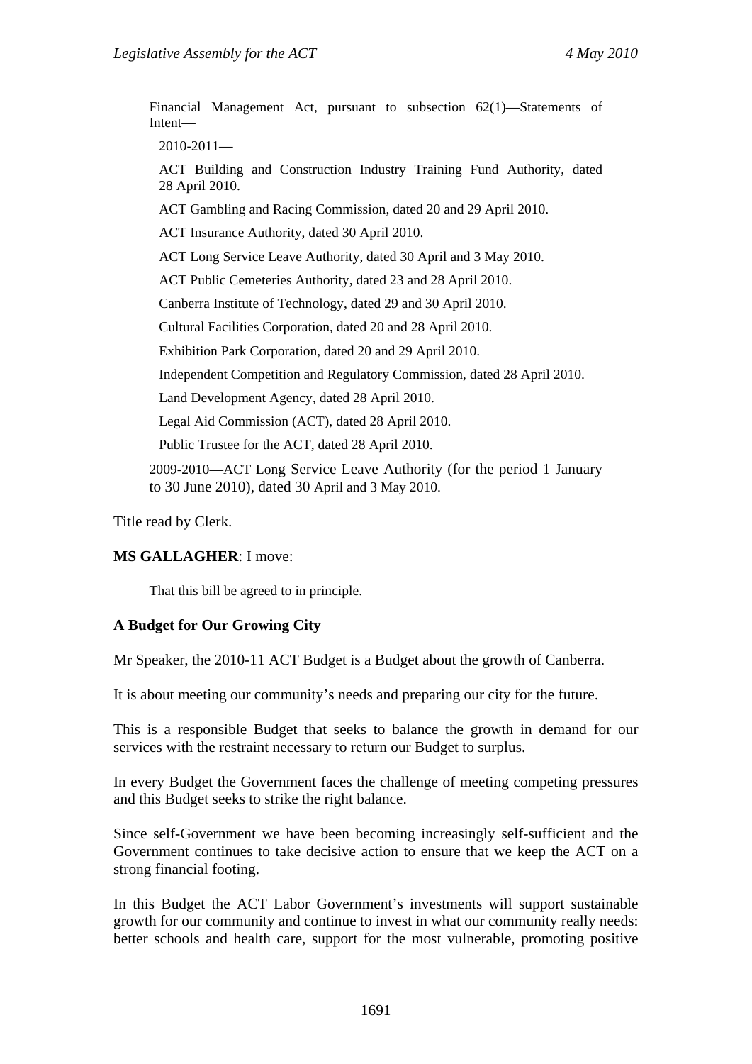Financial Management Act, pursuant to subsection 62(1)—Statements of Intent—

2010-2011—

ACT Building and Construction Industry Training Fund Authority, dated 28 April 2010.

ACT Gambling and Racing Commission, dated 20 and 29 April 2010.

ACT Insurance Authority, dated 30 April 2010.

ACT Long Service Leave Authority, dated 30 April and 3 May 2010.

ACT Public Cemeteries Authority, dated 23 and 28 April 2010.

Canberra Institute of Technology, dated 29 and 30 April 2010.

Cultural Facilities Corporation, dated 20 and 28 April 2010.

Exhibition Park Corporation, dated 20 and 29 April 2010.

Independent Competition and Regulatory Commission, dated 28 April 2010.

Land Development Agency, dated 28 April 2010.

Legal Aid Commission (ACT), dated 28 April 2010.

Public Trustee for the ACT, dated 28 April 2010.

2009-2010—ACT Long Service Leave Authority (for the period 1 January to 30 June 2010), dated 30 April and 3 May 2010.

Title read by Clerk.

**MS GALLAGHER**: I move:

That this bill be agreed to in principle.

**A Budget for Our Growing City**

Mr Speaker, the 2010-11 ACT Budget is a Budget about the growth of Canberra.

It is about meeting our community's needs and preparing our city for the future.

This is a responsible Budget that seeks to balance the growth in demand for our services with the restraint necessary to return our Budget to surplus.

In every Budget the Government faces the challenge of meeting competing pressures and this Budget seeks to strike the right balance.

Since self-Government we have been becoming increasingly self-sufficient and the Government continues to take decisive action to ensure that we keep the ACT on a strong financial footing.

In this Budget the ACT Labor Government's investments will support sustainable growth for our community and continue to invest in what our community really needs: better schools and health care, support for the most vulnerable, promoting positive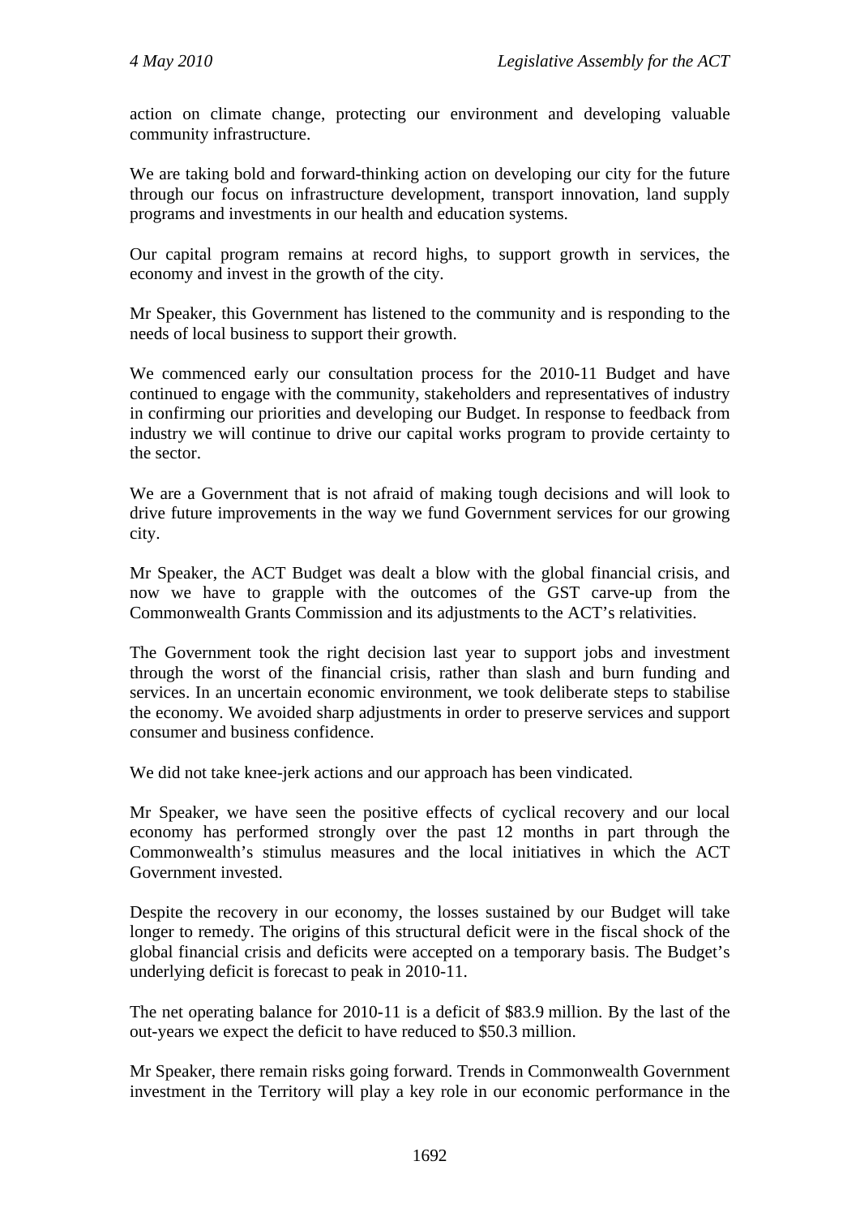action on climate change, protecting our environment and developing valuable community infrastructure.

We are taking bold and forward-thinking action on developing our city for the future through our focus on infrastructure development, transport innovation, land supply programs and investments in our health and education systems.

Our capital program remains at record highs, to support growth in services, the economy and invest in the growth of the city.

Mr Speaker, this Government has listened to the community and is responding to the needs of local business to support their growth.

We commenced early our consultation process for the 2010-11 Budget and have continued to engage with the community, stakeholders and representatives of industry in confirming our priorities and developing our Budget. In response to feedback from industry we will continue to drive our capital works program to provide certainty to the sector.

We are a Government that is not afraid of making tough decisions and will look to drive future improvements in the way we fund Government services for our growing city.

Mr Speaker, the ACT Budget was dealt a blow with the global financial crisis, and now we have to grapple with the outcomes of the GST carve-up from the Commonwealth Grants Commission and its adjustments to the ACT's relativities.

The Government took the right decision last year to support jobs and investment through the worst of the financial crisis, rather than slash and burn funding and services. In an uncertain economic environment, we took deliberate steps to stabilise the economy. We avoided sharp adjustments in order to preserve services and support consumer and business confidence.

We did not take knee-jerk actions and our approach has been vindicated.

Mr Speaker, we have seen the positive effects of cyclical recovery and our local economy has performed strongly over the past 12 months in part through the Commonwealth's stimulus measures and the local initiatives in which the ACT Government invested.

Despite the recovery in our economy, the losses sustained by our Budget will take longer to remedy. The origins of this structural deficit were in the fiscal shock of the global financial crisis and deficits were accepted on a temporary basis. The Budget's underlying deficit is forecast to peak in 2010-11.

The net operating balance for 2010-11 is a deficit of $83.9 million. By the last of the out-years we expect the deficit to have reduced to $50.3 million.

Mr Speaker, there remain risks going forward. Trends in Commonwealth Government investment in the Territory will play a key role in our economic performance in the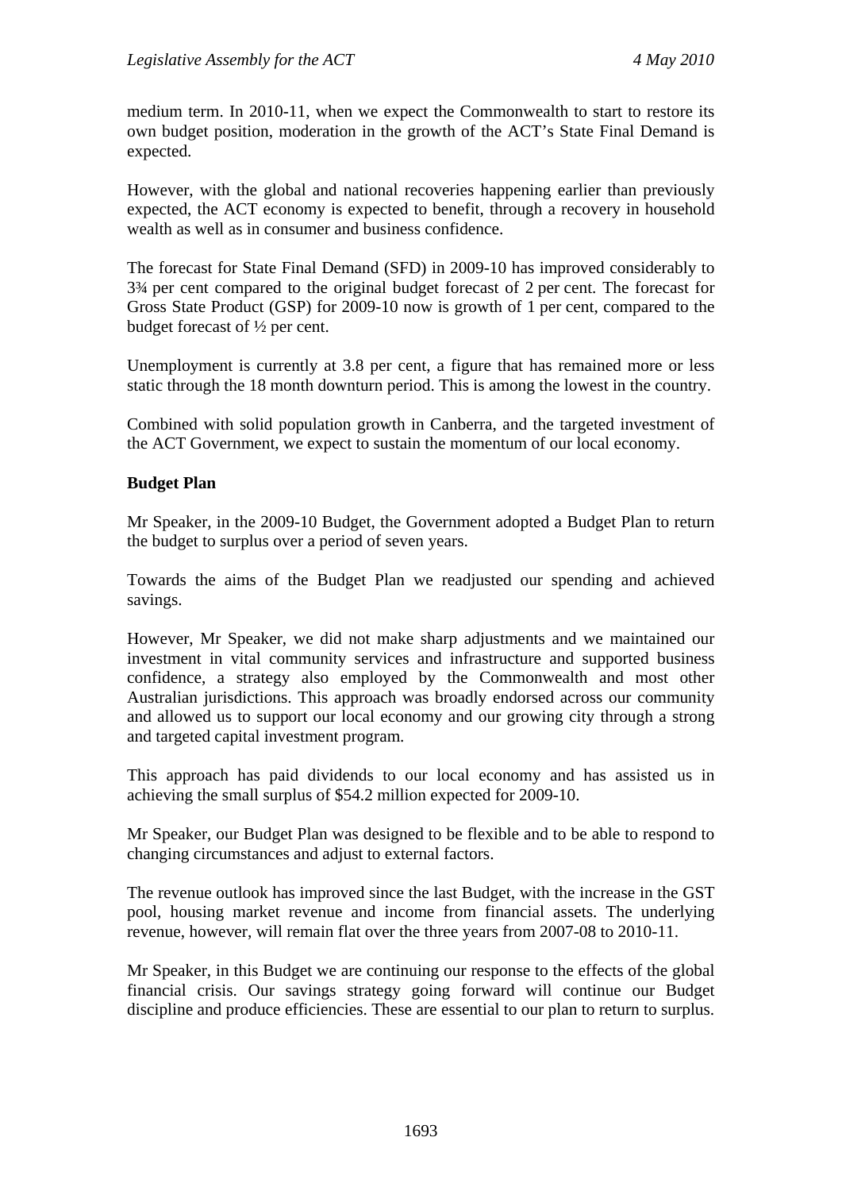medium term. In 2010-11, when we expect the Commonwealth to start to restore its own budget position, moderation in the growth of the ACT's State Final Demand is expected.

However, with the global and national recoveries happening earlier than previously expected, the ACT economy is expected to benefit, through a recovery in household wealth as well as in consumer and business confidence.

The forecast for State Final Demand (SFD) in 2009-10 has improved considerably to 3¾ per cent compared to the original budget forecast of 2 per cent. The forecast for Gross State Product (GSP) for 2009-10 now is growth of 1 per cent, compared to the budget forecast of ½ per cent.

Unemployment is currently at 3.8 per cent, a figure that has remained more or less static through the 18 month downturn period. This is among the lowest in the country.

Combined with solid population growth in Canberra, and the targeted investment of the ACT Government, we expect to sustain the momentum of our local economy.

**Budget Plan**

Mr Speaker, in the 2009-10 Budget, the Government adopted a Budget Plan to return the budget to surplus over a period of seven years.

Towards the aims of the Budget Plan we readjusted our spending and achieved savings.

However, Mr Speaker, we did not make sharp adjustments and we maintained our investment in vital community services and infrastructure and supported business confidence, a strategy also employed by the Commonwealth and most other Australian jurisdictions. This approach was broadly endorsed across our community and allowed us to support our local economy and our growing city through a strong and targeted capital investment program.

This approach has paid dividends to our local economy and has assisted us in achieving the small surplus of $54.2 million expected for 2009-10.

Mr Speaker, our Budget Plan was designed to be flexible and to be able to respond to changing circumstances and adjust to external factors.

The revenue outlook has improved since the last Budget, with the increase in the GST pool, housing market revenue and income from financial assets. The underlying revenue, however, will remain flat over the three years from 2007-08 to 2010-11.

Mr Speaker, in this Budget we are continuing our response to the effects of the global financial crisis. Our savings strategy going forward will continue our Budget discipline and produce efficiencies. These are essential to our plan to return to surplus.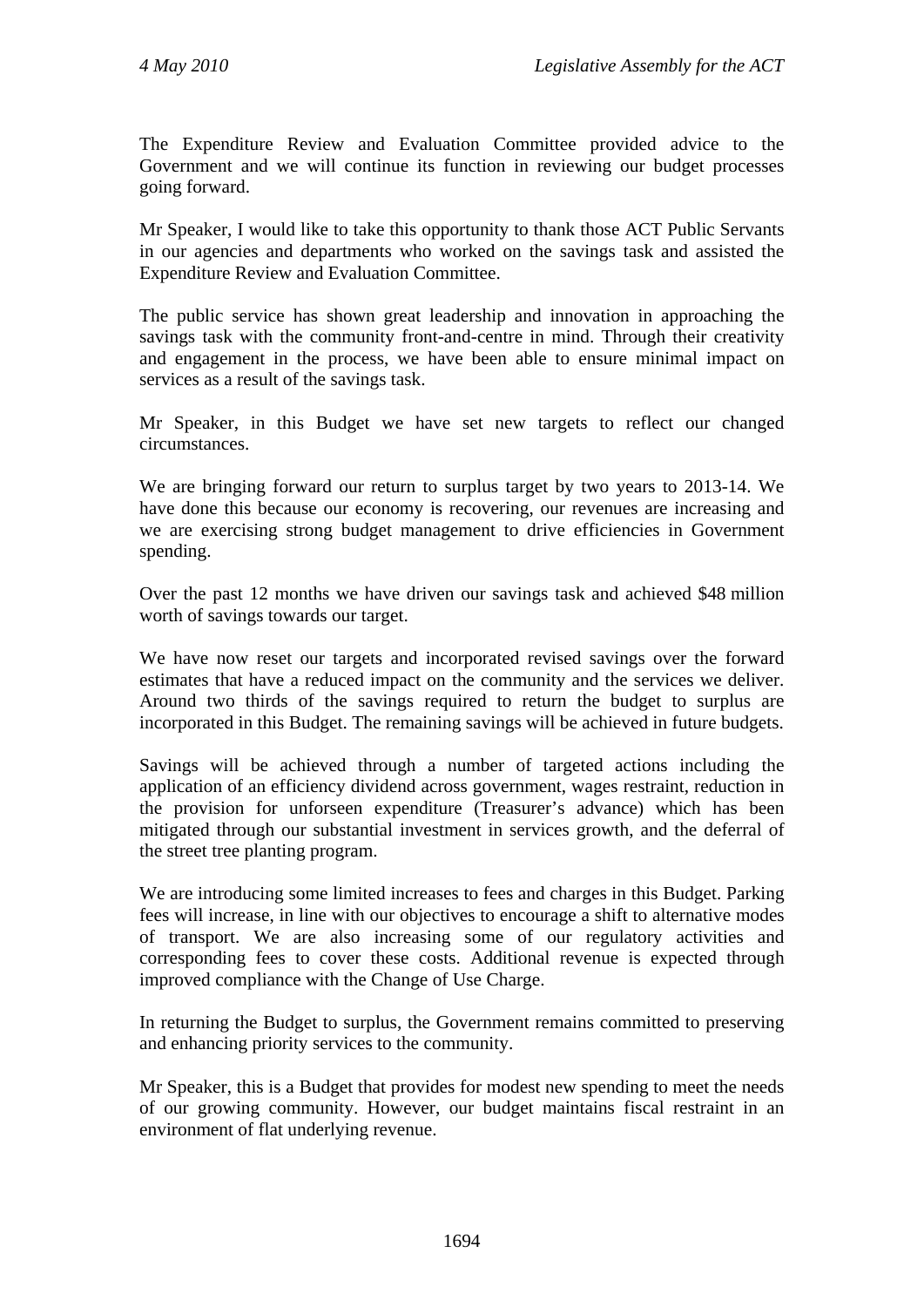The Expenditure Review and Evaluation Committee provided advice to the Government and we will continue its function in reviewing our budget processes going forward.

Mr Speaker, I would like to take this opportunity to thank those ACT Public Servants in our agencies and departments who worked on the savings task and assisted the Expenditure Review and Evaluation Committee.

The public service has shown great leadership and innovation in approaching the savings task with the community front-and-centre in mind. Through their creativity and engagement in the process, we have been able to ensure minimal impact on services as a result of the savings task.

Mr Speaker, in this Budget we have set new targets to reflect our changed circumstances.

We are bringing forward our return to surplus target by two years to 2013-14. We have done this because our economy is recovering, our revenues are increasing and we are exercising strong budget management to drive efficiencies in Government spending.

Over the past 12 months we have driven our savings task and achieved $48 million worth of savings towards our target.

We have now reset our targets and incorporated revised savings over the forward estimates that have a reduced impact on the community and the services we deliver. Around two thirds of the savings required to return the budget to surplus are incorporated in this Budget. The remaining savings will be achieved in future budgets.

Savings will be achieved through a number of targeted actions including the application of an efficiency dividend across government, wages restraint, reduction in the provision for unforseen expenditure (Treasurer's advance) which has been mitigated through our substantial investment in services growth, and the deferral of the street tree planting program.

We are introducing some limited increases to fees and charges in this Budget. Parking fees will increase, in line with our objectives to encourage a shift to alternative modes of transport. We are also increasing some of our regulatory activities and corresponding fees to cover these costs. Additional revenue is expected through improved compliance with the Change of Use Charge.

In returning the Budget to surplus, the Government remains committed to preserving and enhancing priority services to the community.

Mr Speaker, this is a Budget that provides for modest new spending to meet the needs of our growing community. However, our budget maintains fiscal restraint in an environment of flat underlying revenue.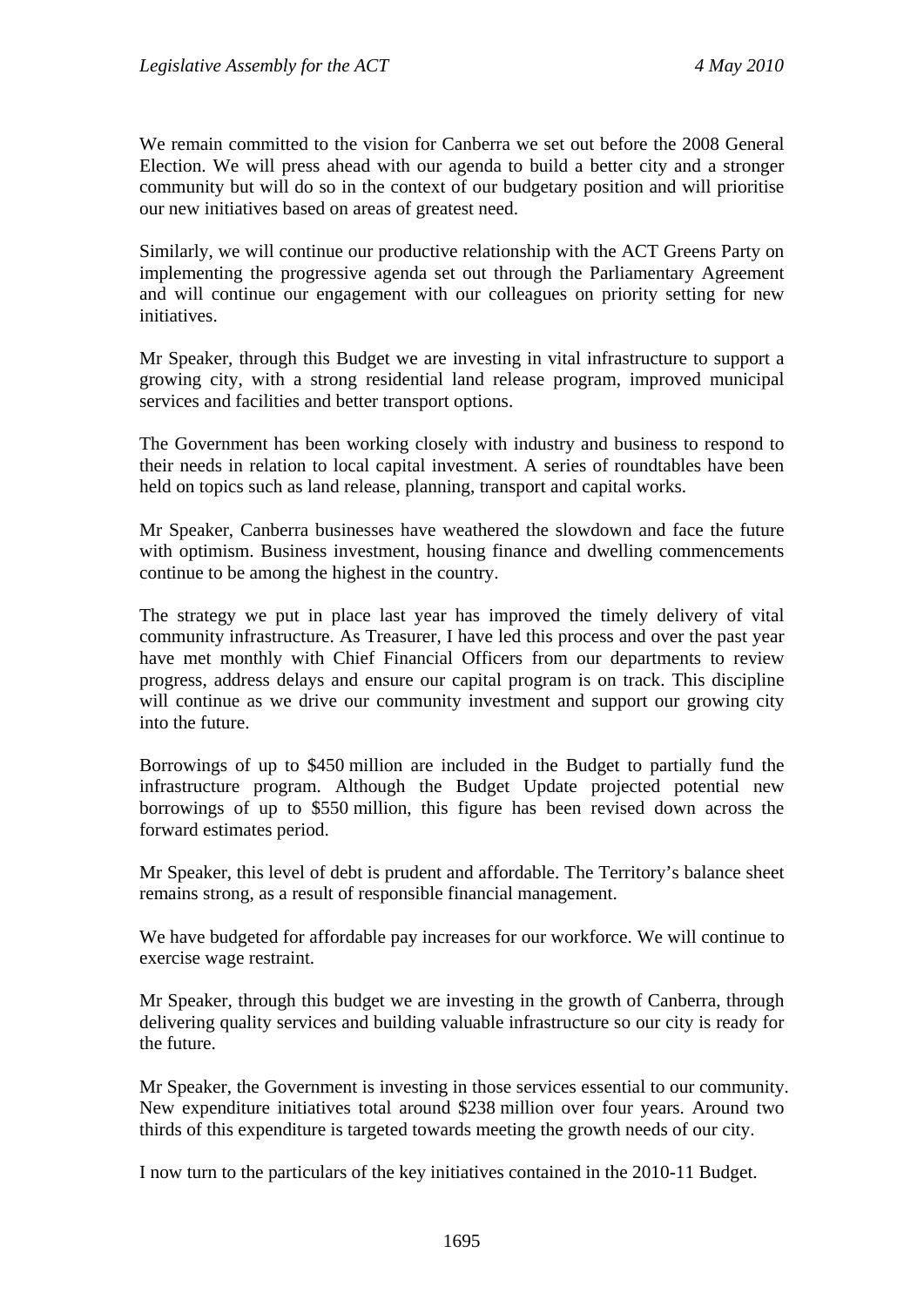We remain committed to the vision for Canberra we set out before the 2008 General Election. We will press ahead with our agenda to build a better city and a stronger community but will do so in the context of our budgetary position and will prioritise our new initiatives based on areas of greatest need.

Similarly, we will continue our productive relationship with the ACT Greens Party on implementing the progressive agenda set out through the Parliamentary Agreement and will continue our engagement with our colleagues on priority setting for new initiatives.

Mr Speaker, through this Budget we are investing in vital infrastructure to support a growing city, with a strong residential land release program, improved municipal services and facilities and better transport options.

The Government has been working closely with industry and business to respond to their needs in relation to local capital investment. A series of roundtables have been held on topics such as land release, planning, transport and capital works.

Mr Speaker, Canberra businesses have weathered the slowdown and face the future with optimism. Business investment, housing finance and dwelling commencements continue to be among the highest in the country.

The strategy we put in place last year has improved the timely delivery of vital community infrastructure. As Treasurer, I have led this process and over the past year have met monthly with Chief Financial Officers from our departments to review progress, address delays and ensure our capital program is on track. This discipline will continue as we drive our community investment and support our growing city into the future.

Borrowings of up to $450 million are included in the Budget to partially fund the infrastructure program. Although the Budget Update projected potential new borrowings of up to $550 million, this figure has been revised down across the forward estimates period.

Mr Speaker, this level of debt is prudent and affordable. The Territory's balance sheet remains strong, as a result of responsible financial management.

We have budgeted for affordable pay increases for our workforce. We will continue to exercise wage restraint.

Mr Speaker, through this budget we are investing in the growth of Canberra, through delivering quality services and building valuable infrastructure so our city is ready for the future.

Mr Speaker, the Government is investing in those services essential to our community. New expenditure initiatives total around $238 million over four years. Around two thirds of this expenditure is targeted towards meeting the growth needs of our city.

I now turn to the particulars of the key initiatives contained in the 2010-11 Budget.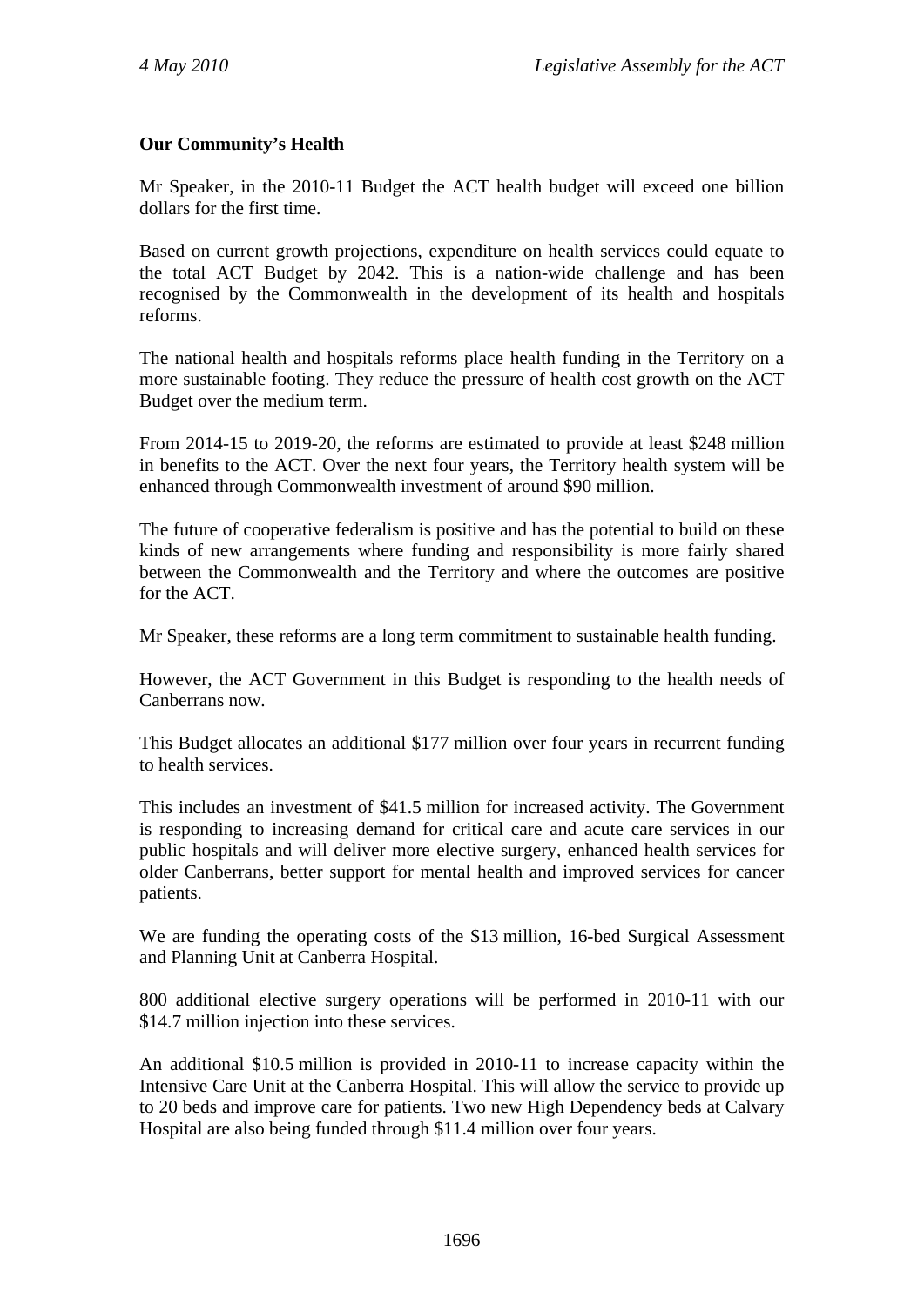**Our Community's Health**

Mr Speaker, in the 2010-11 Budget the ACT health budget will exceed one billion dollars for the first time.

Based on current growth projections, expenditure on health services could equate to the total ACT Budget by 2042. This is a nation-wide challenge and has been recognised by the Commonwealth in the development of its health and hospitals reforms.

The national health and hospitals reforms place health funding in the Territory on a more sustainable footing. They reduce the pressure of health cost growth on the ACT Budget over the medium term.

From 2014-15 to 2019-20, the reforms are estimated to provide at least $248 million in benefits to the ACT. Over the next four years, the Territory health system will be enhanced through Commonwealth investment of around $90 million.

The future of cooperative federalism is positive and has the potential to build on these kinds of new arrangements where funding and responsibility is more fairly shared between the Commonwealth and the Territory and where the outcomes are positive for the ACT.

Mr Speaker, these reforms are a long term commitment to sustainable health funding.

However, the ACT Government in this Budget is responding to the health needs of Canberrans now.

This Budget allocates an additional $177 million over four years in recurrent funding to health services.

This includes an investment of $41.5 million for increased activity. The Government is responding to increasing demand for critical care and acute care services in our public hospitals and will deliver more elective surgery, enhanced health services for older Canberrans, better support for mental health and improved services for cancer patients.

We are funding the operating costs of the $13 million, 16-bed Surgical Assessment and Planning Unit at Canberra Hospital.

800 additional elective surgery operations will be performed in 2010-11 with our $14.7 million injection into these services.

An additional $10.5 million is provided in 2010-11 to increase capacity within the Intensive Care Unit at the Canberra Hospital. This will allow the service to provide up to 20 beds and improve care for patients. Two new High Dependency beds at Calvary Hospital are also being funded through $11.4 million over four years.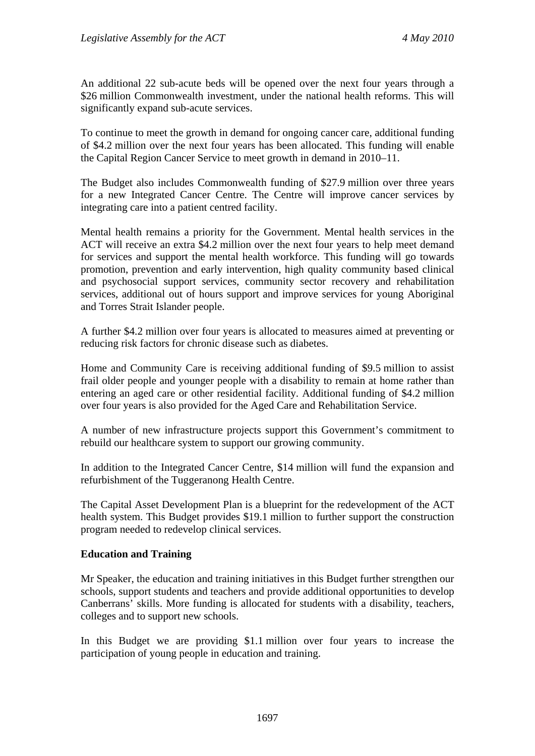An additional 22 sub-acute beds will be opened over the next four years through a $26 million Commonwealth investment, under the national health reforms. This will significantly expand sub-acute services.

To continue to meet the growth in demand for ongoing cancer care, additional funding of $4.2 million over the next four years has been allocated. This funding will enable the Capital Region Cancer Service to meet growth in demand in 2010–11.

The Budget also includes Commonwealth funding of $27.9 million over three years for a new Integrated Cancer Centre. The Centre will improve cancer services by integrating care into a patient centred facility.

Mental health remains a priority for the Government. Mental health services in the ACT will receive an extra $4.2 million over the next four years to help meet demand for services and support the mental health workforce. This funding will go towards promotion, prevention and early intervention, high quality community based clinical and psychosocial support services, community sector recovery and rehabilitation services, additional out of hours support and improve services for young Aboriginal and Torres Strait Islander people.

A further $4.2 million over four years is allocated to measures aimed at preventing or reducing risk factors for chronic disease such as diabetes.

Home and Community Care is receiving additional funding of $9.5 million to assist frail older people and younger people with a disability to remain at home rather than entering an aged care or other residential facility. Additional funding of $4.2 million over four years is also provided for the Aged Care and Rehabilitation Service.

A number of new infrastructure projects support this Government's commitment to rebuild our healthcare system to support our growing community.

In addition to the Integrated Cancer Centre, $14 million will fund the expansion and refurbishment of the Tuggeranong Health Centre.

The Capital Asset Development Plan is a blueprint for the redevelopment of the ACT health system. This Budget provides $19.1 million to further support the construction program needed to redevelop clinical services.

**Education and Training**

Mr Speaker, the education and training initiatives in this Budget further strengthen our schools, support students and teachers and provide additional opportunities to develop Canberrans' skills. More funding is allocated for students with a disability, teachers, colleges and to support new schools.

In this Budget we are providing $1.1 million over four years to increase the participation of young people in education and training.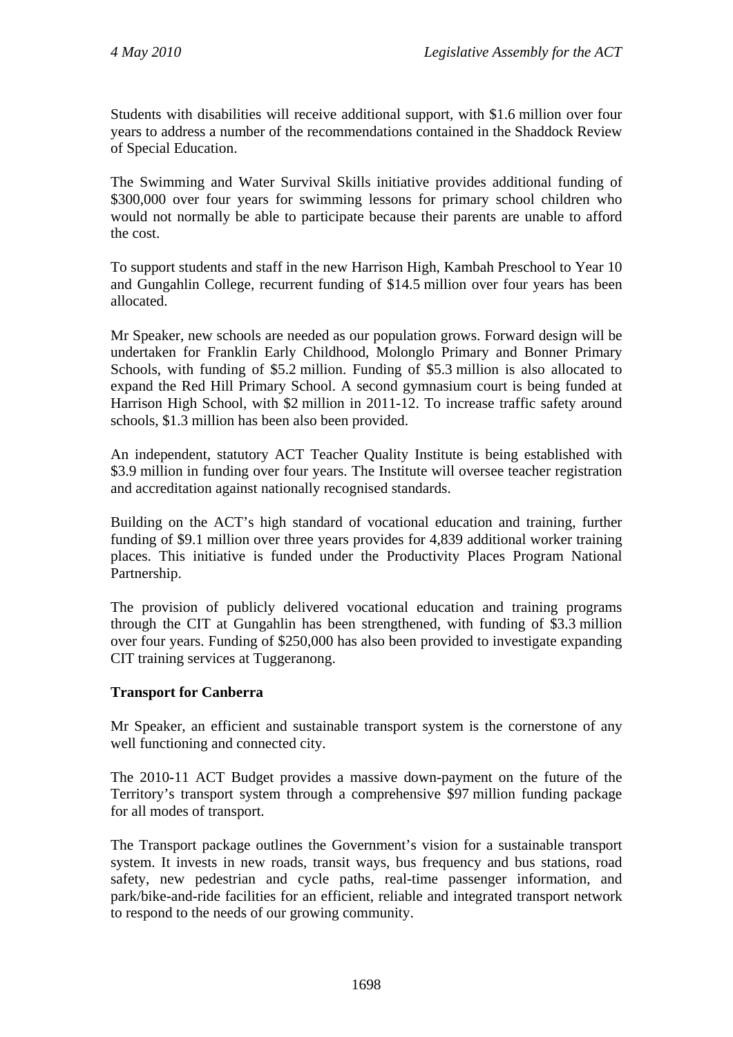Students with disabilities will receive additional support, with $1.6 million over four years to address a number of the recommendations contained in the Shaddock Review of Special Education.

The Swimming and Water Survival Skills initiative provides additional funding of $300,000 over four years for swimming lessons for primary school children who would not normally be able to participate because their parents are unable to afford the cost.

To support students and staff in the new Harrison High, Kambah Preschool to Year 10 and Gungahlin College, recurrent funding of $14.5 million over four years has been allocated.

Mr Speaker, new schools are needed as our population grows. Forward design will be undertaken for Franklin Early Childhood, Molonglo Primary and Bonner Primary Schools, with funding of $5.2 million. Funding of $5.3 million is also allocated to expand the Red Hill Primary School. A second gymnasium court is being funded at Harrison High School, with $2 million in 2011-12. To increase traffic safety around schools, $1.3 million has been also been provided.

An independent, statutory ACT Teacher Quality Institute is being established with $3.9 million in funding over four years. The Institute will oversee teacher registration and accreditation against nationally recognised standards.

Building on the ACT's high standard of vocational education and training, further funding of $9.1 million over three years provides for 4,839 additional worker training places. This initiative is funded under the Productivity Places Program National Partnership.

The provision of publicly delivered vocational education and training programs through the CIT at Gungahlin has been strengthened, with funding of $3.3 million over four years. Funding of $250,000 has also been provided to investigate expanding CIT training services at Tuggeranong.

**Transport for Canberra**

Mr Speaker, an efficient and sustainable transport system is the cornerstone of any well functioning and connected city.

The 2010-11 ACT Budget provides a massive down-payment on the future of the Territory's transport system through a comprehensive $97 million funding package for all modes of transport.

The Transport package outlines the Government's vision for a sustainable transport system. It invests in new roads, transit ways, bus frequency and bus stations, road safety, new pedestrian and cycle paths, real-time passenger information, and park/bike-and-ride facilities for an efficient, reliable and integrated transport network to respond to the needs of our growing community.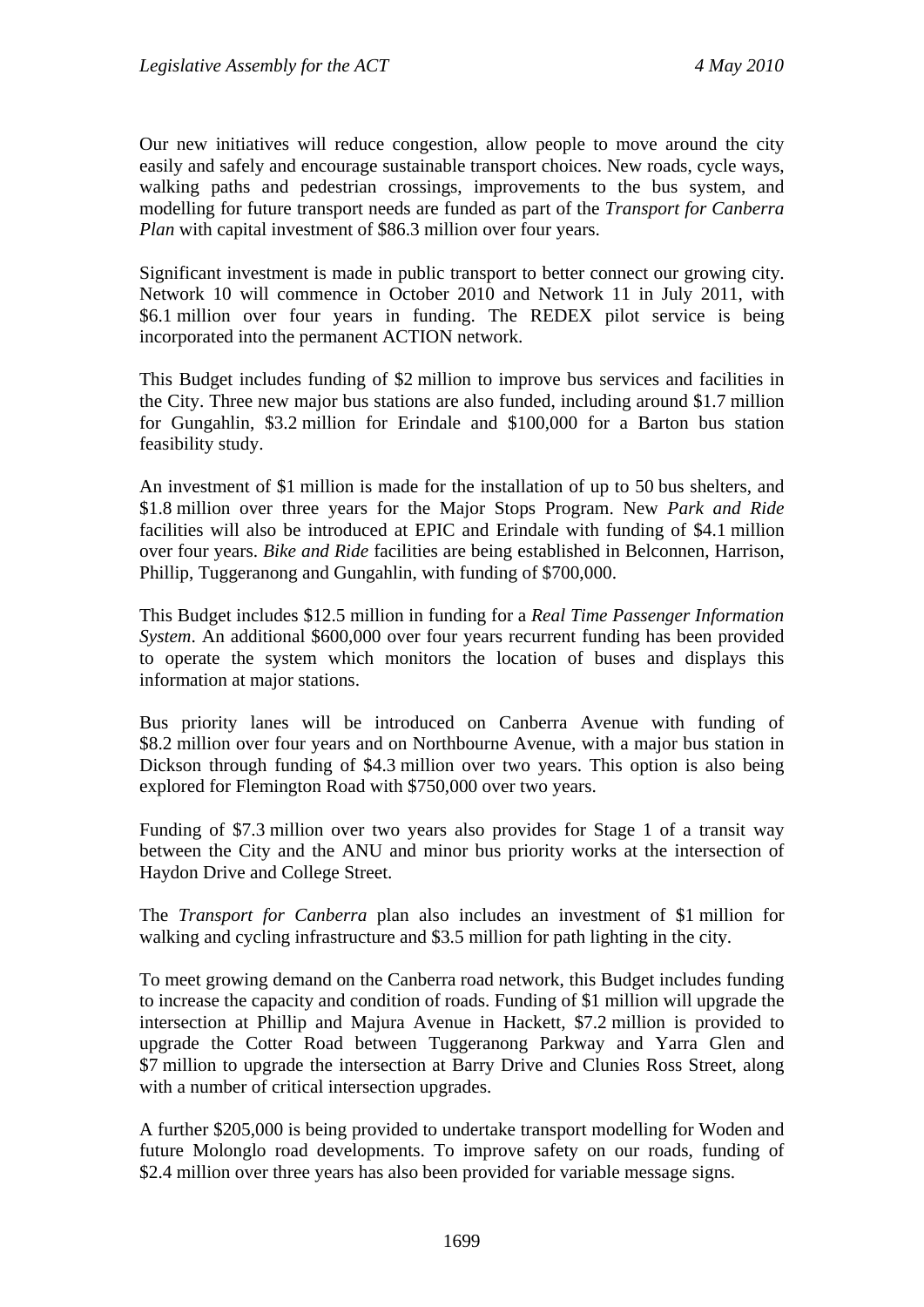Our new initiatives will reduce congestion, allow people to move around the city easily and safely and encourage sustainable transport choices. New roads, cycle ways, walking paths and pedestrian crossings, improvements to the bus system, and modelling for future transport needs are funded as part of the *Transport for Canberra Plan* with capital investment of $86.3 million over four years.

Significant investment is made in public transport to better connect our growing city. Network 10 will commence in October 2010 and Network 11 in July 2011, with $6.1 million over four years in funding. The REDEX pilot service is being incorporated into the permanent ACTION network.

This Budget includes funding of $2 million to improve bus services and facilities in the City. Three new major bus stations are also funded, including around $1.7 million for Gungahlin, $3.2 million for Erindale and $100,000 for a Barton bus station feasibility study.

An investment of $1 million is made for the installation of up to 50 bus shelters, and $1.8 million over three years for the Major Stops Program. New *Park and Ride* facilities will also be introduced at EPIC and Erindale with funding of $4.1 million over four years. *Bike and Ride* facilities are being established in Belconnen, Harrison, Phillip, Tuggeranong and Gungahlin, with funding of $700,000.

This Budget includes $12.5 million in funding for a *Real Time Passenger Information System*. An additional $600,000 over four years recurrent funding has been provided to operate the system which monitors the location of buses and displays this information at major stations.

Bus priority lanes will be introduced on Canberra Avenue with funding of $8.2 million over four years and on Northbourne Avenue, with a major bus station in Dickson through funding of $4.3 million over two years. This option is also being explored for Flemington Road with $750,000 over two years.

Funding of $7.3 million over two years also provides for Stage 1 of a transit way between the City and the ANU and minor bus priority works at the intersection of Haydon Drive and College Street.

The *Transport for Canberra* plan also includes an investment of $1 million for walking and cycling infrastructure and $3.5 million for path lighting in the city.

To meet growing demand on the Canberra road network, this Budget includes funding to increase the capacity and condition of roads. Funding of $1 million will upgrade the intersection at Phillip and Majura Avenue in Hackett, $7.2 million is provided to upgrade the Cotter Road between Tuggeranong Parkway and Yarra Glen and $7 million to upgrade the intersection at Barry Drive and Clunies Ross Street, along with a number of critical intersection upgrades.

A further $205,000 is being provided to undertake transport modelling for Woden and future Molonglo road developments. To improve safety on our roads, funding of $2.4 million over three years has also been provided for variable message signs.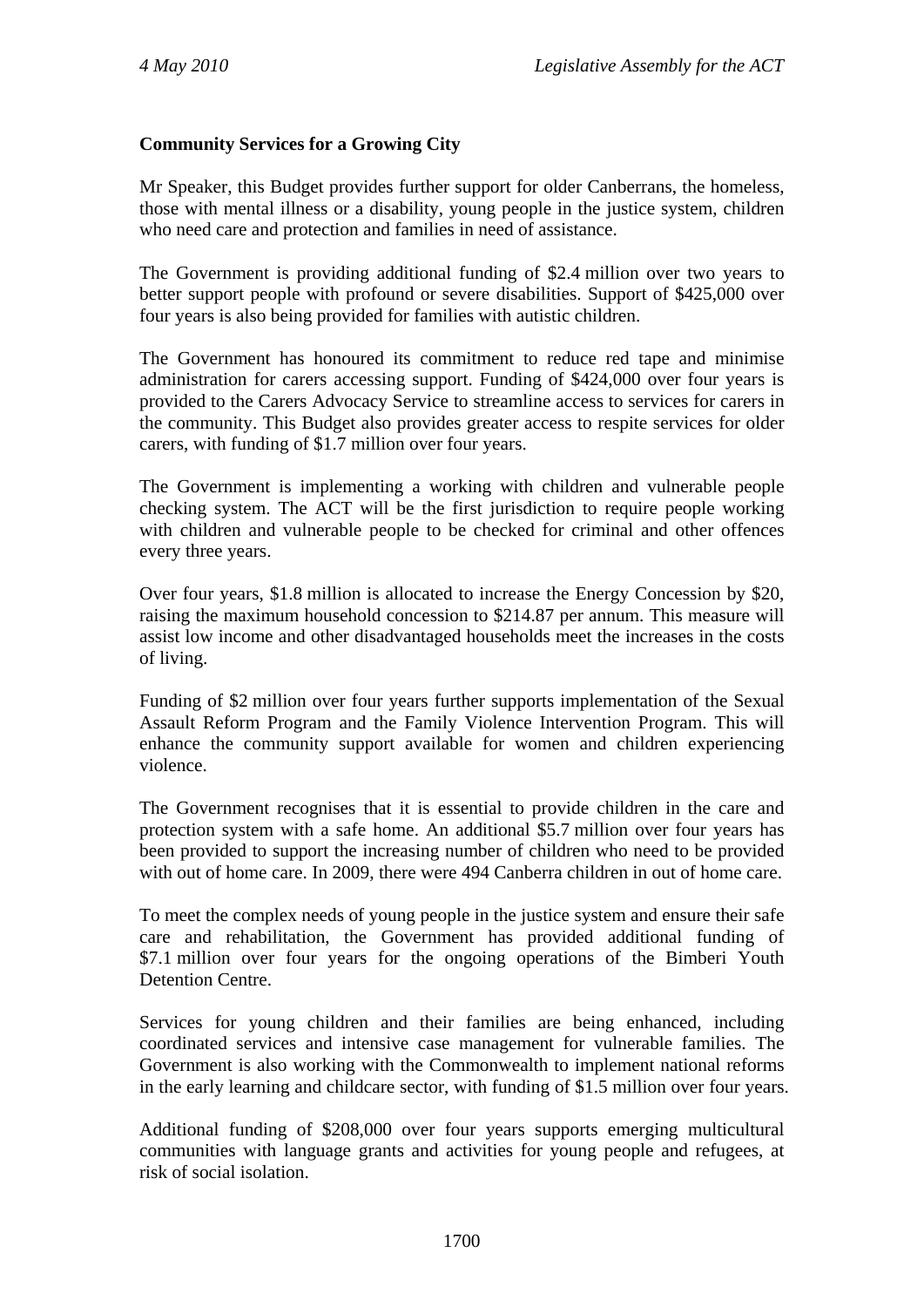**Community Services for a Growing City**

Mr Speaker, this Budget provides further support for older Canberrans, the homeless, those with mental illness or a disability, young people in the justice system, children who need care and protection and families in need of assistance.

The Government is providing additional funding of $2.4 million over two years to better support people with profound or severe disabilities. Support of $425,000 over four years is also being provided for families with autistic children.

The Government has honoured its commitment to reduce red tape and minimise administration for carers accessing support. Funding of $424,000 over four years is provided to the Carers Advocacy Service to streamline access to services for carers in the community. This Budget also provides greater access to respite services for older carers, with funding of $1.7 million over four years.

The Government is implementing a working with children and vulnerable people checking system. The ACT will be the first jurisdiction to require people working with children and vulnerable people to be checked for criminal and other offences every three years.

Over four years, $1.8 million is allocated to increase the Energy Concession by $20, raising the maximum household concession to $214.87 per annum. This measure will assist low income and other disadvantaged households meet the increases in the costs of living.

Funding of $2 million over four years further supports implementation of the Sexual Assault Reform Program and the Family Violence Intervention Program. This will enhance the community support available for women and children experiencing violence.

The Government recognises that it is essential to provide children in the care and protection system with a safe home. An additional $5.7 million over four years has been provided to support the increasing number of children who need to be provided with out of home care. In 2009, there were 494 Canberra children in out of home care.

To meet the complex needs of young people in the justice system and ensure their safe care and rehabilitation, the Government has provided additional funding of $7.1 million over four years for the ongoing operations of the Bimberi Youth Detention Centre.

Services for young children and their families are being enhanced, including coordinated services and intensive case management for vulnerable families. The Government is also working with the Commonwealth to implement national reforms in the early learning and childcare sector, with funding of $1.5 million over four years.

Additional funding of $208,000 over four years supports emerging multicultural communities with language grants and activities for young people and refugees, at risk of social isolation.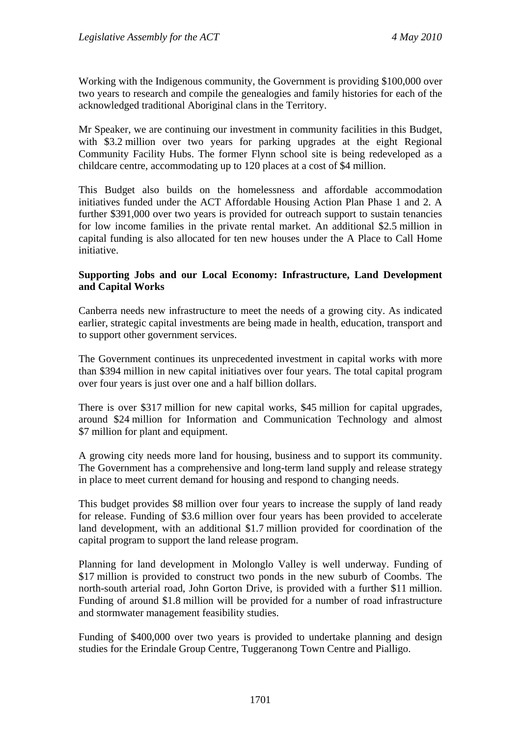Working with the Indigenous community, the Government is providing $100,000 over two years to research and compile the genealogies and family histories for each of the acknowledged traditional Aboriginal clans in the Territory.

Mr Speaker, we are continuing our investment in community facilities in this Budget, with $3.2 million over two years for parking upgrades at the eight Regional Community Facility Hubs. The former Flynn school site is being redeveloped as a childcare centre, accommodating up to 120 places at a cost of $4 million.

This Budget also builds on the homelessness and affordable accommodation initiatives funded under the ACT Affordable Housing Action Plan Phase 1 and 2. A further $391,000 over two years is provided for outreach support to sustain tenancies for low income families in the private rental market. An additional $2.5 million in capital funding is also allocated for ten new houses under the A Place to Call Home initiative.

**Supporting Jobs and our Local Economy: Infrastructure, Land Development and Capital Works**

Canberra needs new infrastructure to meet the needs of a growing city. As indicated earlier, strategic capital investments are being made in health, education, transport and to support other government services.

The Government continues its unprecedented investment in capital works with more than $394 million in new capital initiatives over four years. The total capital program over four years is just over one and a half billion dollars.

There is over $317 million for new capital works, $45 million for capital upgrades, around $24 million for Information and Communication Technology and almost $7 million for plant and equipment.

A growing city needs more land for housing, business and to support its community. The Government has a comprehensive and long-term land supply and release strategy in place to meet current demand for housing and respond to changing needs.

This budget provides $8 million over four years to increase the supply of land ready for release. Funding of $3.6 million over four years has been provided to accelerate land development, with an additional $1.7 million provided for coordination of the capital program to support the land release program.

Planning for land development in Molonglo Valley is well underway. Funding of $17 million is provided to construct two ponds in the new suburb of Coombs. The north-south arterial road, John Gorton Drive, is provided with a further $11 million. Funding of around $1.8 million will be provided for a number of road infrastructure and stormwater management feasibility studies.

Funding of $400,000 over two years is provided to undertake planning and design studies for the Erindale Group Centre, Tuggeranong Town Centre and Pialligo.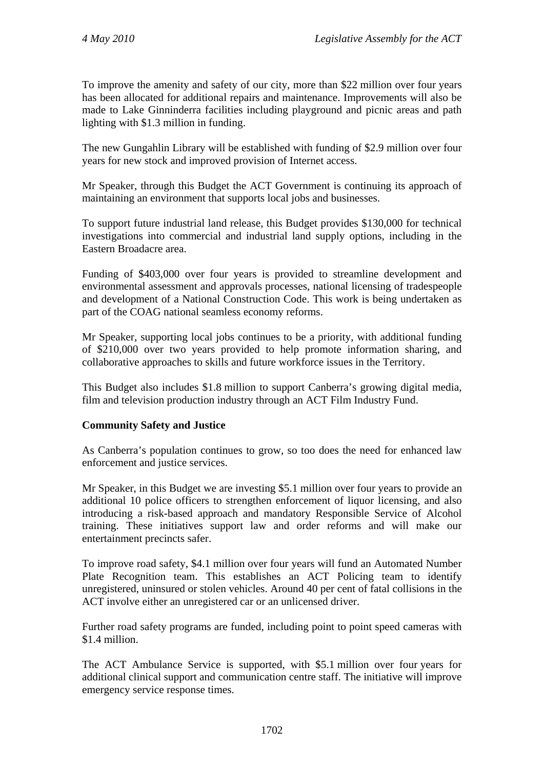To improve the amenity and safety of our city, more than $22 million over four years has been allocated for additional repairs and maintenance. Improvements will also be made to Lake Ginninderra facilities including playground and picnic areas and path lighting with $1.3 million in funding.

The new Gungahlin Library will be established with funding of $2.9 million over four years for new stock and improved provision of Internet access.

Mr Speaker, through this Budget the ACT Government is continuing its approach of maintaining an environment that supports local jobs and businesses.

To support future industrial land release, this Budget provides $130,000 for technical investigations into commercial and industrial land supply options, including in the Eastern Broadacre area.

Funding of $403,000 over four years is provided to streamline development and environmental assessment and approvals processes, national licensing of tradespeople and development of a National Construction Code. This work is being undertaken as part of the COAG national seamless economy reforms.

Mr Speaker, supporting local jobs continues to be a priority, with additional funding of $210,000 over two years provided to help promote information sharing, and collaborative approaches to skills and future workforce issues in the Territory.

This Budget also includes $1.8 million to support Canberra's growing digital media, film and television production industry through an ACT Film Industry Fund.

**Community Safety and Justice**

As Canberra's population continues to grow, so too does the need for enhanced law enforcement and justice services.

Mr Speaker, in this Budget we are investing $5.1 million over four years to provide an additional 10 police officers to strengthen enforcement of liquor licensing, and also introducing a risk-based approach and mandatory Responsible Service of Alcohol training. These initiatives support law and order reforms and will make our entertainment precincts safer.

To improve road safety, $4.1 million over four years will fund an Automated Number Plate Recognition team. This establishes an ACT Policing team to identify unregistered, uninsured or stolen vehicles. Around 40 per cent of fatal collisions in the ACT involve either an unregistered car or an unlicensed driver.

Further road safety programs are funded, including point to point speed cameras with $1.4 million.

The ACT Ambulance Service is supported, with $5.1 million over four years for additional clinical support and communication centre staff. The initiative will improve emergency service response times.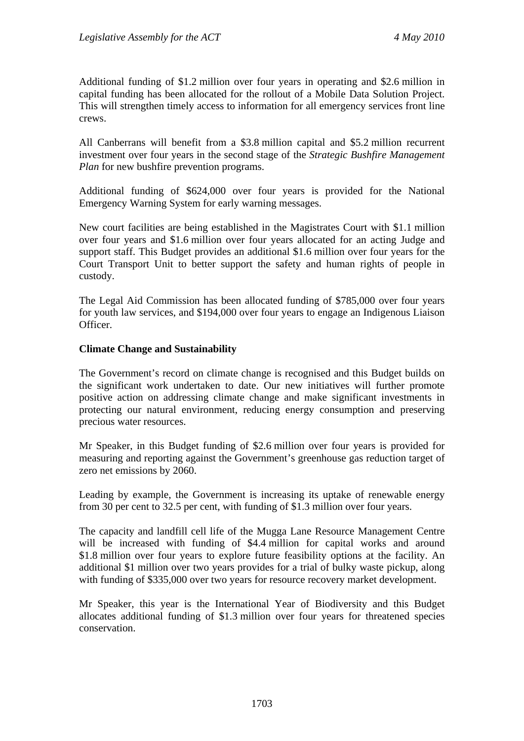Additional funding of $1.2 million over four years in operating and $2.6 million in capital funding has been allocated for the rollout of a Mobile Data Solution Project. This will strengthen timely access to information for all emergency services front line crews.

All Canberrans will benefit from a $3.8 million capital and $5.2 million recurrent investment over four years in the second stage of the *Strategic Bushfire Management Plan* for new bushfire prevention programs.

Additional funding of $624,000 over four years is provided for the National Emergency Warning System for early warning messages.

New court facilities are being established in the Magistrates Court with $1.1 million over four years and $1.6 million over four years allocated for an acting Judge and support staff. This Budget provides an additional $1.6 million over four years for the Court Transport Unit to better support the safety and human rights of people in custody.

The Legal Aid Commission has been allocated funding of $785,000 over four years for youth law services, and $194,000 over four years to engage an Indigenous Liaison Officer.

**Climate Change and Sustainability**

The Government's record on climate change is recognised and this Budget builds on the significant work undertaken to date. Our new initiatives will further promote positive action on addressing climate change and make significant investments in protecting our natural environment, reducing energy consumption and preserving precious water resources.

Mr Speaker, in this Budget funding of $2.6 million over four years is provided for measuring and reporting against the Government's greenhouse gas reduction target of zero net emissions by 2060.

Leading by example, the Government is increasing its uptake of renewable energy from 30 per cent to 32.5 per cent, with funding of $1.3 million over four years.

The capacity and landfill cell life of the Mugga Lane Resource Management Centre will be increased with funding of $4.4 million for capital works and around $1.8 million over four years to explore future feasibility options at the facility. An additional $1 million over two years provides for a trial of bulky waste pickup, along with funding of $335,000 over two years for resource recovery market development.

Mr Speaker, this year is the International Year of Biodiversity and this Budget allocates additional funding of $1.3 million over four years for threatened species conservation.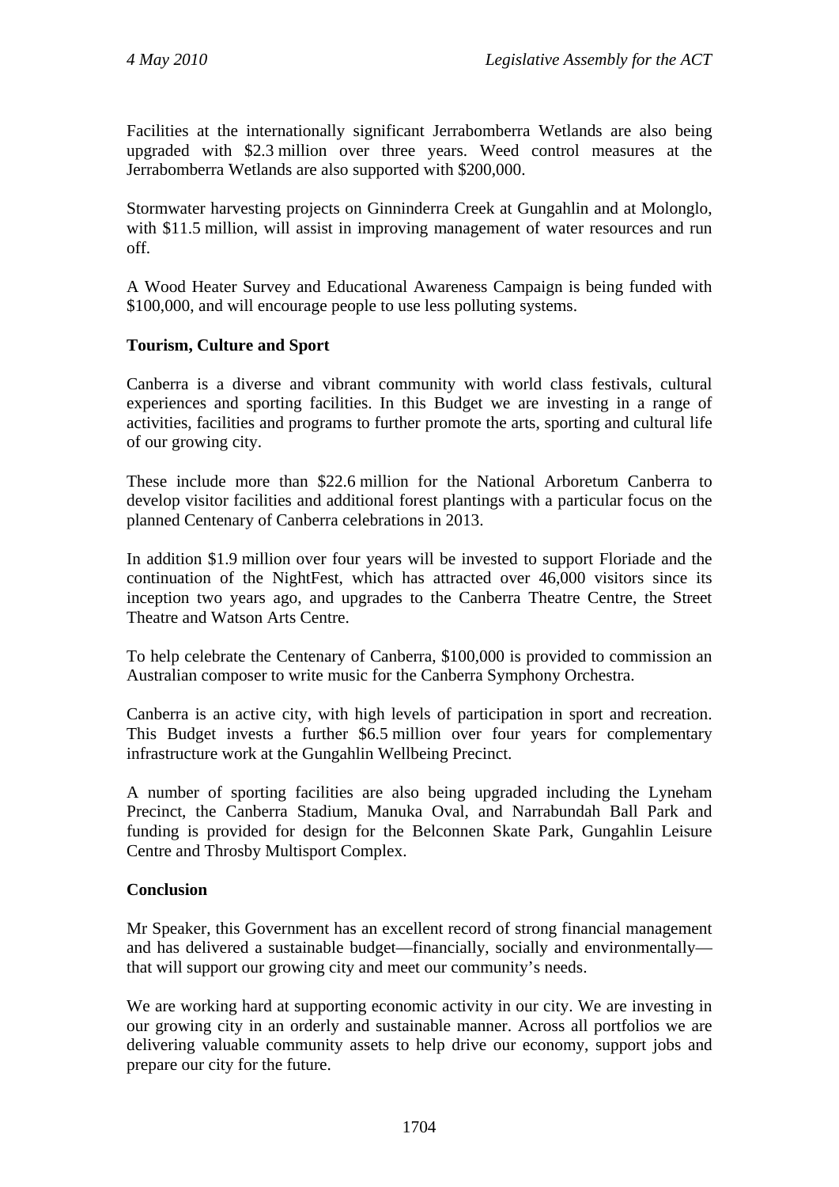Facilities at the internationally significant Jerrabomberra Wetlands are also being upgraded with $2.3 million over three years. Weed control measures at the Jerrabomberra Wetlands are also supported with $200,000.

Stormwater harvesting projects on Ginninderra Creek at Gungahlin and at Molonglo, with $11.5 million, will assist in improving management of water resources and run off.

A Wood Heater Survey and Educational Awareness Campaign is being funded with $100,000, and will encourage people to use less polluting systems.

**Tourism, Culture and Sport**

Canberra is a diverse and vibrant community with world class festivals, cultural experiences and sporting facilities. In this Budget we are investing in a range of activities, facilities and programs to further promote the arts, sporting and cultural life of our growing city.

These include more than $22.6 million for the National Arboretum Canberra to develop visitor facilities and additional forest plantings with a particular focus on the planned Centenary of Canberra celebrations in 2013.

In addition $1.9 million over four years will be invested to support Floriade and the continuation of the NightFest, which has attracted over 46,000 visitors since its inception two years ago, and upgrades to the Canberra Theatre Centre, the Street Theatre and Watson Arts Centre.

To help celebrate the Centenary of Canberra, $100,000 is provided to commission an Australian composer to write music for the Canberra Symphony Orchestra.

Canberra is an active city, with high levels of participation in sport and recreation. This Budget invests a further $6.5 million over four years for complementary infrastructure work at the Gungahlin Wellbeing Precinct.

A number of sporting facilities are also being upgraded including the Lyneham Precinct, the Canberra Stadium, Manuka Oval, and Narrabundah Ball Park and funding is provided for design for the Belconnen Skate Park, Gungahlin Leisure Centre and Throsby Multisport Complex.

**Conclusion**

Mr Speaker, this Government has an excellent record of strong financial management and has delivered a sustainable budget—financially, socially and environmentally—that will support our growing city and meet our community's needs.

We are working hard at supporting economic activity in our city. We are investing in our growing city in an orderly and sustainable manner. Across all portfolios we are delivering valuable community assets to help drive our economy, support jobs and prepare our city for the future.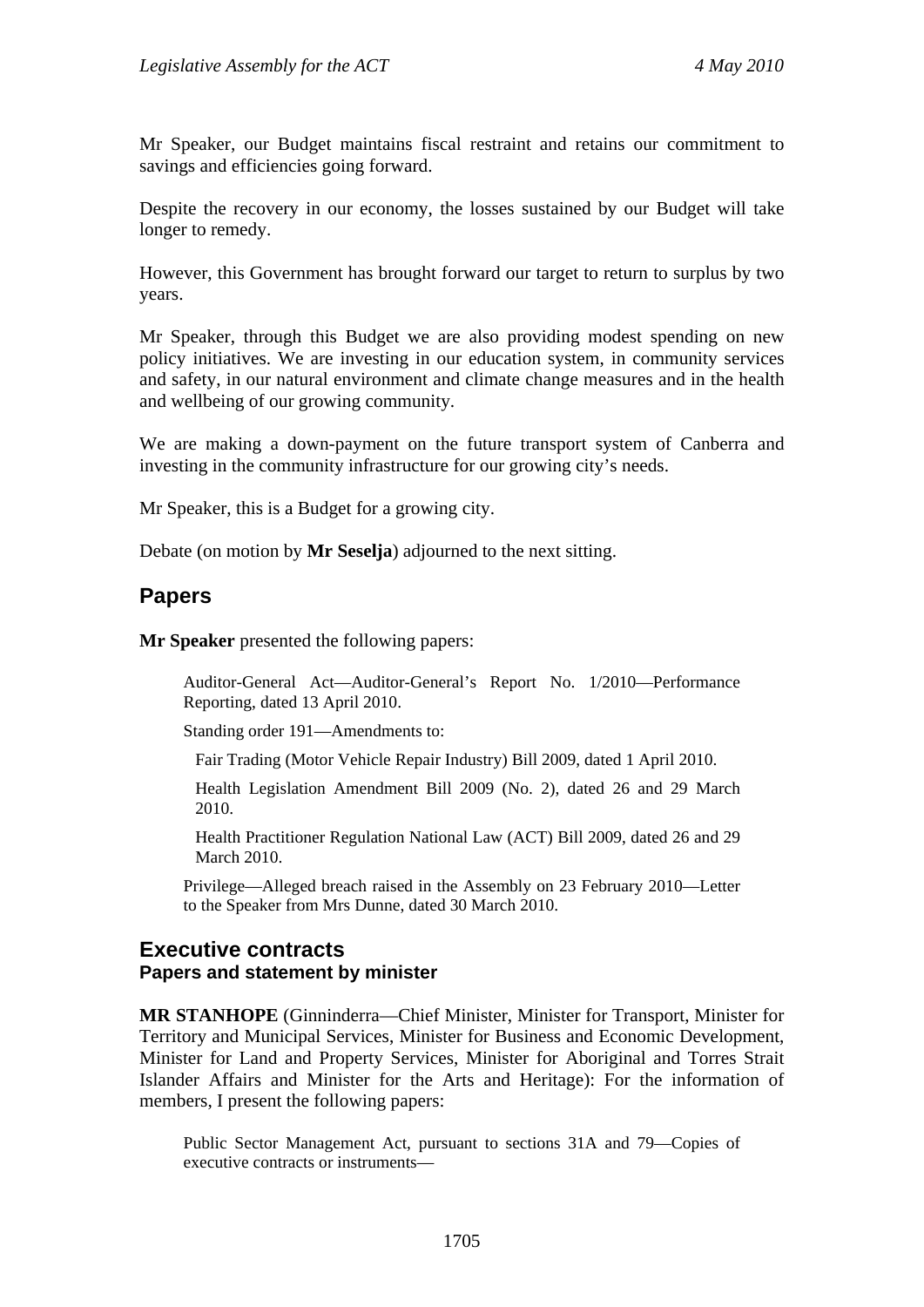Mr Speaker, our Budget maintains fiscal restraint and retains our commitment to savings and efficiencies going forward.

Despite the recovery in our economy, the losses sustained by our Budget will take longer to remedy.

However, this Government has brought forward our target to return to surplus by two years.

Mr Speaker, through this Budget we are also providing modest spending on new policy initiatives. We are investing in our education system, in community services and safety, in our natural environment and climate change measures and in the health and wellbeing of our growing community.

We are making a down-payment on the future transport system of Canberra and investing in the community infrastructure for our growing city's needs.

Mr Speaker, this is a Budget for a growing city.

Debate (on motion by **Mr Seselja**) adjourned to the next sitting.

## Papers

**Mr Speaker** presented the following papers:

> Auditor-General Act—Auditor-General's Report No. 1/2010—Performance Reporting, dated 13 April 2010.
>
> Standing order 191—Amendments to:
>
> Fair Trading (Motor Vehicle Repair Industry) Bill 2009, dated 1 April 2010.
>
> Health Legislation Amendment Bill 2009 (No. 2), dated 26 and 29 March 2010.
>
> Health Practitioner Regulation National Law (ACT) Bill 2009, dated 26 and 29 March 2010.
>
> Privilege—Alleged breach raised in the Assembly on 23 February 2010—Letter to the Speaker from Mrs Dunne, dated 30 March 2010.

## Executive contracts
### Papers and statement by minister

**MR STANHOPE** (Ginninderra—Chief Minister, Minister for Transport, Minister for Territory and Municipal Services, Minister for Business and Economic Development, Minister for Land and Property Services, Minister for Aboriginal and Torres Strait Islander Affairs and Minister for the Arts and Heritage): For the information of members, I present the following papers:

> Public Sector Management Act, pursuant to sections 31A and 79—Copies of executive contracts or instruments—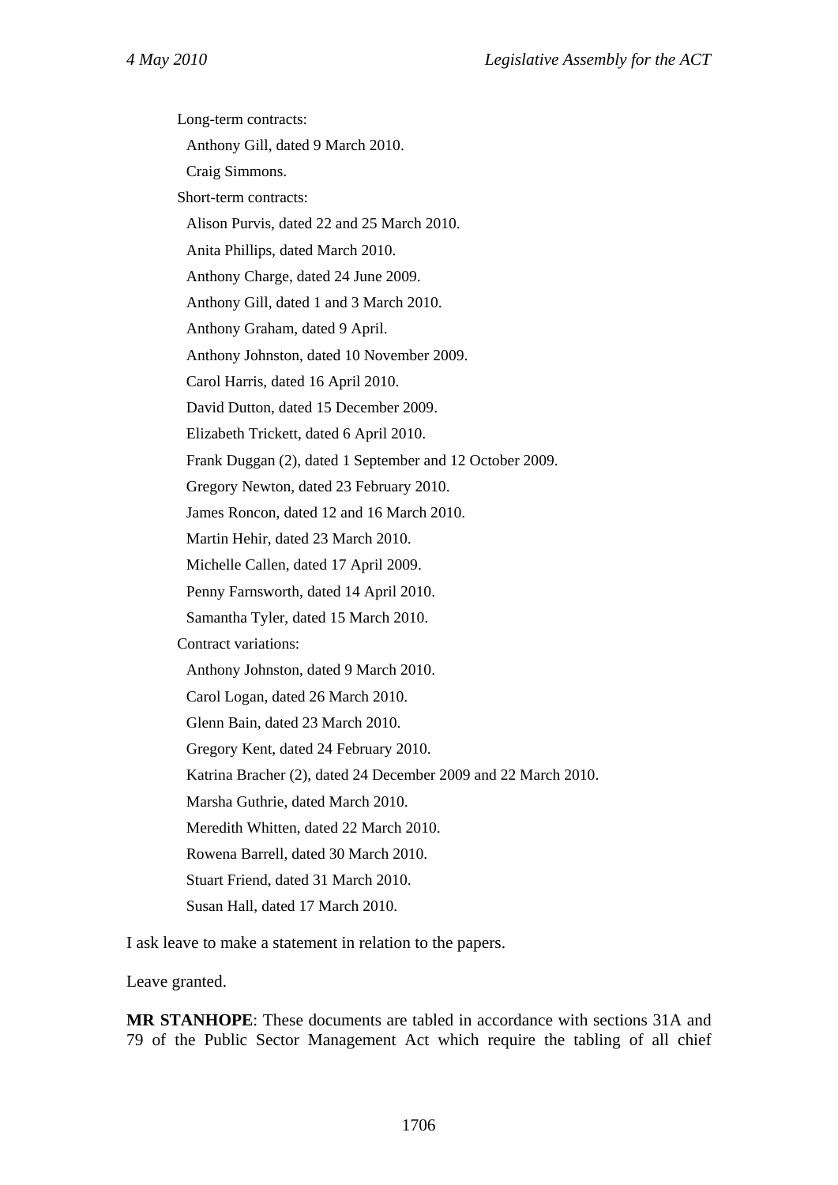Long-term contracts:

Anthony Gill, dated 9 March 2010.

Craig Simmons.

Short-term contracts:

Alison Purvis, dated 22 and 25 March 2010.

Anita Phillips, dated March 2010.

Anthony Charge, dated 24 June 2009.

Anthony Gill, dated 1 and 3 March 2010.

Anthony Graham, dated 9 April.

Anthony Johnston, dated 10 November 2009.

Carol Harris, dated 16 April 2010.

David Dutton, dated 15 December 2009.

Elizabeth Trickett, dated 6 April 2010.

Frank Duggan (2), dated 1 September and 12 October 2009.

Gregory Newton, dated 23 February 2010.

James Roncon, dated 12 and 16 March 2010.

Martin Hehir, dated 23 March 2010.

Michelle Callen, dated 17 April 2009.

Penny Farnsworth, dated 14 April 2010.

Samantha Tyler, dated 15 March 2010.

Contract variations:

Anthony Johnston, dated 9 March 2010.

Carol Logan, dated 26 March 2010.

Glenn Bain, dated 23 March 2010.

Gregory Kent, dated 24 February 2010.

Katrina Bracher (2), dated 24 December 2009 and 22 March 2010.

Marsha Guthrie, dated March 2010.

Meredith Whitten, dated 22 March 2010.

Rowena Barrell, dated 30 March 2010.

Stuart Friend, dated 31 March 2010.

Susan Hall, dated 17 March 2010.

I ask leave to make a statement in relation to the papers.

Leave granted.

**MR STANHOPE**: These documents are tabled in accordance with sections 31A and 79 of the Public Sector Management Act which require the tabling of all chief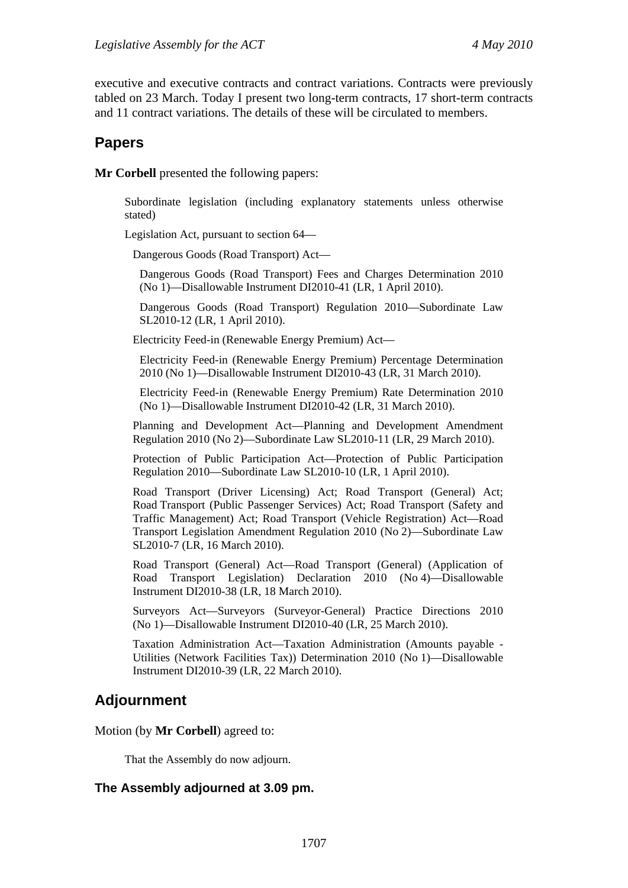executive and executive contracts and contract variations. Contracts were previously tabled on 23 March. Today I present two long-term contracts, 17 short-term contracts and 11 contract variations. The details of these will be circulated to members.

## Papers

**Mr Corbell** presented the following papers:

Subordinate legislation (including explanatory statements unless otherwise stated)

Legislation Act, pursuant to section 64—

Dangerous Goods (Road Transport) Act—

Dangerous Goods (Road Transport) Fees and Charges Determination 2010 (No 1)—Disallowable Instrument DI2010-41 (LR, 1 April 2010).

Dangerous Goods (Road Transport) Regulation 2010—Subordinate Law SL2010-12 (LR, 1 April 2010).

Electricity Feed-in (Renewable Energy Premium) Act—

Electricity Feed-in (Renewable Energy Premium) Percentage Determination 2010 (No 1)—Disallowable Instrument DI2010-43 (LR, 31 March 2010).

Electricity Feed-in (Renewable Energy Premium) Rate Determination 2010 (No 1)—Disallowable Instrument DI2010-42 (LR, 31 March 2010).

Planning and Development Act—Planning and Development Amendment Regulation 2010 (No 2)—Subordinate Law SL2010-11 (LR, 29 March 2010).

Protection of Public Participation Act—Protection of Public Participation Regulation 2010—Subordinate Law SL2010-10 (LR, 1 April 2010).

Road Transport (Driver Licensing) Act; Road Transport (General) Act; Road Transport (Public Passenger Services) Act; Road Transport (Safety and Traffic Management) Act; Road Transport (Vehicle Registration) Act—Road Transport Legislation Amendment Regulation 2010 (No 2)—Subordinate Law SL2010-7 (LR, 16 March 2010).

Road Transport (General) Act—Road Transport (General) (Application of Road Transport Legislation) Declaration 2010 (No 4)—Disallowable Instrument DI2010-38 (LR, 18 March 2010).

Surveyors Act—Surveyors (Surveyor-General) Practice Directions 2010 (No 1)—Disallowable Instrument DI2010-40 (LR, 25 March 2010).

Taxation Administration Act—Taxation Administration (Amounts payable - Utilities (Network Facilities Tax)) Determination 2010 (No 1)—Disallowable Instrument DI2010-39 (LR, 22 March 2010).

## Adjournment

Motion (by **Mr Corbell**) agreed to:

That the Assembly do now adjourn.

### The Assembly adjourned at 3.09 pm.